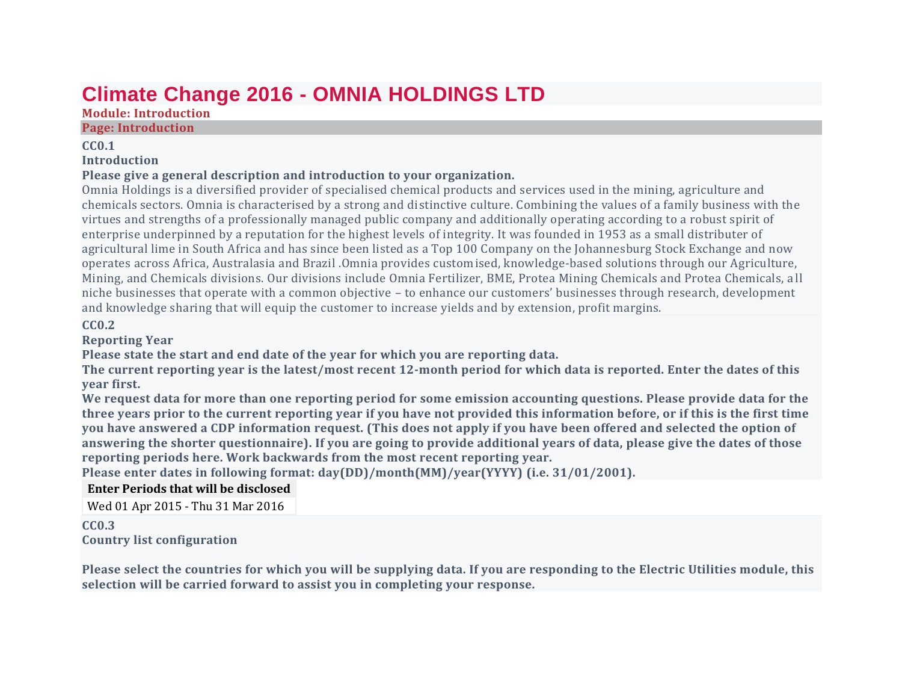# Climate Change 2016 - OMNIA HOLDINGS LTD

### Module: Introduction

#### Page: Introduction

**CC0.1**

**Introduction**

**Please give a general description and introduction to your organization.**

Omnia Holdings is a diversified provider of specialised chemical products and services used in the mining, agriculture and chemicals sectors. Omnia is characterised by a strong and distinctive culture. Combining the values of a family business with the virtues and strengths of a professionally managed public company and additionally operating according to a robust spirit of enterprise underpinned by a reputation for the highest levels of integrity. It was founded in 1953 as a small distributer of agricultural lime in South Africa and has since been listed as a Top 100 Company on the Johannesburg Stock Exchange and now operates across Africa, Australasia and Brazil .Omnia provides customised, knowledge-based solutions through our Agriculture, Mining, and Chemicals divisions. Our divisions include Omnia Fertilizer, BME, Protea Mining Chemicals and Protea Chemicals, all niche businesses that operate with a common objective – to enhance our customers' businesses through research, development and knowledge sharing that will equip the customer to increase yields and by extension, profit margins.

**CC0.2**

**Reporting Year**

**Please state the start and end date of the year for which you are reporting data.**

**The current reporting year is the latest/most recent 12-month period for which data is reported. Enter the dates of this year first.**

**We request data for more than one reporting period for some emission accounting questions. Please provide data for the three years prior to the current reporting year if you have not provided this information before, or if this is the first time you have answered a CDP information request. (This does not apply if you have been offered and selected the option of answering the shorter questionnaire). If you are going to provide additional years of data, please give the dates of those reporting periods here. Work backwards from the most recent reporting year.**

**Please enter dates in following format: day(DD)/month(MM)/year(YYYY) (i.e. 31/01/2001).**

| Enter Periods that will be disclosed |
|---|
| Wed 01 Apr 2015 - Thu 31 Mar 2016 |

**CC0.3**

**Country list configuration**

**Please select the countries for which you will be supplying data. If you are responding to the Electric Utilities module, this selection will be carried forward to assist you in completing your response.**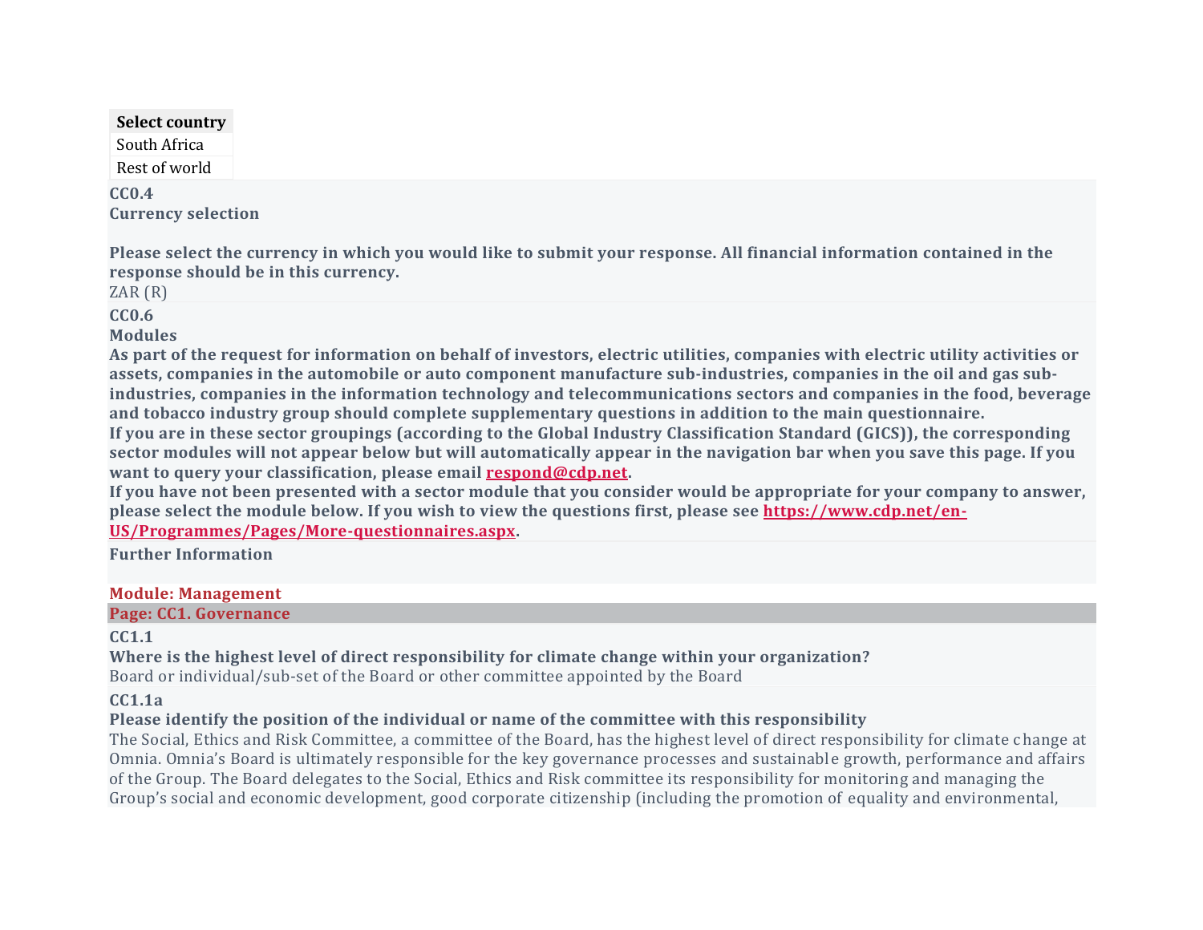| Select country |
|---|
| South Africa |
| Rest of world |

**CC0.4**

**Currency selection**

**Please select the currency in which you would like to submit your response. All financial information contained in the response should be in this currency.**

ZAR (R)

**CC0.6**

**Modules**

**As part of the request for information on behalf of investors, electric utilities, companies with electric utility activities or assets, companies in the automobile or auto component manufacture sub-industries, companies in the oil and gas sub-industries, companies in the information technology and telecommunications sectors and companies in the food, beverage and tobacco industry group should complete supplementary questions in addition to the main questionnaire.**

**If you are in these sector groupings (according to the Global Industry Classification Standard (GICS)), the corresponding sector modules will not appear below but will automatically appear in the navigation bar when you save this page. If you want to query your classification, please email [respond@cdp.net](mailto:respond@cdp.net).**

**If you have not been presented with a sector module that you consider would be appropriate for your company to answer, please select the module below. If you wish to view the questions first, please see [https://www.cdp.net/en-US/Programmes/Pages/More-questionnaires.aspx](https://www.cdp.net/en-US/Programmes/Pages/More-questionnaires.aspx).**

**Further Information**

## Module: Management

### Page: CC1. Governance

**CC1.1**

**Where is the highest level of direct responsibility for climate change within your organization?**

Board or individual/sub-set of the Board or other committee appointed by the Board

**CC1.1a**

**Please identify the position of the individual or name of the committee with this responsibility**

The Social, Ethics and Risk Committee, a committee of the Board, has the highest level of direct responsibility for climate change at Omnia. Omnia's Board is ultimately responsible for the key governance processes and sustainable growth, performance and affairs of the Group. The Board delegates to the Social, Ethics and Risk committee its responsibility for monitoring and managing the Group's social and economic development, good corporate citizenship (including the promotion of equality and environmental,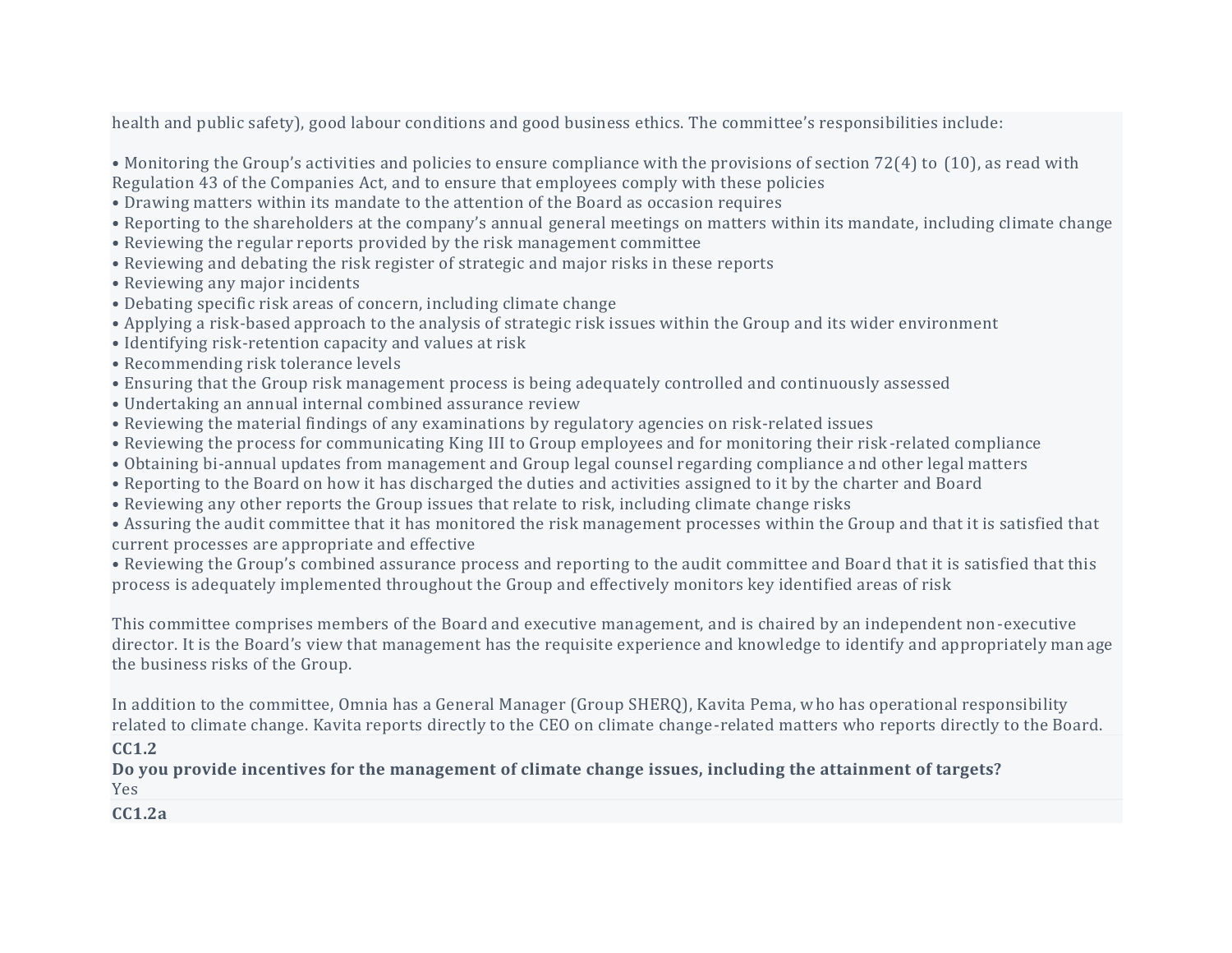health and public safety), good labour conditions and good business ethics. The committee's responsibilities include:

• Monitoring the Group's activities and policies to ensure compliance with the provisions of section 72(4) to (10), as read with Regulation 43 of the Companies Act, and to ensure that employees comply with these policies
• Drawing matters within its mandate to the attention of the Board as occasion requires
• Reporting to the shareholders at the company's annual general meetings on matters within its mandate, including climate change
• Reviewing the regular reports provided by the risk management committee
• Reviewing and debating the risk register of strategic and major risks in these reports
• Reviewing any major incidents
• Debating specific risk areas of concern, including climate change
• Applying a risk-based approach to the analysis of strategic risk issues within the Group and its wider environment
• Identifying risk-retention capacity and values at risk
• Recommending risk tolerance levels
• Ensuring that the Group risk management process is being adequately controlled and continuously assessed
• Undertaking an annual internal combined assurance review
• Reviewing the material findings of any examinations by regulatory agencies on risk-related issues
• Reviewing the process for communicating King III to Group employees and for monitoring their risk-related compliance
• Obtaining bi-annual updates from management and Group legal counsel regarding compliance and other legal matters
• Reporting to the Board on how it has discharged the duties and activities assigned to it by the charter and Board
• Reviewing any other reports the Group issues that relate to risk, including climate change risks
• Assuring the audit committee that it has monitored the risk management processes within the Group and that it is satisfied that current processes are appropriate and effective
• Reviewing the Group's combined assurance process and reporting to the audit committee and Board that it is satisfied that this process is adequately implemented throughout the Group and effectively monitors key identified areas of risk

This committee comprises members of the Board and executive management, and is chaired by an independent non-executive director. It is the Board's view that management has the requisite experience and knowledge to identify and appropriately manage the business risks of the Group.

In addition to the committee, Omnia has a General Manager (Group SHERQ), Kavita Pema, who has operational responsibility related to climate change. Kavita reports directly to the CEO on climate change-related matters who reports directly to the Board.

**CC1.2**

**Do you provide incentives for the management of climate change issues, including the attainment of targets?**

Yes

**CC1.2a**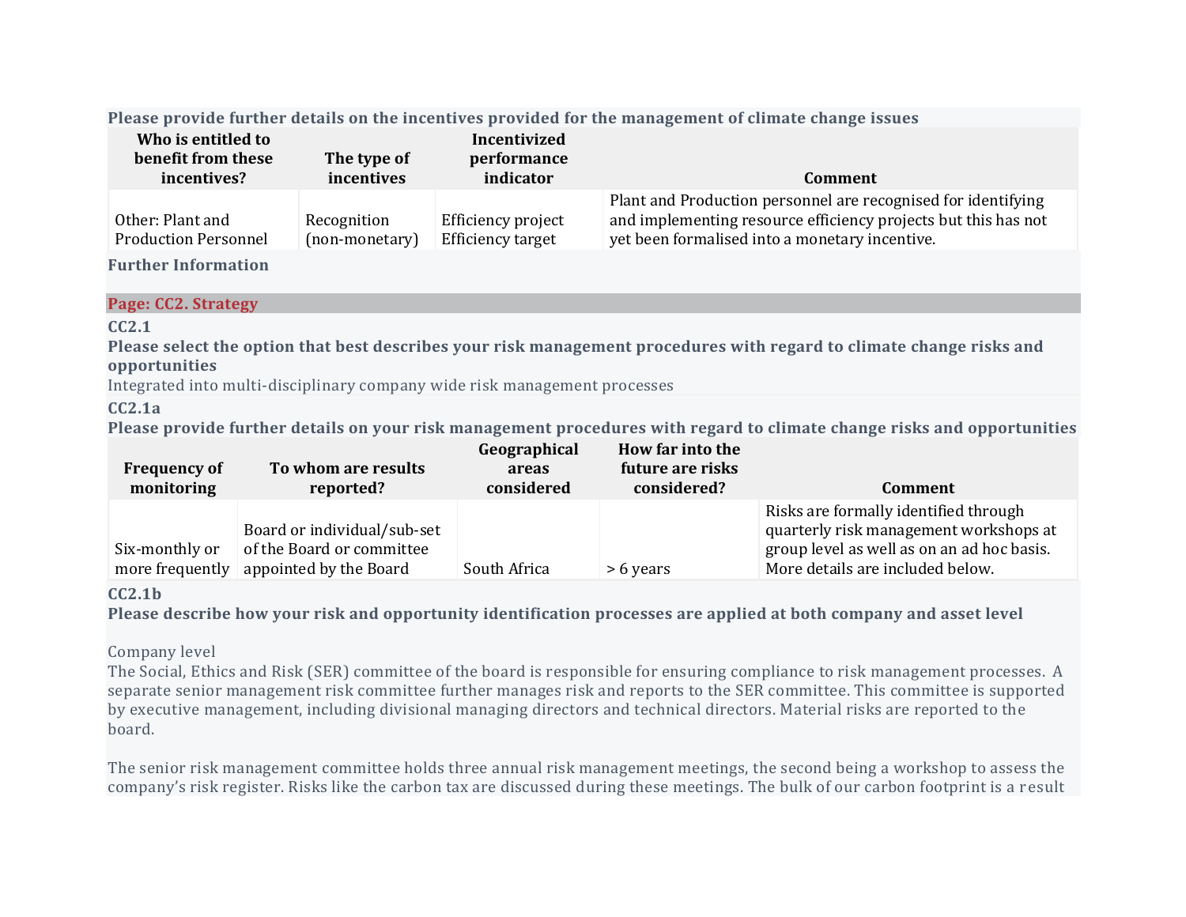**Please provide further details on the incentives provided for the management of climate change issues**

| Who is entitled to benefit from these incentives? | The type of incentives | Incentivized performance indicator | Comment |
|---|---|---|---|
| Other: Plant and Production Personnel | Recognition (non-monetary) | Efficiency project Efficiency target | Plant and Production personnel are recognised for identifying and implementing resource efficiency projects but this has not yet been formalised into a monetary incentive. |

**Further Information**

## Page: CC2. Strategy

### CC2.1

**Please select the option that best describes your risk management procedures with regard to climate change risks and opportunities**

Integrated into multi-disciplinary company wide risk management processes

### CC2.1a

**Please provide further details on your risk management procedures with regard to climate change risks and opportunities**

| Frequency of monitoring | To whom are results reported? | Geographical areas considered | How far into the future are risks considered? | Comment |
|---|---|---|---|---|
| Six-monthly or more frequently | Board or individual/sub-set of the Board or committee appointed by the Board | South Africa | > 6 years | Risks are formally identified through quarterly risk management workshops at group level as well as on an ad hoc basis. More details are included below. |

### CC2.1b

**Please describe how your risk and opportunity identification processes are applied at both company and asset level**

Company level

The Social, Ethics and Risk (SER) committee of the board is responsible for ensuring compliance to risk management processes. A separate senior management risk committee further manages risk and reports to the SER committee. This committee is supported by executive management, including divisional managing directors and technical directors. Material risks are reported to the board.

The senior risk management committee holds three annual risk management meetings, the second being a workshop to assess the company's risk register. Risks like the carbon tax are discussed during these meetings. The bulk of our carbon footprint is a result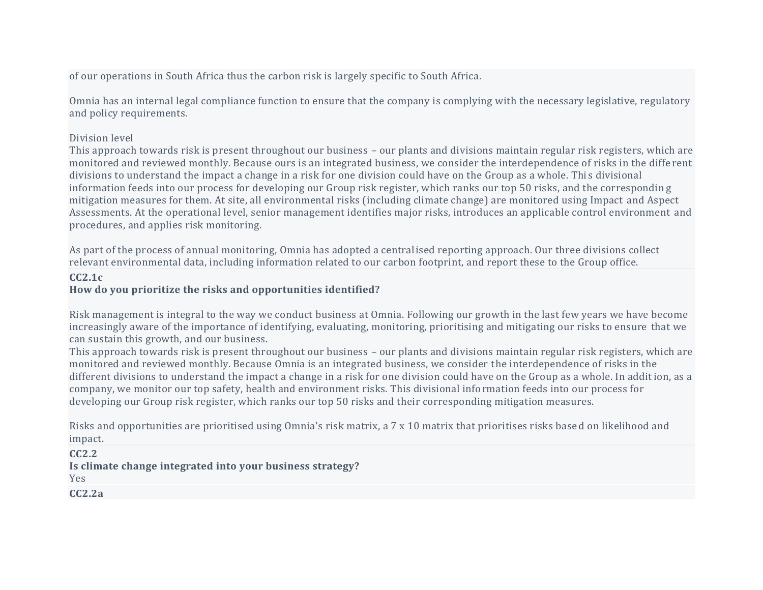of our operations in South Africa thus the carbon risk is largely specific to South Africa.

Omnia has an internal legal compliance function to ensure that the company is complying with the necessary legislative, regulatory and policy requirements.

Division level
This approach towards risk is present throughout our business – our plants and divisions maintain regular risk registers, which are monitored and reviewed monthly. Because ours is an integrated business, we consider the interdependence of risks in the different divisions to understand the impact a change in a risk for one division could have on the Group as a whole. This divisional information feeds into our process for developing our Group risk register, which ranks our top 50 risks, and the corresponding mitigation measures for them. At site, all environmental risks (including climate change) are monitored using Impact and Aspect Assessments. At the operational level, senior management identifies major risks, introduces an applicable control environment and procedures, and applies risk monitoring.

As part of the process of annual monitoring, Omnia has adopted a centralised reporting approach. Our three divisions collect relevant environmental data, including information related to our carbon footprint, and report these to the Group office.

**CC2.1c**
**How do you prioritize the risks and opportunities identified?**

Risk management is integral to the way we conduct business at Omnia. Following our growth in the last few years we have become increasingly aware of the importance of identifying, evaluating, monitoring, prioritising and mitigating our risks to ensure that we can sustain this growth, and our business.
This approach towards risk is present throughout our business – our plants and divisions maintain regular risk registers, which are monitored and reviewed monthly. Because Omnia is an integrated business, we consider the interdependence of risks in the different divisions to understand the impact a change in a risk for one division could have on the Group as a whole. In addition, as a company, we monitor our top safety, health and environment risks. This divisional information feeds into our process for developing our Group risk register, which ranks our top 50 risks and their corresponding mitigation measures.

Risks and opportunities are prioritised using Omnia's risk matrix, a 7 x 10 matrix that prioritises risks based on likelihood and impact.

**CC2.2**
**Is climate change integrated into your business strategy?**
Yes

**CC2.2a**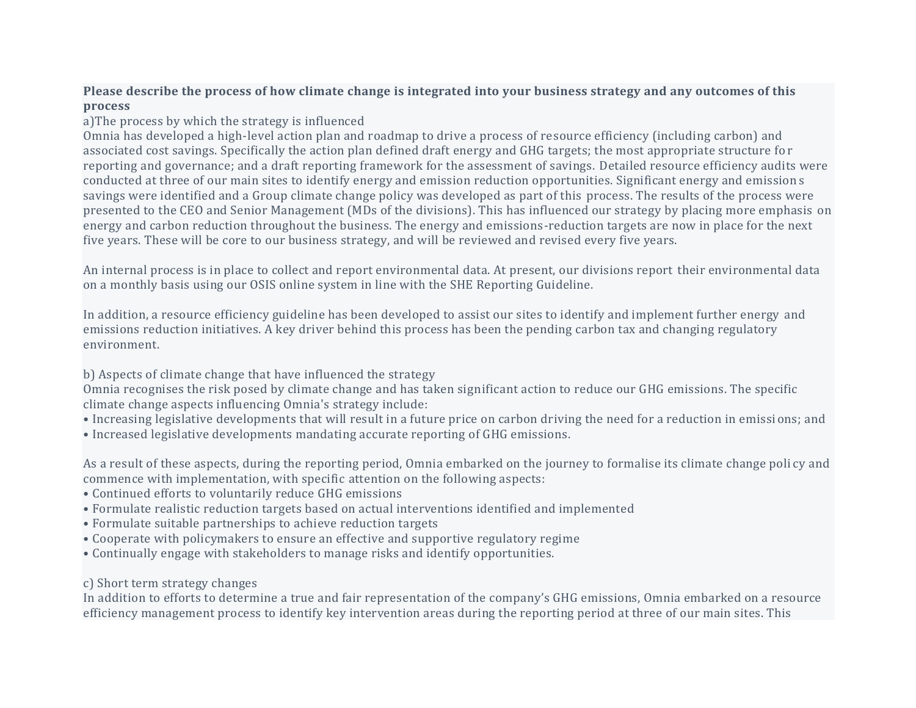**Please describe the process of how climate change is integrated into your business strategy and any outcomes of this process**

a)The process by which the strategy is influenced

Omnia has developed a high-level action plan and roadmap to drive a process of resource efficiency (including carbon) and associated cost savings. Specifically the action plan defined draft energy and GHG targets; the most appropriate structure for reporting and governance; and a draft reporting framework for the assessment of savings. Detailed resource efficiency audits were conducted at three of our main sites to identify energy and emission reduction opportunities. Significant energy and emissions savings were identified and a Group climate change policy was developed as part of this process. The results of the process were presented to the CEO and Senior Management (MDs of the divisions). This has influenced our strategy by placing more emphasis on energy and carbon reduction throughout the business. The energy and emissions-reduction targets are now in place for the next five years. These will be core to our business strategy, and will be reviewed and revised every five years.

An internal process is in place to collect and report environmental data. At present, our divisions report their environmental data on a monthly basis using our OSIS online system in line with the SHE Reporting Guideline.

In addition, a resource efficiency guideline has been developed to assist our sites to identify and implement further energy and emissions reduction initiatives. A key driver behind this process has been the pending carbon tax and changing regulatory environment.

b) Aspects of climate change that have influenced the strategy

Omnia recognises the risk posed by climate change and has taken significant action to reduce our GHG emissions. The specific climate change aspects influencing Omnia's strategy include:

- Increasing legislative developments that will result in a future price on carbon driving the need for a reduction in emissions; and
- Increased legislative developments mandating accurate reporting of GHG emissions.

As a result of these aspects, during the reporting period, Omnia embarked on the journey to formalise its climate change policy and commence with implementation, with specific attention on the following aspects:

- Continued efforts to voluntarily reduce GHG emissions
- Formulate realistic reduction targets based on actual interventions identified and implemented
- Formulate suitable partnerships to achieve reduction targets
- Cooperate with policymakers to ensure an effective and supportive regulatory regime
- Continually engage with stakeholders to manage risks and identify opportunities.

c) Short term strategy changes

In addition to efforts to determine a true and fair representation of the company's GHG emissions, Omnia embarked on a resource efficiency management process to identify key intervention areas during the reporting period at three of our main sites. This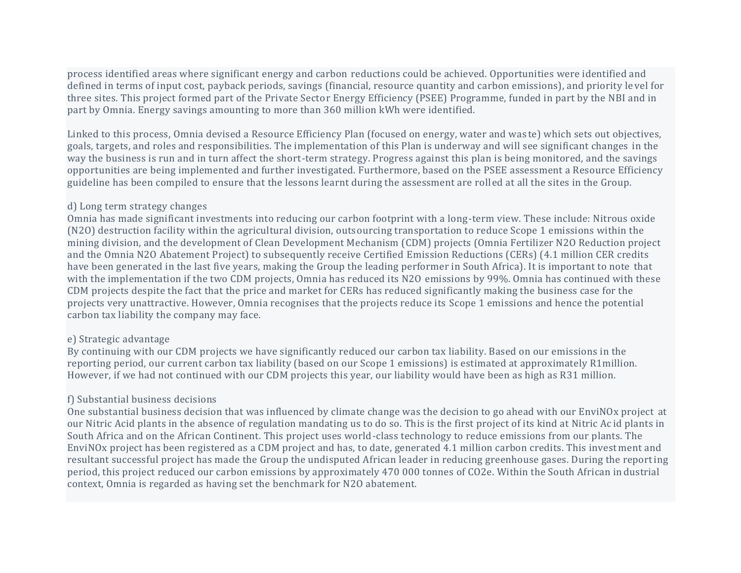process identified areas where significant energy and carbon reductions could be achieved. Opportunities were identified and defined in terms of input cost, payback periods, savings (financial, resource quantity and carbon emissions), and priority level for three sites. This project formed part of the Private Sector Energy Efficiency (PSEE) Programme, funded in part by the NBI and in part by Omnia. Energy savings amounting to more than 360 million kWh were identified.

Linked to this process, Omnia devised a Resource Efficiency Plan (focused on energy, water and waste) which sets out objectives, goals, targets, and roles and responsibilities. The implementation of this Plan is underway and will see significant changes in the way the business is run and in turn affect the short-term strategy. Progress against this plan is being monitored, and the savings opportunities are being implemented and further investigated. Furthermore, based on the PSEE assessment a Resource Efficiency guideline has been compiled to ensure that the lessons learnt during the assessment are rolled at all the sites in the Group.

d) Long term strategy changes

Omnia has made significant investments into reducing our carbon footprint with a long-term view. These include: Nitrous oxide ($N_2O$) destruction facility within the agricultural division, outsourcing transportation to reduce Scope 1 emissions within the mining division, and the development of Clean Development Mechanism (CDM) projects (Omnia Fertilizer $N_2O$ Reduction project and the Omnia $N_2O$ Abatement Project) to subsequently receive Certified Emission Reductions (CERs) (4.1 million CER credits have been generated in the last five years, making the Group the leading performer in South Africa). It is important to note that with the implementation if the two CDM projects, Omnia has reduced its $N_2O$ emissions by 99%. Omnia has continued with these CDM projects despite the fact that the price and market for CERs has reduced significantly making the business case for the projects very unattractive. However, Omnia recognises that the projects reduce its Scope 1 emissions and hence the potential carbon tax liability the company may face.

e) Strategic advantage

By continuing with our CDM projects we have significantly reduced our carbon tax liability. Based on our emissions in the reporting period, our current carbon tax liability (based on our Scope 1 emissions) is estimated at approximately R1million. However, if we had not continued with our CDM projects this year, our liability would have been as high as R31 million.

f) Substantial business decisions

One substantial business decision that was influenced by climate change was the decision to go ahead with our EnviNOx project at our Nitric Acid plants in the absence of regulation mandating us to do so. This is the first project of its kind at Nitric Acid plants in South Africa and on the African Continent. This project uses world-class technology to reduce emissions from our plants. The EnviNOx project has been registered as a CDM project and has, to date, generated 4.1 million carbon credits. This investment and resultant successful project has made the Group the undisputed African leader in reducing greenhouse gases. During the reporting period, this project reduced our carbon emissions by approximately 470 000 tonnes of $CO_2e$. Within the South African industrial context, Omnia is regarded as having set the benchmark for $N_2O$ abatement.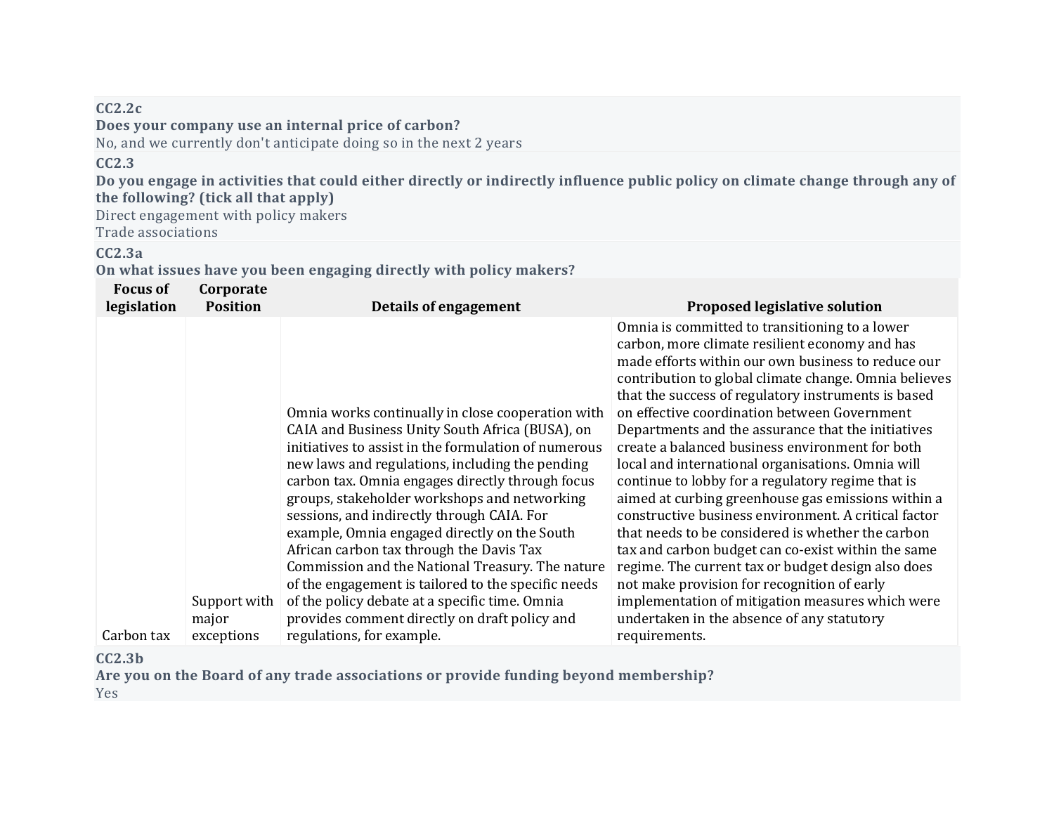**CC2.2c**

**Does your company use an internal price of carbon?**

No, and we currently don't anticipate doing so in the next 2 years

**CC2.3**

**Do you engage in activities that could either directly or indirectly influence public policy on climate change through any of the following? (tick all that apply)**

Direct engagement with policy makers

Trade associations

**CC2.3a**

**On what issues have you been engaging directly with policy makers?**

| Focus of legislation | Corporate Position | Details of engagement | Proposed legislative solution |
|---|---|---|---|
| Carbon tax | Support with major exceptions | Omnia works continually in close cooperation with CAIA and Business Unity South Africa (BUSA), on initiatives to assist in the formulation of numerous new laws and regulations, including the pending carbon tax. Omnia engages directly through focus groups, stakeholder workshops and networking sessions, and indirectly through CAIA. For example, Omnia engaged directly on the South African carbon tax through the Davis Tax Commission and the National Treasury. The nature of the engagement is tailored to the specific needs of the policy debate at a specific time. Omnia provides comment directly on draft policy and regulations, for example. | Omnia is committed to transitioning to a lower carbon, more climate resilient economy and has made efforts within our own business to reduce our contribution to global climate change. Omnia believes that the success of regulatory instruments is based on effective coordination between Government Departments and the assurance that the initiatives create a balanced business environment for both local and international organisations. Omnia will continue to lobby for a regulatory regime that is aimed at curbing greenhouse gas emissions within a constructive business environment. A critical factor that needs to be considered is whether the carbon tax and carbon budget can co-exist within the same regime. The current tax or budget design also does not make provision for recognition of early implementation of mitigation measures which were undertaken in the absence of any statutory requirements. |

**CC2.3b**

**Are you on the Board of any trade associations or provide funding beyond membership?**

Yes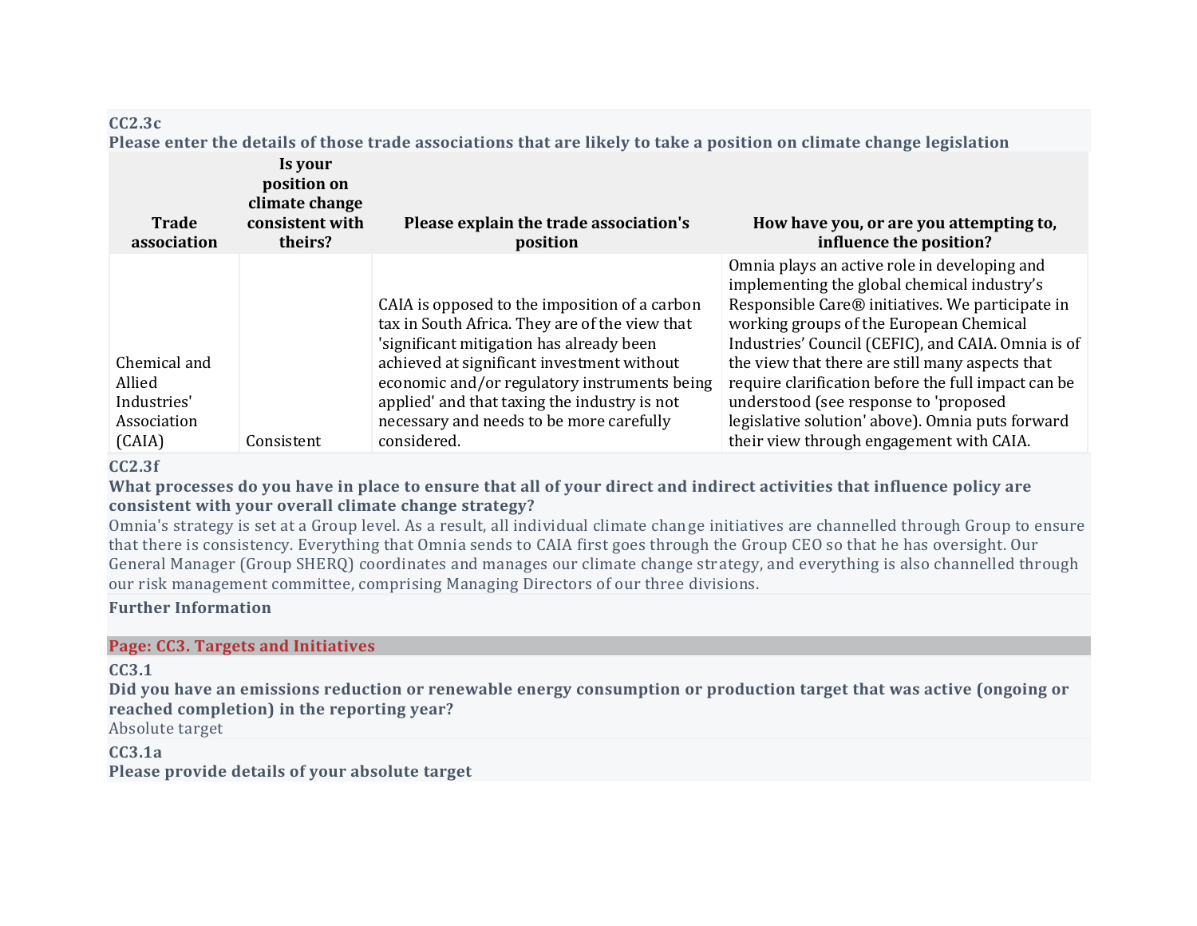### CC2.3c

**Please enter the details of those trade associations that are likely to take a position on climate change legislation**

| Trade association | Is your position on climate change consistent with theirs? | Please explain the trade association's position | How have you, or are you attempting to, influence the position? |
|---|---|---|---|
| Chemical and Allied Industries' Association (CAIA) | Consistent | CAIA is opposed to the imposition of a carbon tax in South Africa. They are of the view that 'significant mitigation has already been achieved at significant investment without economic and/or regulatory instruments being applied' and that taxing the industry is not necessary and needs to be more carefully considered. | Omnia plays an active role in developing and implementing the global chemical industry's Responsible Care® initiatives. We participate in working groups of the European Chemical Industries' Council (CEFIC), and CAIA. Omnia is of the view that there are still many aspects that require clarification before the full impact can be understood (see response to 'proposed legislative solution' above). Omnia puts forward their view through engagement with CAIA. |

### CC2.3f

**What processes do you have in place to ensure that all of your direct and indirect activities that influence policy are consistent with your overall climate change strategy?**

Omnia's strategy is set at a Group level. As a result, all individual climate change initiatives are channelled through Group to ensure that there is consistency. Everything that Omnia sends to CAIA first goes through the Group CEO so that he has oversight. Our General Manager (Group SHERQ) coordinates and manages our climate change strategy, and everything is also channelled through our risk management committee, comprising Managing Directors of our three divisions.

**Further Information**

## Page: CC3. Targets and Initiatives

### CC3.1

**Did you have an emissions reduction or renewable energy consumption or production target that was active (ongoing or reached completion) in the reporting year?**

Absolute target

### CC3.1a

**Please provide details of your absolute target**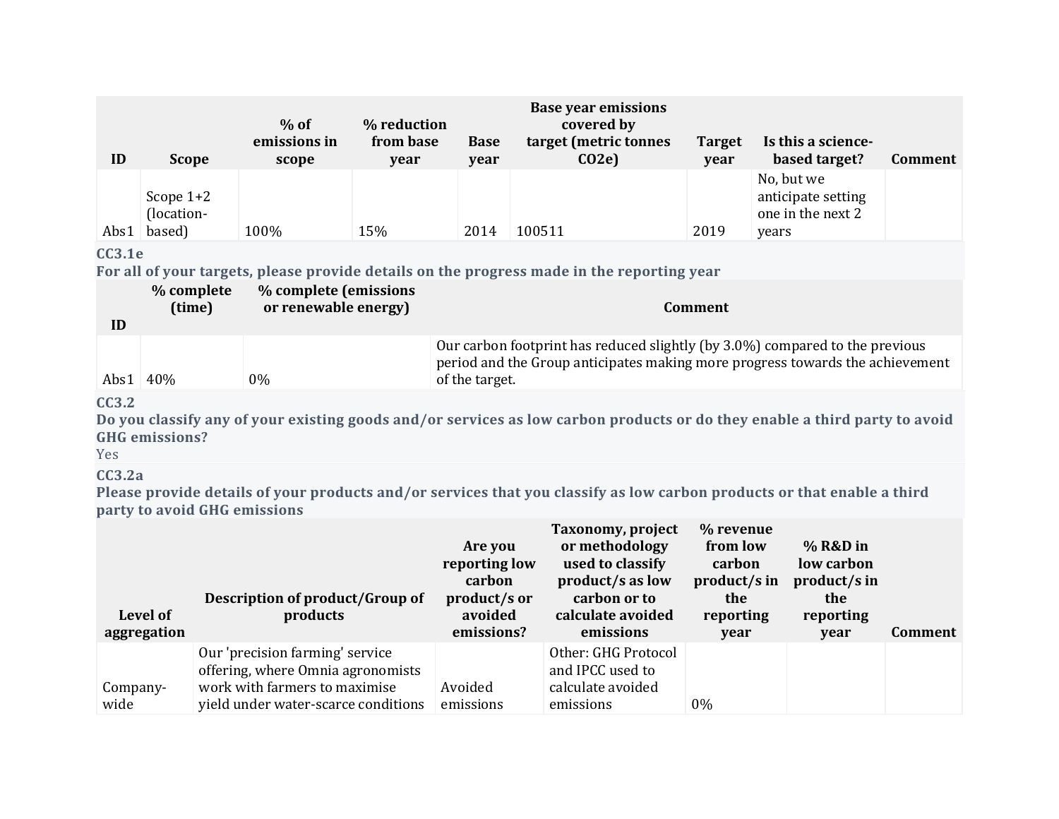| ID | Scope | % of emissions in scope | % reduction from base year | Base year | Base year emissions covered by target (metric tonnes CO2e) | Target year | Is this a science-based target? | Comment |
|---|---|---|---|---|---|---|---|---|
| Abs1 | Scope 1+2 (location-based) | 100% | 15% | 2014 | 100511 | 2019 | No, but we anticipate setting one in the next 2 years | |

### CC3.1e

**For all of your targets, please provide details on the progress made in the reporting year**

| ID | % complete (time) | % complete (emissions or renewable energy) | Comment |
|---|---|---|---|
| Abs1 | 40% | 0% | Our carbon footprint has reduced slightly (by 3.0%) compared to the previous period and the Group anticipates making more progress towards the achievement of the target. |

### CC3.2

**Do you classify any of your existing goods and/or services as low carbon products or do they enable a third party to avoid GHG emissions?**

Yes

### CC3.2a

**Please provide details of your products and/or services that you classify as low carbon products or that enable a third party to avoid GHG emissions**

| Level of aggregation | Description of product/Group of products | Are you reporting low carbon product/s or avoided emissions? | Taxonomy, project or methodology used to classify product/s as low carbon or to calculate avoided emissions | % revenue from low carbon product/s in the reporting year | % R&D in low carbon product/s in the reporting year | Comment |
|---|---|---|---|---|---|---|
| Company-wide | Our 'precision farming' service offering, where Omnia agronomists work with farmers to maximise yield under water-scarce conditions | Avoided emissions | Other: GHG Protocol and IPCC used to calculate avoided emissions | 0% | | |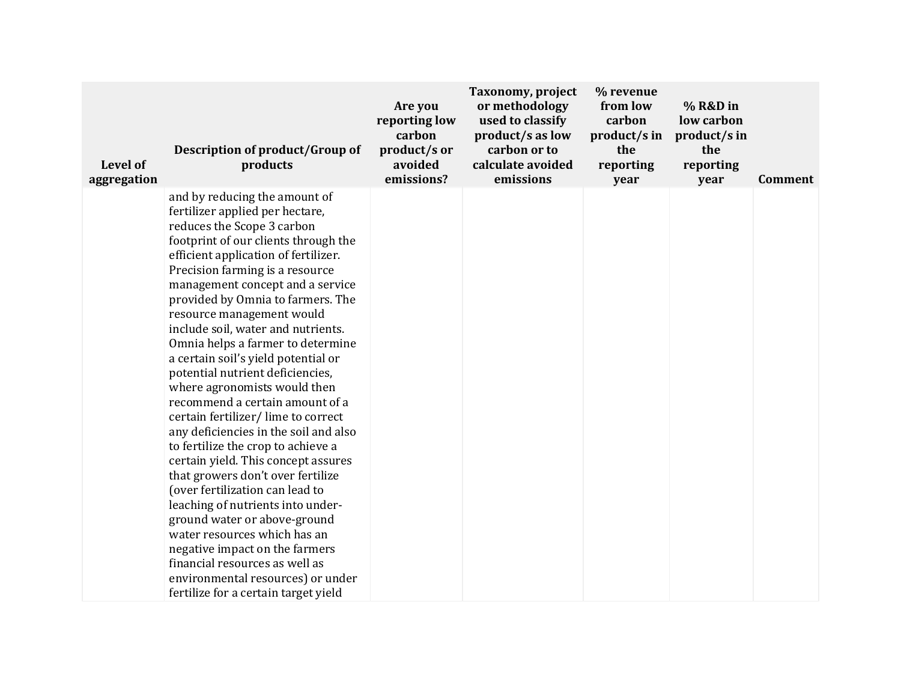| Level of aggregation | Description of product/Group of products | Are you reporting low carbon product/s or avoided emissions? | Taxonomy, project or methodology used to classify product/s as low carbon or to calculate avoided emissions | % revenue from low carbon product/s in the reporting year | % R&D in low carbon product/s in the reporting year | Comment |
|---|---|---|---|---|---|---|
| | and by reducing the amount of fertilizer applied per hectare, reduces the Scope 3 carbon footprint of our clients through the efficient application of fertilizer. Precision farming is a resource management concept and a service provided by Omnia to farmers. The resource management would include soil, water and nutrients. Omnia helps a farmer to determine a certain soil's yield potential or potential nutrient deficiencies, where agronomists would then recommend a certain amount of a certain fertilizer/ lime to correct any deficiencies in the soil and also to fertilize the crop to achieve a certain yield. This concept assures that growers don't over fertilize (over fertilization can lead to leaching of nutrients into under-ground water or above-ground water resources which has an negative impact on the farmers financial resources as well as environmental resources) or under fertilize for a certain target yield | | | | | |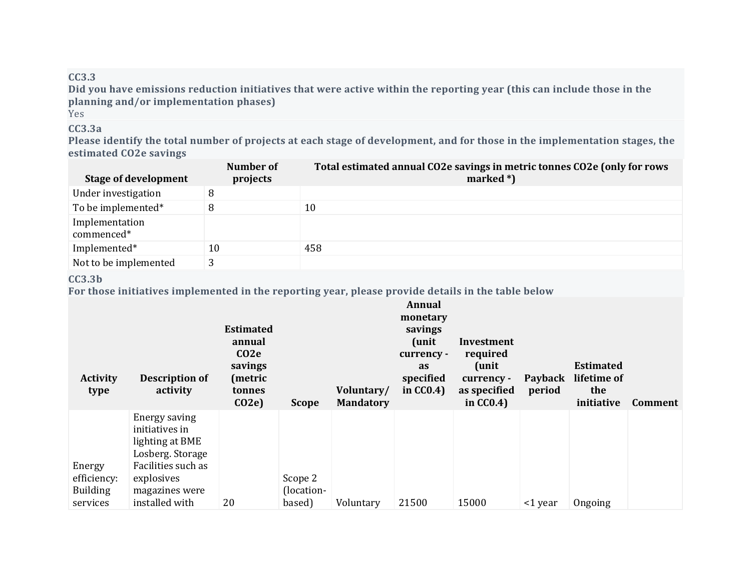### CC3.3

**Did you have emissions reduction initiatives that were active within the reporting year (this can include those in the planning and/or implementation phases)**

Yes

### CC3.3a

**Please identify the total number of projects at each stage of development, and for those in the implementation stages, the estimated CO2e savings**

| Stage of development | Number of projects | Total estimated annual CO2e savings in metric tonnes CO2e (only for rows marked *) |
|---|---|---|
| Under investigation | 8 | |
| To be implemented* | 8 | 10 |
| Implementation commenced* | | |
| Implemented* | 10 | 458 |
| Not to be implemented | 3 | |

### CC3.3b

**For those initiatives implemented in the reporting year, please provide details in the table below**

| Activity type | Description of activity | Estimated annual CO2e savings (metric tonnes CO2e) | Scope | Voluntary/ Mandatory | Annual monetary savings (unit currency - as specified in CC0.4) | Investment required (unit currency - as specified in CC0.4) | Payback period | Estimated lifetime of the initiative | Comment |
|---|---|---|---|---|---|---|---|---|---|
| Energy efficiency: Building services | Energy saving initiatives in lighting at BME Losberg. Storage Facilities such as explosives magazines were installed with | 20 | Scope 2 (location-based) | Voluntary | 21500 | 15000 | <1 year | Ongoing | |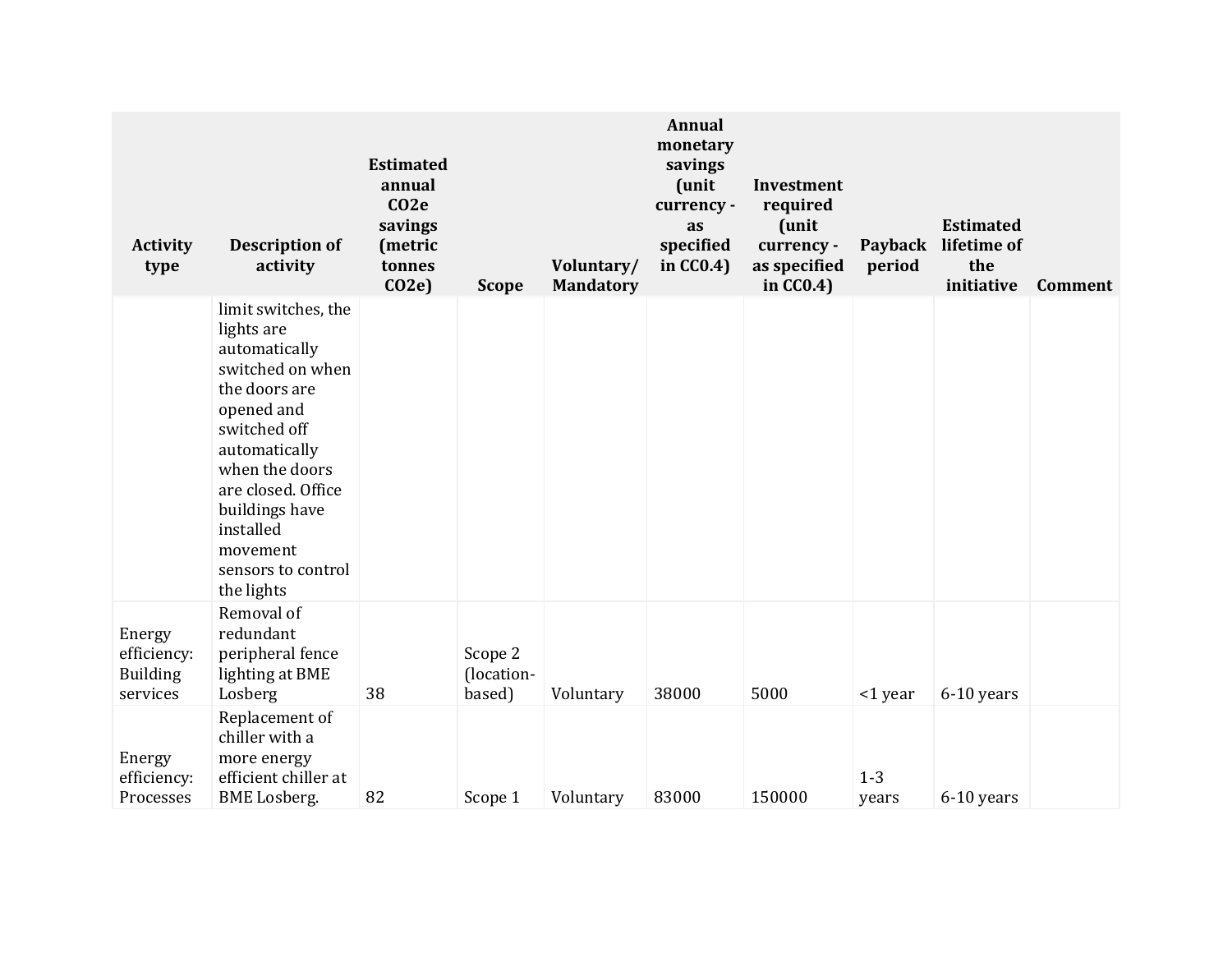| Activity type | Description of activity | Estimated annual CO2e savings (metric tonnes CO2e) | Scope | Voluntary/ Mandatory | Annual monetary savings (unit currency - as specified in CC0.4) | Investment required (unit currency - as specified in CC0.4) | Payback period | Estimated lifetime of the initiative | Comment |
|---|---|---|---|---|---|---|---|---|---|
| | limit switches, the lights are automatically switched on when the doors are opened and switched off automatically when the doors are closed. Office buildings have installed movement sensors to control the lights | | | | | | | | |
| Energy efficiency: Building services | Removal of redundant peripheral fence lighting at BME Losberg | 38 | Scope 2 (location-based) | Voluntary | 38000 | 5000 | <1 year | 6-10 years | |
| Energy efficiency: Processes | Replacement of chiller with a more energy efficient chiller at BME Losberg. | 82 | Scope 1 | Voluntary | 83000 | 150000 | 1-3 years | 6-10 years | |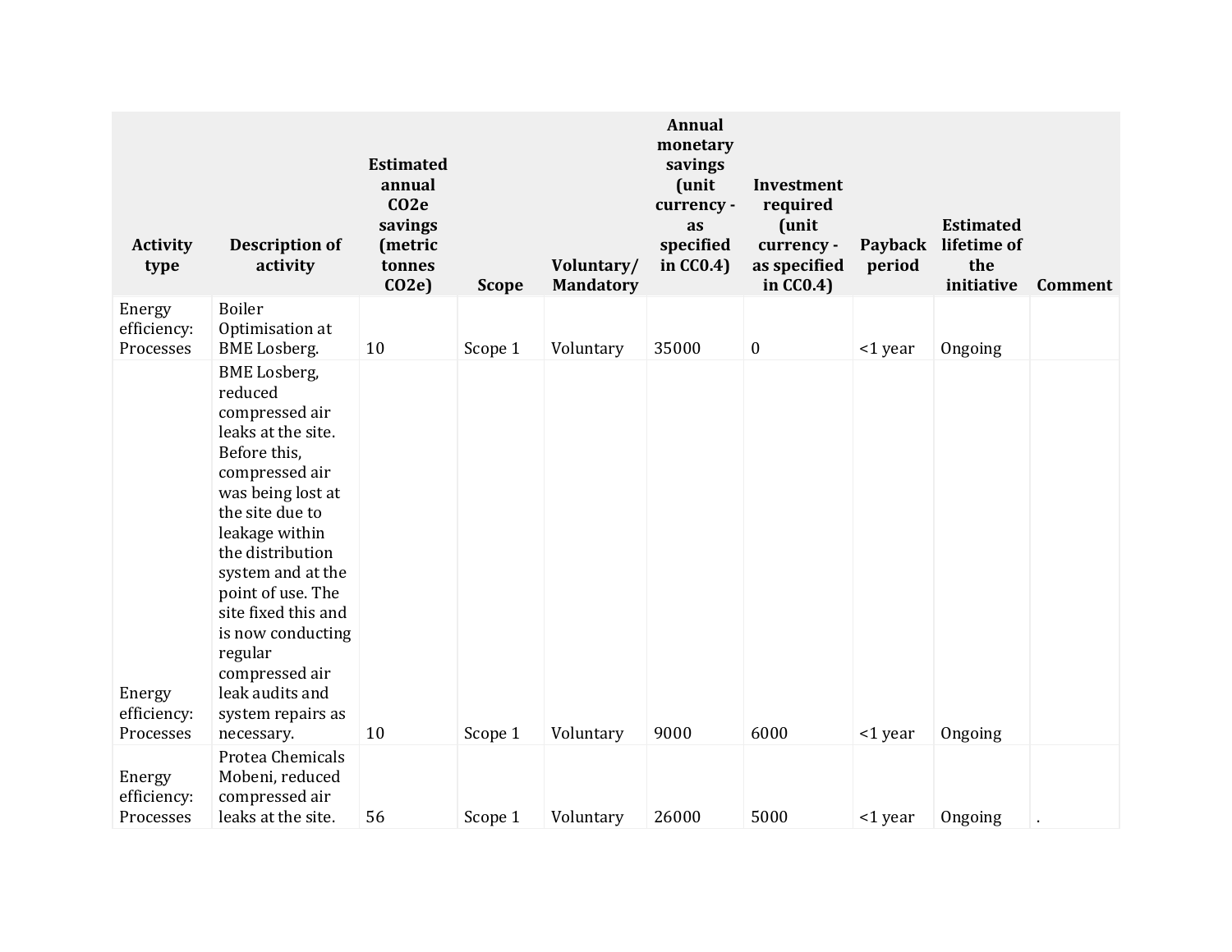| Activity type | Description of activity | Estimated annual CO2e savings (metric tonnes CO2e) | Scope | Voluntary/ Mandatory | Annual monetary savings (unit currency - as specified in CC0.4) | Investment required (unit currency - as specified in CC0.4) | Payback period | Estimated lifetime of the initiative | Comment |
|---|---|---|---|---|---|---|---|---|---|
| Energy efficiency: Processes | Boiler Optimisation at BME Losberg. | 10 | Scope 1 | Voluntary | 35000 | 0 | <1 year | Ongoing | |
| Energy efficiency: Processes | BME Losberg, reduced compressed air leaks at the site. Before this, compressed air was being lost at the site due to leakage within the distribution system and at the point of use. The site fixed this and is now conducting regular compressed air leak audits and system repairs as necessary. | 10 | Scope 1 | Voluntary | 9000 | 6000 | <1 year | Ongoing | |
| Energy efficiency: Processes | Protea Chemicals Mobeni, reduced compressed air leaks at the site. | 56 | Scope 1 | Voluntary | 26000 | 5000 | <1 year | Ongoing | . |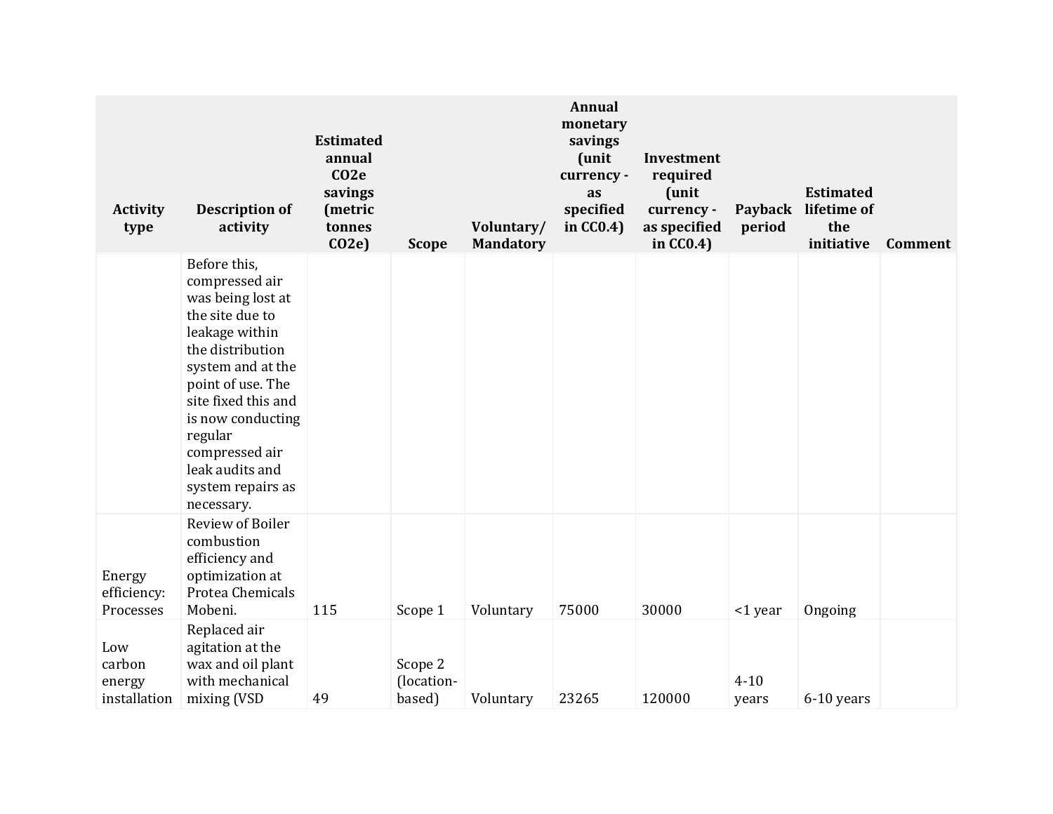| Activity type | Description of activity | Estimated annual CO2e savings (metric tonnes CO2e) | Scope | Voluntary/ Mandatory | Annual monetary savings (unit currency - as specified in CC0.4) | Investment required (unit currency - as specified in CC0.4) | Payback period | Estimated lifetime of the initiative | Comment |
|---|---|---|---|---|---|---|---|---|---|
| | Before this, compressed air was being lost at the site due to leakage within the distribution system and at the point of use. The site fixed this and is now conducting regular compressed air leak audits and system repairs as necessary. | | | | | | | | |
| Energy efficiency: Processes | Review of Boiler combustion efficiency and optimization at Protea Chemicals Mobeni. | 115 | Scope 1 | Voluntary | 75000 | 30000 | <1 year | Ongoing | |
| Low carbon energy installation | Replaced air agitation at the wax and oil plant with mechanical mixing (VSD | 49 | Scope 2 (location-based) | Voluntary | 23265 | 120000 | 4-10 years | 6-10 years | |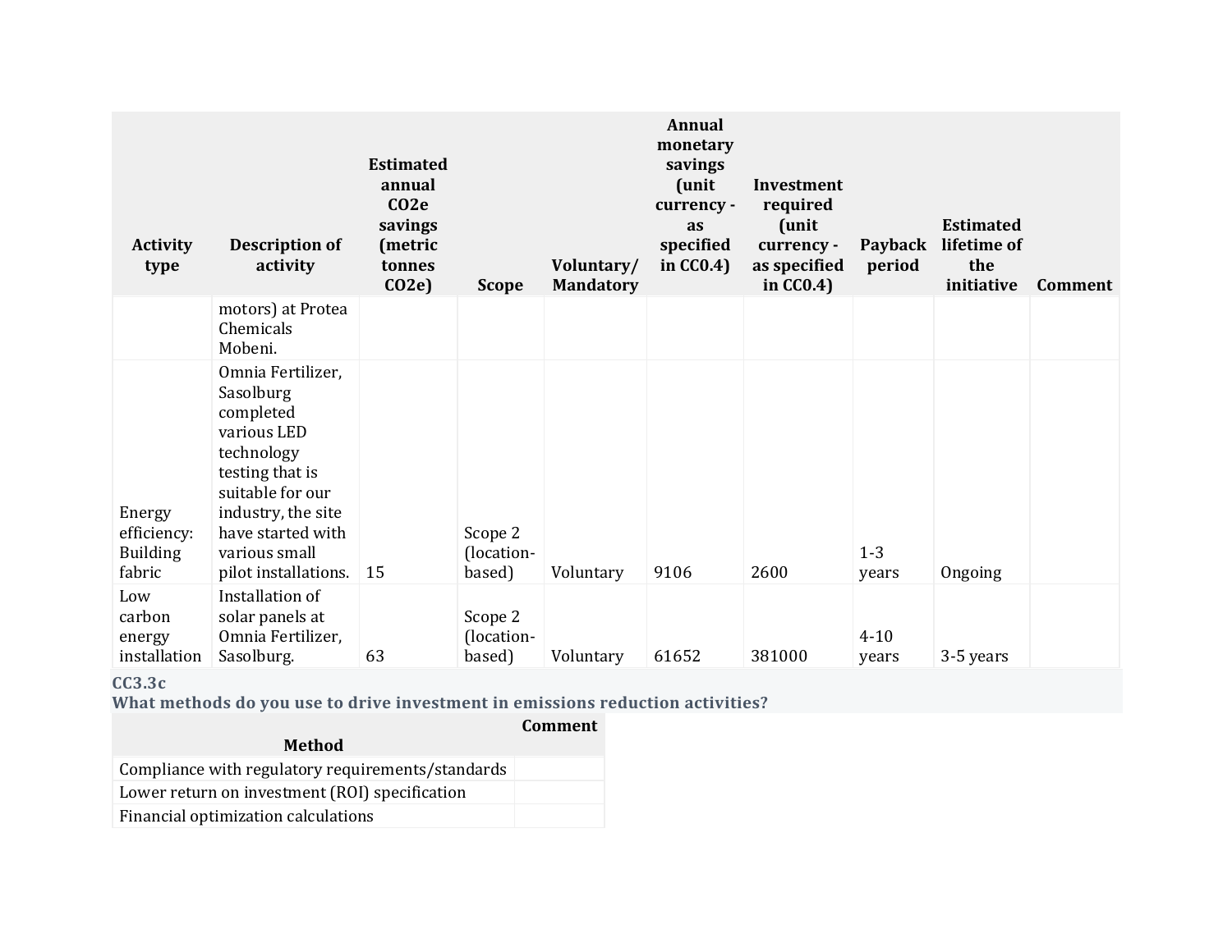| Activity type | Description of activity | Estimated annual CO2e savings (metric tonnes CO2e) | Scope | Voluntary/ Mandatory | Annual monetary savings (unit currency - as specified in CC0.4) | Investment required (unit currency - as specified in CC0.4) | Payback period | Estimated lifetime of the initiative | Comment |
|---|---|---|---|---|---|---|---|---|---|
| | motors) at Protea Chemicals Mobeni. | | | | | | | | |
| Energy efficiency: Building fabric | Omnia Fertilizer, Sasolburg completed various LED technology testing that is suitable for our industry, the site have started with various small pilot installations. | 15 | Scope 2 (location-based) | Voluntary | 9106 | 2600 | 1-3 years | Ongoing | |
| Low carbon energy installation | Installation of solar panels at Omnia Fertilizer, Sasolburg. | 63 | Scope 2 (location-based) | Voluntary | 61652 | 381000 | 4-10 years | 3-5 years | |

### CC3.3c

### What methods do you use to drive investment in emissions reduction activities?

| Method | Comment |
|---|---|
| Compliance with regulatory requirements/standards | |
| Lower return on investment (ROI) specification | |
| Financial optimization calculations | |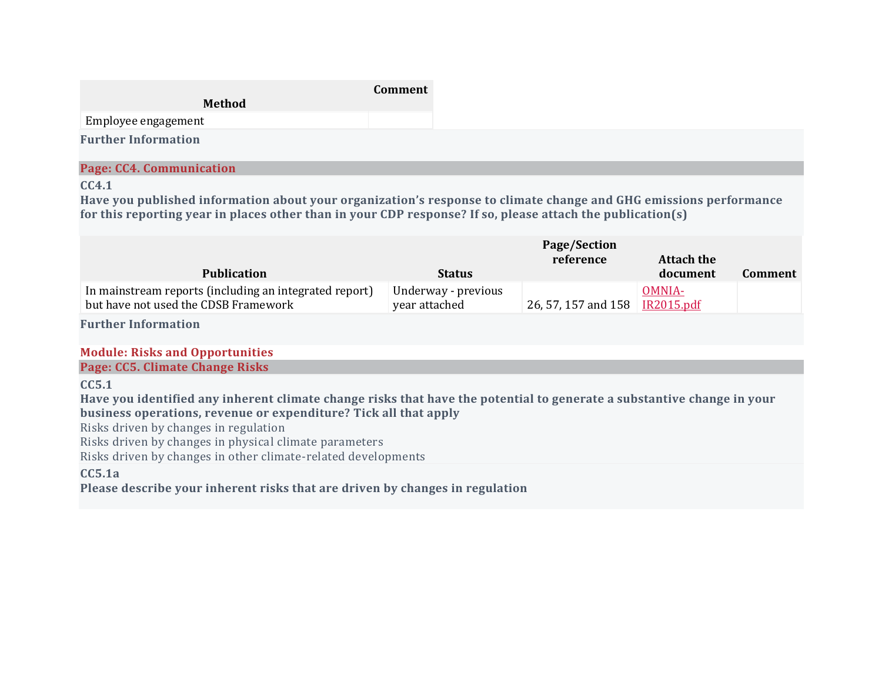| Method | Comment |
|---|---|
| Employee engagement | |

**Further Information**

## Page: CC4. Communication

**CC4.1**

**Have you published information about your organization's response to climate change and GHG emissions performance for this reporting year in places other than in your CDP response? If so, please attach the publication(s)**

| Publication | Status | Page/Section reference | Attach the document | Comment |
|---|---|---|---|---|
| In mainstream reports (including an integrated report) but have not used the CDSB Framework | Underway - previous year attached | 26, 57, 157 and 158 | OMNIA-IR2015.pdf | |

**Further Information**

# Module: Risks and Opportunities

## Page: CC5. Climate Change Risks

**CC5.1**

**Have you identified any inherent climate change risks that have the potential to generate a substantive change in your business operations, revenue or expenditure? Tick all that apply**

Risks driven by changes in regulation
Risks driven by changes in physical climate parameters
Risks driven by changes in other climate-related developments

**CC5.1a**

**Please describe your inherent risks that are driven by changes in regulation**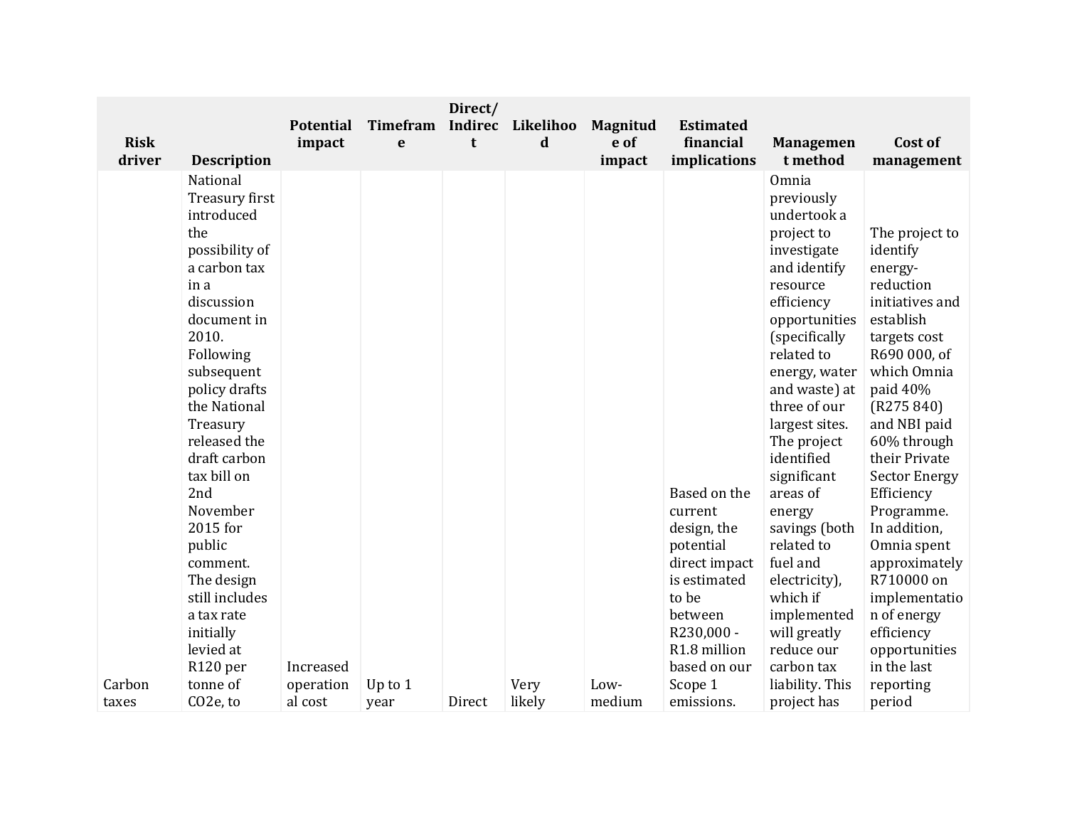| Risk driver | Description | Potential impact | Timeframe | Direct/ Indirect | Likelihood | Magnitude of impact | Estimated financial implications | Management method | Cost of management |
|---|---|---|---|---|---|---|---|---|---|
| Carbon taxes | National Treasury first introduced the possibility of a carbon tax in a discussion document in 2010. Following subsequent policy drafts the National Treasury released the draft carbon tax bill on 2nd November 2015 for public comment. The design still includes a tax rate initially levied at R120 per tonne of $CO_2e$, to | Increased operational cost | Up to 1 year | Direct | Very likely | Low-medium | Based on the current design, the potential direct impact is estimated to be between R230,000 - R1.8 million based on our Scope 1 emissions. | Omnia previously undertook a project to investigate and identify resource efficiency opportunities (specifically related to energy, water and waste) at three of our largest sites. The project identified significant areas of energy savings (both related to fuel and electricity), which if implemented will greatly reduce our carbon tax liability. This project has | The project to identify energy-reduction initiatives and establish targets cost R690 000, of which Omnia paid 40% (R275 840) and NBI paid 60% through their Private Sector Energy Efficiency Programme. In addition, Omnia spent approximately R710000 on implementation of energy efficiency opportunities in the last reporting period |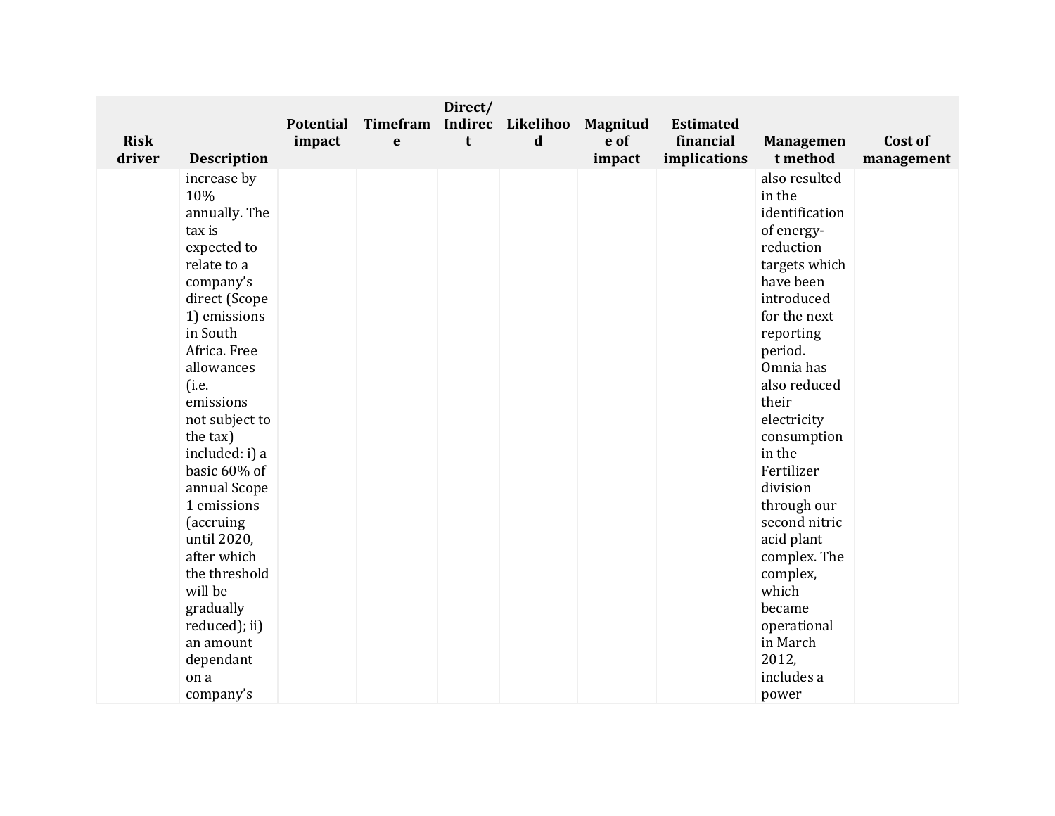| Risk driver | Description | Potential impact | Timeframe | Direct/ Indirect | Likelihood | Magnitude of impact | Estimated financial implications | Management method | Cost of management |
|---|---|---|---|---|---|---|---|---|---|
| | increase by 10% annually. The tax is expected to relate to a company's direct (Scope 1) emissions in South Africa. Free allowances (i.e. emissions not subject to the tax) included: i) a basic 60% of annual Scope 1 emissions (accruing until 2020, after which the threshold will be gradually reduced); ii) an amount dependant on a company's | | | | | | | also resulted in the identification of energy-reduction targets which have been introduced for the next reporting period. Omnia has also reduced their electricity consumption in the Fertilizer division through our second nitric acid plant complex. The complex, which became operational in March 2012, includes a power | |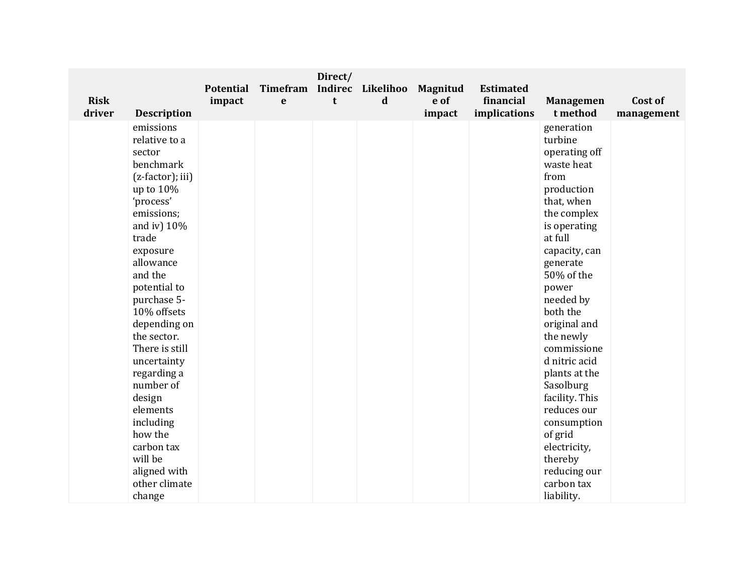| Risk driver | Description | Potential impact | Timeframe | Direct/ Indirect | Likelihood | Magnitude of impact | Estimated financial implications | Management method | Cost of management |
|---|---|---|---|---|---|---|---|---|---|
| | emissions relative to a sector benchmark (z-factor); iii) up to 10% 'process' emissions; and iv) 10% trade exposure allowance and the potential to purchase 5-10% offsets depending on the sector. There is still uncertainty regarding a number of design elements including how the carbon tax will be aligned with other climate change | | | | | | | generation turbine operating off waste heat from production that, when the complex is operating at full capacity, can generate 50% of the power needed by both the original and the newly commissioned nitric acid plants at the Sasolburg facility. This reduces our consumption of grid electricity, thereby reducing our carbon tax liability. | |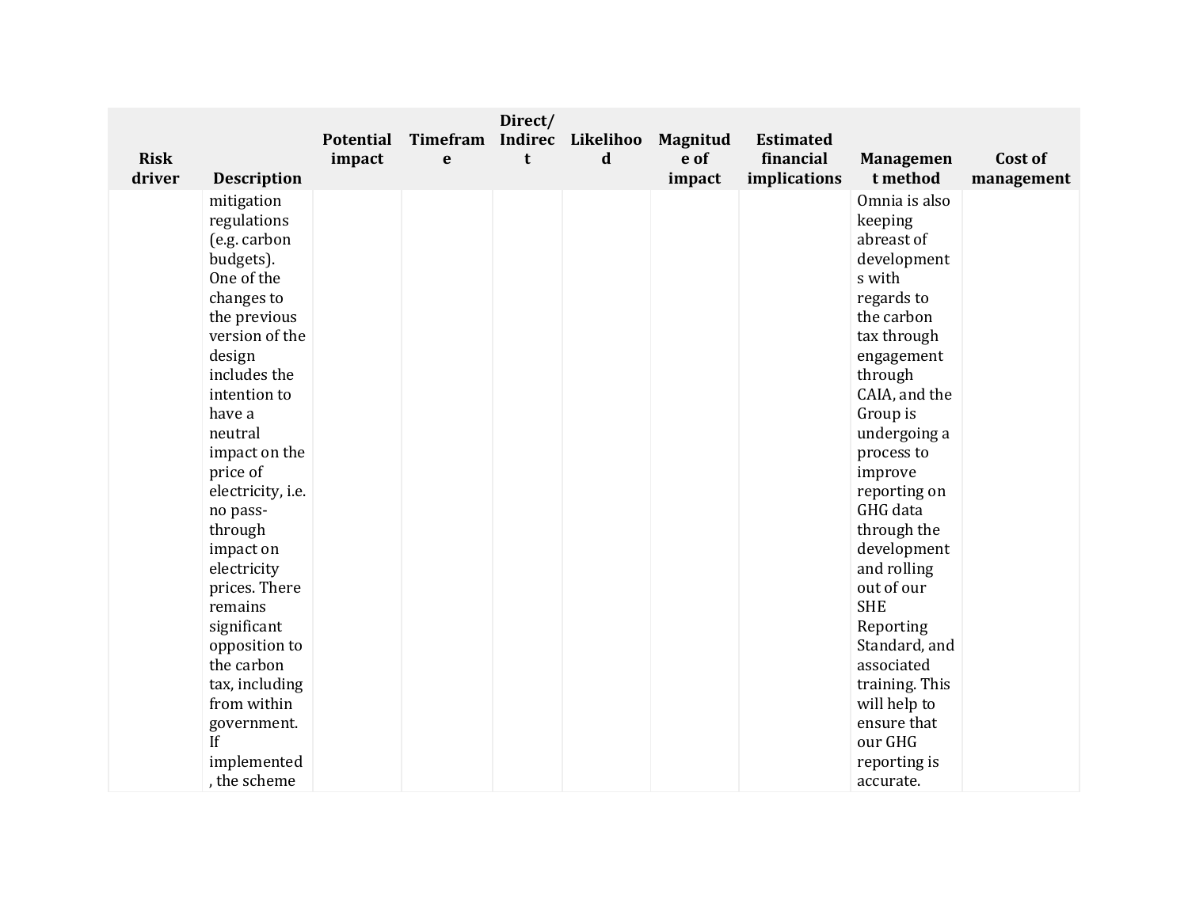| Risk driver | Description | Potential impact | Timeframe | Direct/ Indirect | Likelihood | Magnitude of impact | Estimated financial implications | Management method | Cost of management |
|---|---|---|---|---|---|---|---|---|---|
| | mitigation regulations (e.g. carbon budgets). One of the changes to the previous version of the design includes the intention to have a neutral impact on the price of electricity, i.e. no pass-through impact on electricity prices. There remains significant opposition to the carbon tax, including from within government. If implemented, the scheme | | | | | | | Omnia is also keeping abreast of developments with regards to the carbon tax through engagement through CAIA, and the Group is undergoing a process to improve reporting on GHG data through the development and rolling out of our SHE Reporting Standard, and associated training. This will help to ensure that our GHG reporting is accurate. | |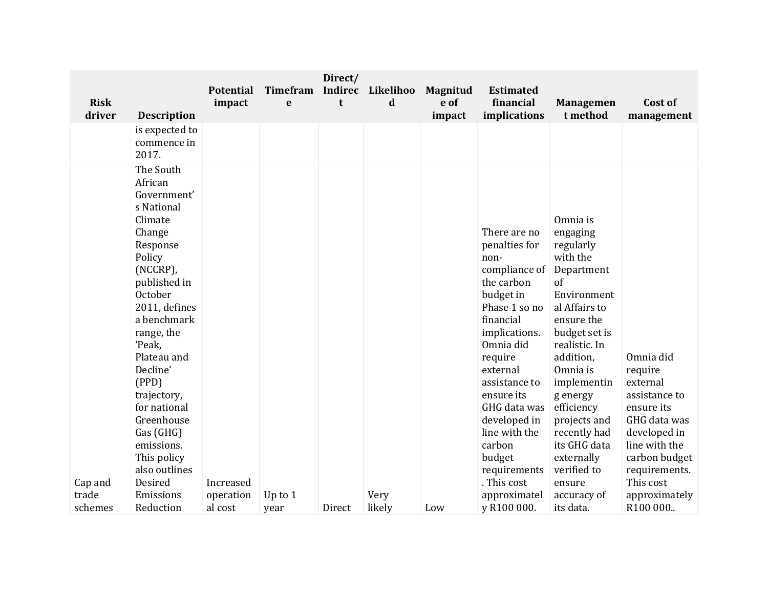| Risk driver | Description | Potential impact | Timeframe | Direct/ Indirect | Likelihood | Magnitude of impact | Estimated financial implications | Management method | Cost of management |
|---|---|---|---|---|---|---|---|---|---|
| | is expected to commence in 2017. | | | | | | | | |
| Cap and trade schemes | The South African Government's National Climate Change Response Policy (NCCRP), published in October 2011, defines a benchmark range, the 'Peak, Plateau and Decline' (PPD) trajectory, for national Greenhouse Gas (GHG) emissions. This policy also outlines Desired Emissions Reduction | Increased operational cost | Up to 1 year | Direct | Very likely | Low | There are no penalties for non-compliance of the carbon budget in Phase 1 so no financial implications. Omnia did require external assistance to ensure its GHG data was developed in line with the carbon budget requirements. This cost approximately R100 000. | Omnia is engaging regularly with the Department of Environmental Affairs to ensure the budget set is realistic. In addition, Omnia is implementing energy efficiency projects and recently had its GHG data externally verified to ensure accuracy of its data. | Omnia did require external assistance to ensure its GHG data was developed in line with the carbon budget requirements. This cost approximately R100 000.. |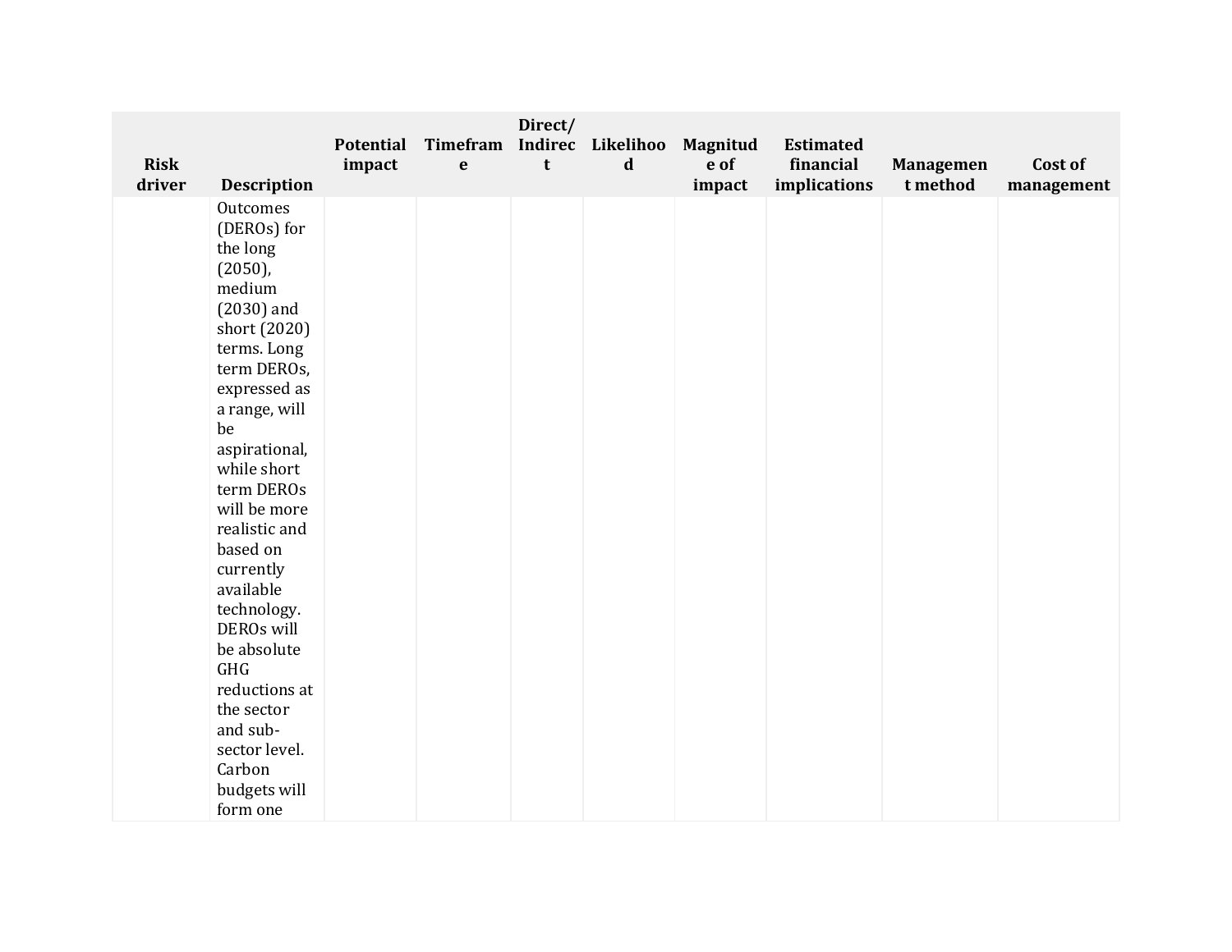| Risk driver | Description | Potential impact | Timeframe | Direct/ Indirect | Likelihood | Magnitude of impact | Estimated financial implications | Management method | Cost of management |
|---|---|---|---|---|---|---|---|---|---|
| | Outcomes (DEROs) for the long (2050), medium (2030) and short (2020) terms. Long term DEROs, expressed as a range, will be aspirational, while short term DEROs will be more realistic and based on currently available technology. DEROs will be absolute GHG reductions at the sector and sub-sector level. Carbon budgets will form one | | | | | | | | |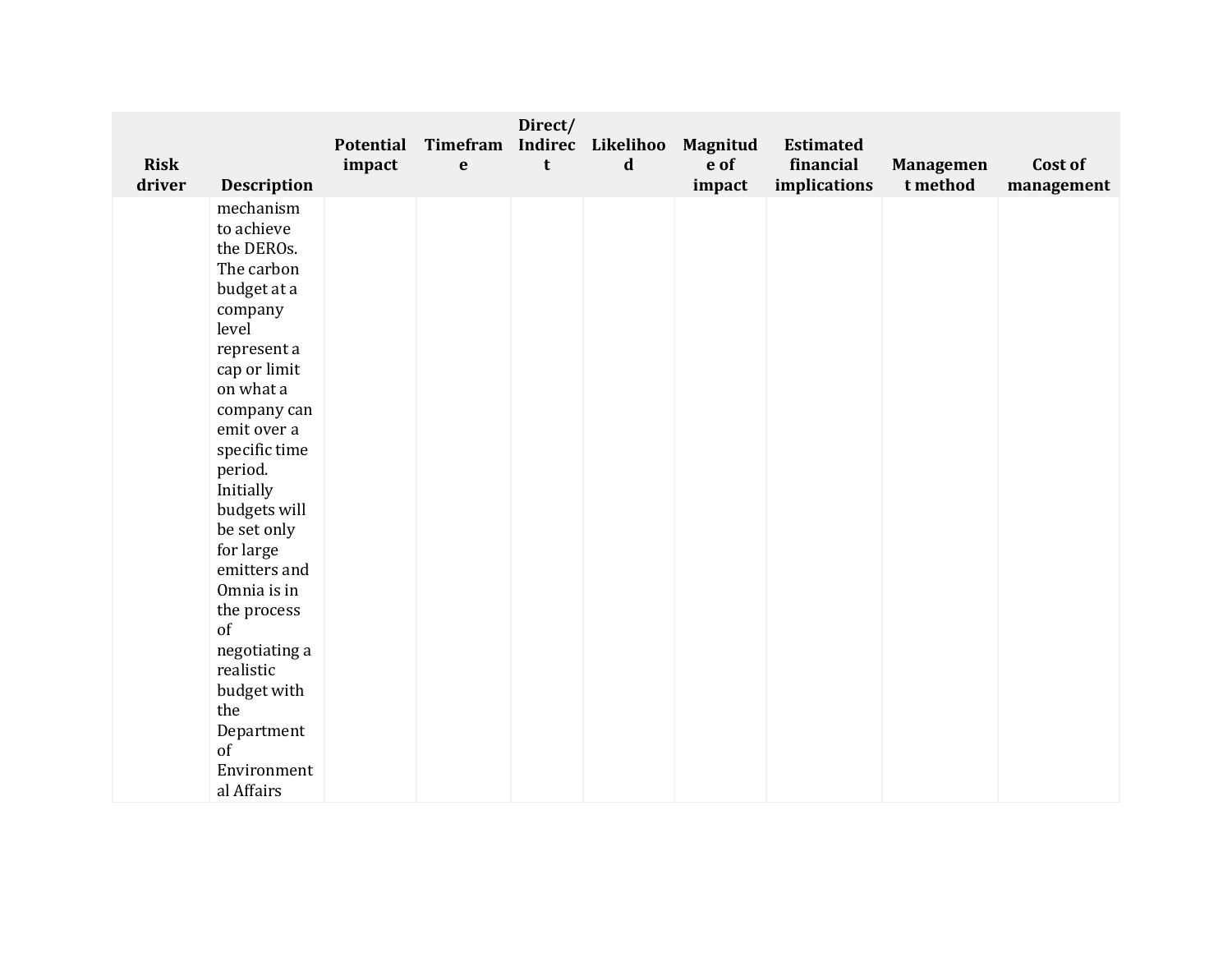| Risk driver | Description | Potential impact | Timeframe | Direct/ Indirect | Likelihood | Magnitude of impact | Estimated financial implications | Management method | Cost of management |
|---|---|---|---|---|---|---|---|---|---|
| | mechanism to achieve the DEROs. The carbon budget at a company level represent a cap or limit on what a company can emit over a specific time period. Initially budgets will be set only for large emitters and Omnia is in the process of negotiating a realistic budget with the Department of Environmental Affairs | | | | | | | | |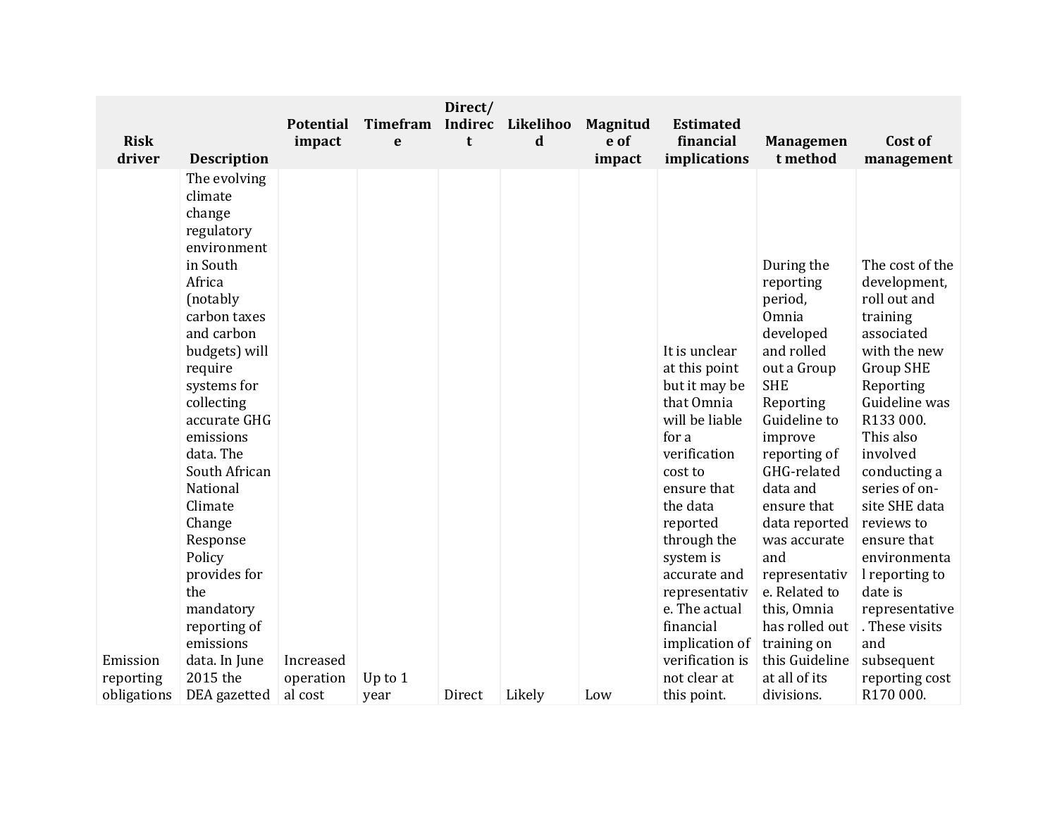| Risk driver | Description | Potential impact | Timeframe | Direct/ Indirect | Likelihood | Magnitude of impact | Estimated financial implications | Management method | Cost of management |
|---|---|---|---|---|---|---|---|---|---|
| Emission reporting obligations | The evolving climate change regulatory environment in South Africa (notably carbon taxes and carbon budgets) will require systems for collecting accurate GHG emissions data. The South African National Climate Change Response Policy provides for the mandatory reporting of emissions data. In June 2015 the DEA gazetted | Increased operational cost | Up to 1 year | Direct | Likely | Low | It is unclear at this point but it may be that Omnia will be liable for a verification cost to ensure that the data reported through the system is accurate and representative. The actual financial implication of verification is not clear at this point. | During the reporting period, Omnia developed and rolled out a Group SHE Reporting Guideline to improve reporting of GHG-related data and ensure that data reported was accurate and representative. Related to this, Omnia has rolled out training on this Guideline at all of its divisions. | The cost of the development, roll out and training associated with the new Group SHE Reporting Guideline was R133 000. This also involved conducting a series of on-site SHE data reviews to ensure that environmental reporting to date is representative. These visits and subsequent reporting cost R170 000. |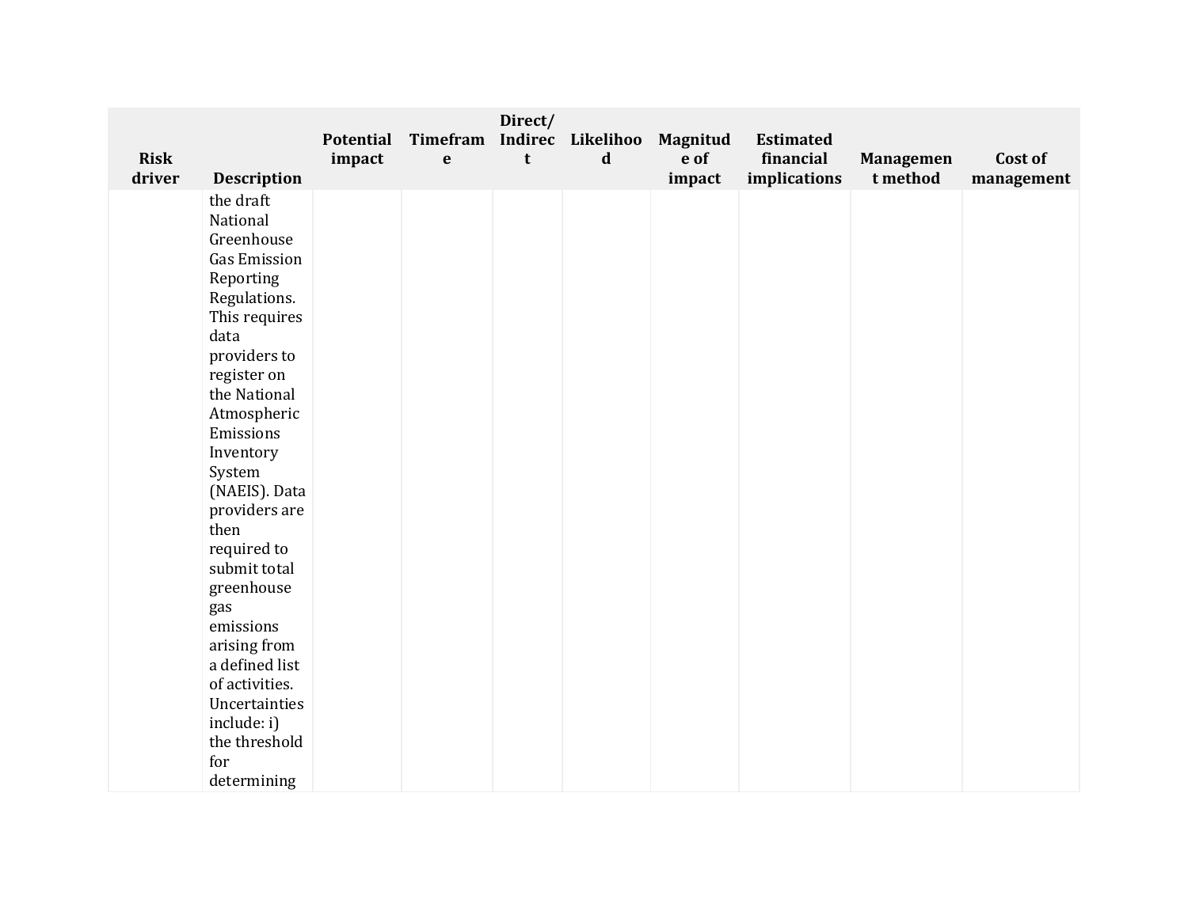| Risk driver | Description | Potential impact | Timeframe | Direct/ Indirect | Likelihood | Magnitude of impact | Estimated financial implications | Management method | Cost of management |
|---|---|---|---|---|---|---|---|---|---|
| | the draft National Greenhouse Gas Emission Reporting Regulations. This requires data providers to register on the National Atmospheric Emissions Inventory System (NAEIS). Data providers are then required to submit total greenhouse gas emissions arising from a defined list of activities. Uncertainties include: i) the threshold for determining | | | | | | | | |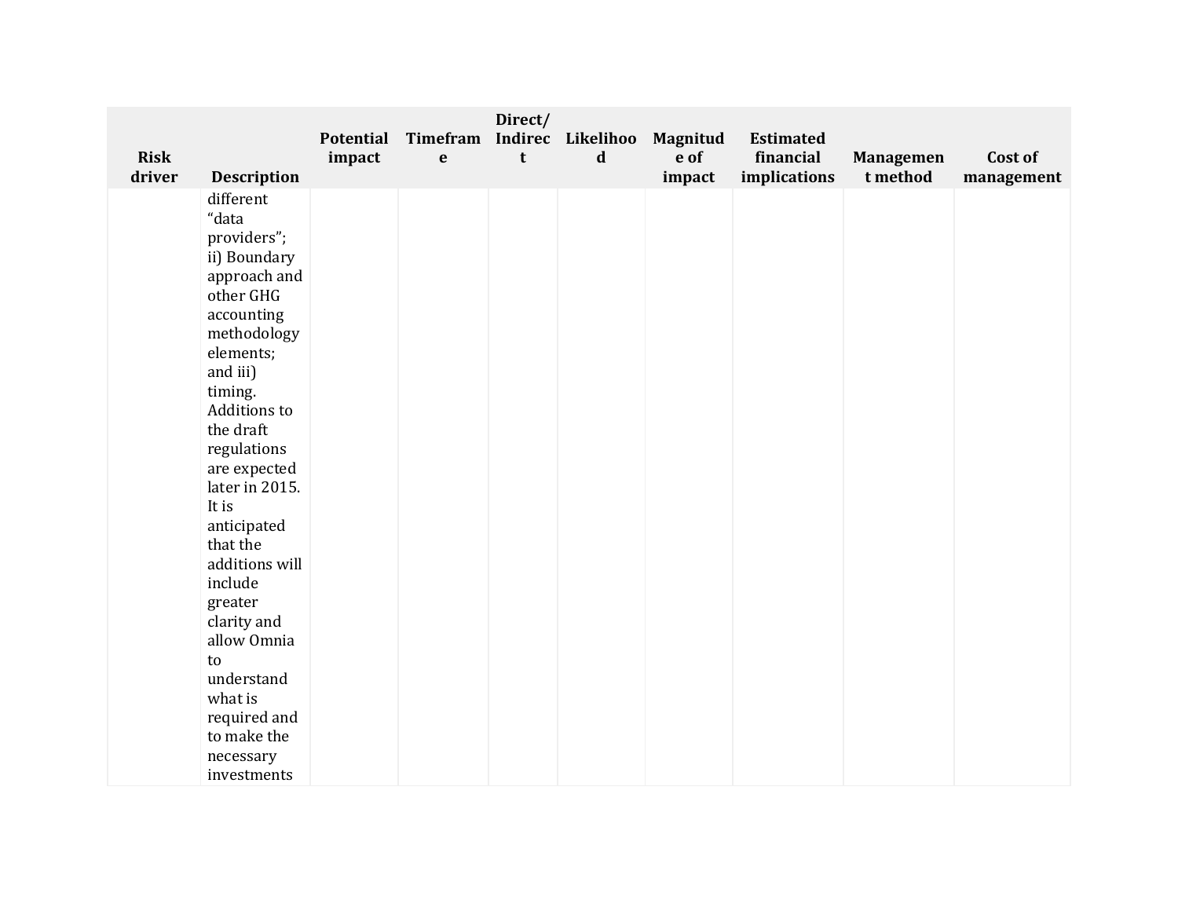| Risk driver | Description | Potential impact | Timeframe | Direct/ Indirect | Likelihood | Magnitude of impact | Estimated financial implications | Management method | Cost of management |
|---|---|---|---|---|---|---|---|---|---|
| | different “data providers”; ii) Boundary approach and other GHG accounting methodology elements; and iii) timing. Additions to the draft regulations are expected later in 2015. It is anticipated that the additions will include greater clarity and allow Omnia to understand what is required and to make the necessary investments | | | | | | | | |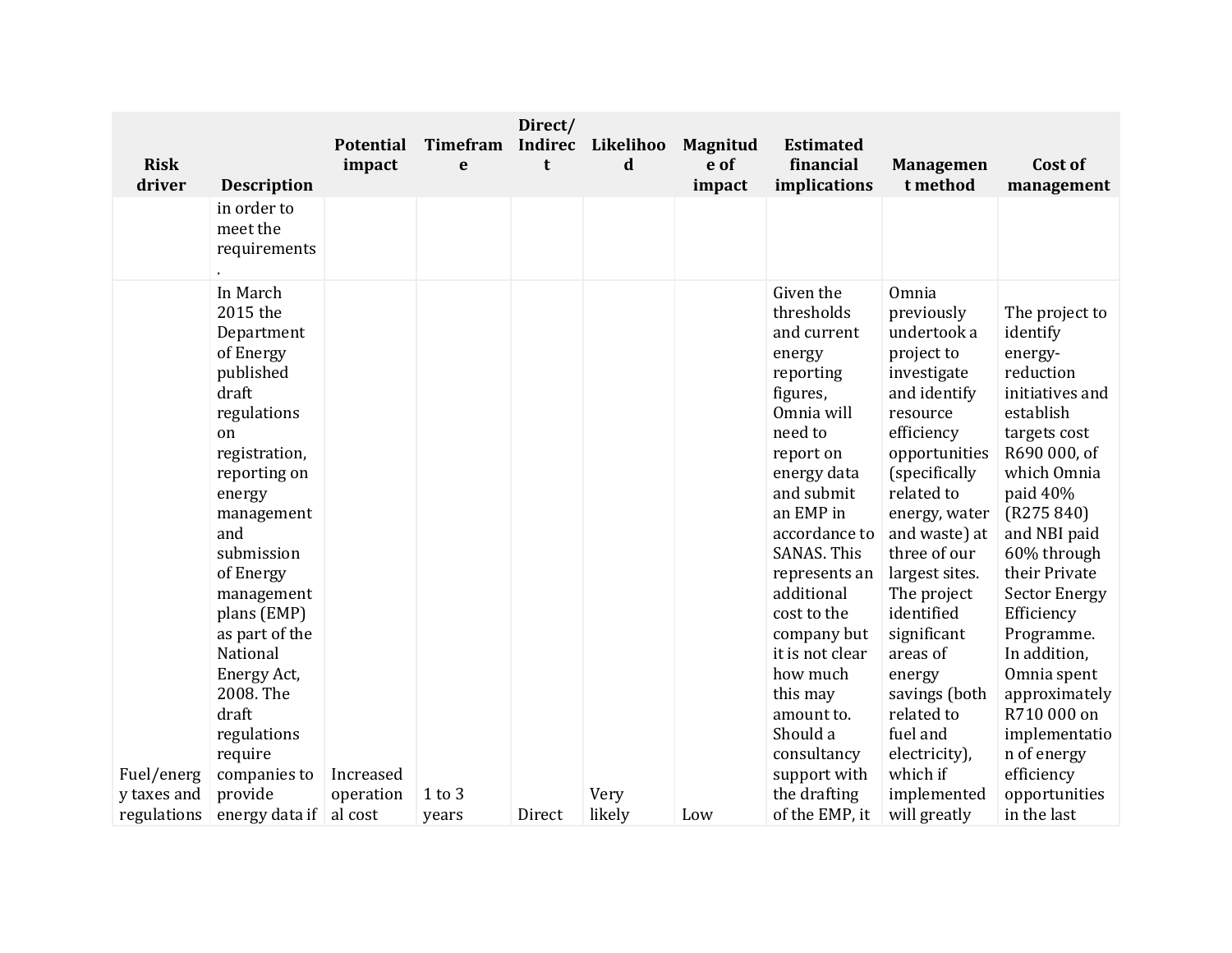| Risk driver | Description | Potential impact | Timeframe | Direct/ Indirect | Likelihood | Magnitude of impact | Estimated financial implications | Management method | Cost of management |
|---|---|---|---|---|---|---|---|---|---|
| | in order to meet the requirements. | | | | | | | | |
| Fuel/energy taxes and regulations | In March 2015 the Department of Energy published draft regulations on registration, reporting on energy management and submission of Energy management plans (EMP) as part of the National Energy Act, 2008. The draft regulations require companies to provide energy data if | Increased operational cost | 1 to 3 years | Direct | Very likely | Low | Given the thresholds and current energy reporting figures, Omnia will need to report on energy data and submit an EMP in accordance to SANAS. This represents an additional cost to the company but it is not clear how much this may amount to. Should a consultancy support with the drafting of the EMP, it | Omnia previously undertook a project to investigate and identify resource efficiency opportunities (specifically related to energy, water and waste) at three of our largest sites. The project identified significant areas of energy savings (both related to fuel and electricity), which if implemented will greatly | The project to identify energy-reduction initiatives and establish targets cost R690 000, of which Omnia paid 40% (R275 840) and NBI paid 60% through their Private Sector Energy Efficiency Programme. In addition, Omnia spent approximately R710 000 on implementation of energy efficiency opportunities in the last |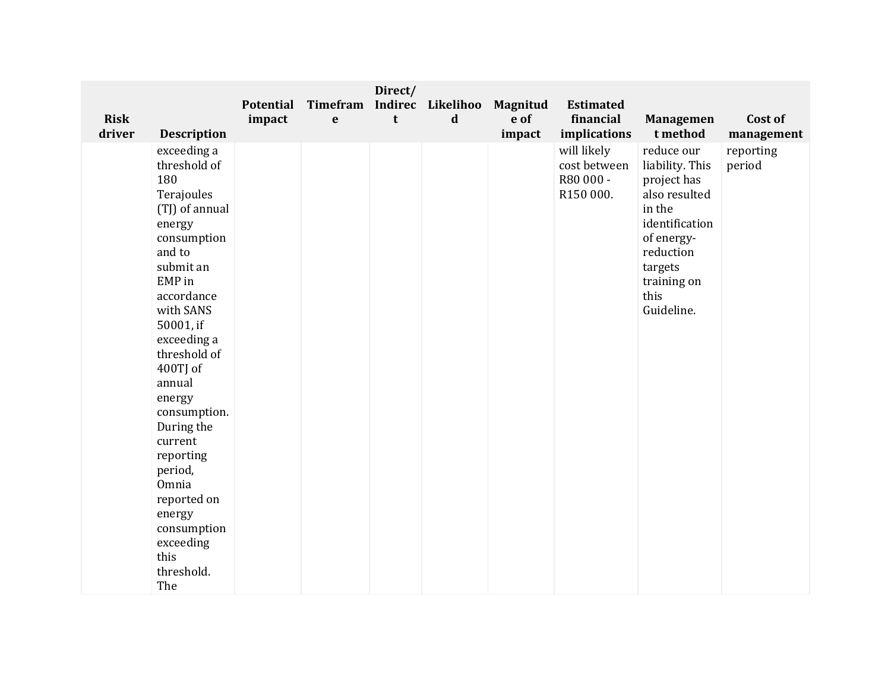| Risk driver | Description | Potential impact | Timeframe | Direct/ Indirect | Likelihood | Magnitude of impact | Estimated financial implications | Management method | Cost of management |
|---|---|---|---|---|---|---|---|---|---|
| | exceeding a threshold of 180 Terajoules (TJ) of annual energy consumption and to submit an EMP in accordance with SANS 50001, if exceeding a threshold of 400TJ of annual energy consumption. During the current reporting period, Omnia reported on energy consumption exceeding this threshold. The | | | | | | will likely cost between R80 000 - R150 000. | reduce our liability. This project has also resulted in the identification of energy-reduction targets training on this Guideline. | reporting period |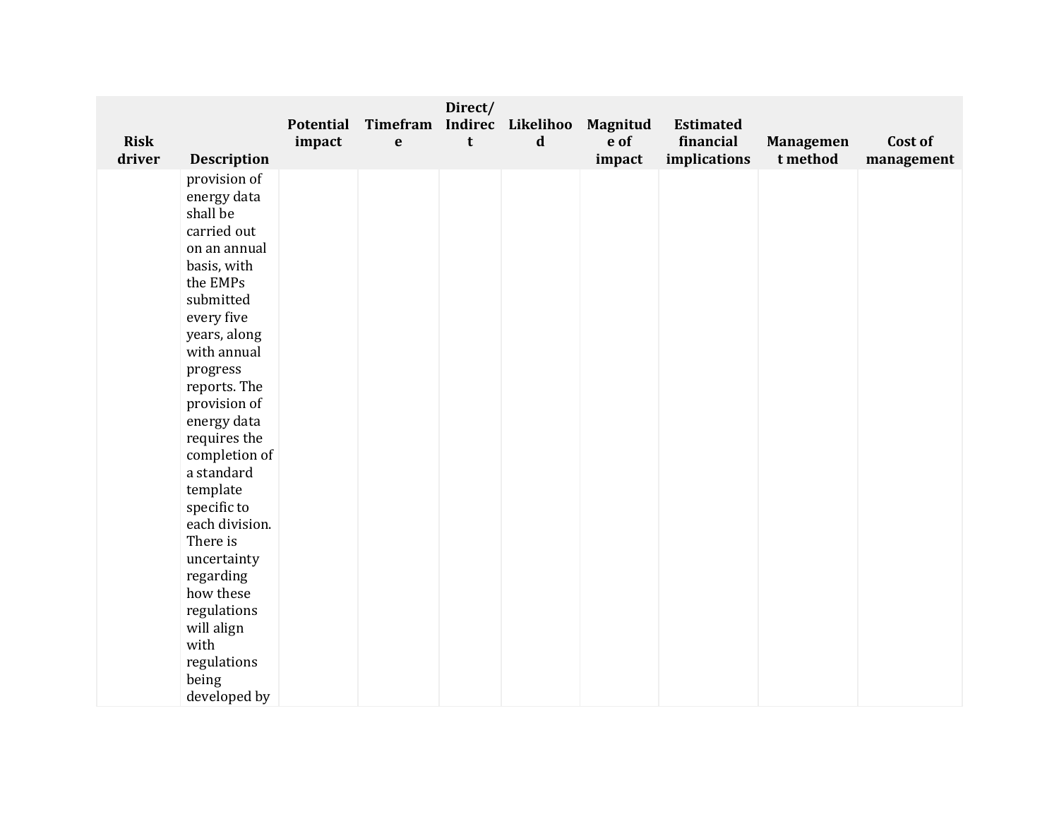| Risk driver | Description | Potential impact | Timeframe | Direct/ Indirect | Likelihood | Magnitude of impact | Estimated financial implications | Management method | Cost of management |
|---|---|---|---|---|---|---|---|---|---|
| | provision of energy data shall be carried out on an annual basis, with the EMPs submitted every five years, along with annual progress reports. The provision of energy data requires the completion of a standard template specific to each division. There is uncertainty regarding how these regulations will align with regulations being developed by | | | | | | | | |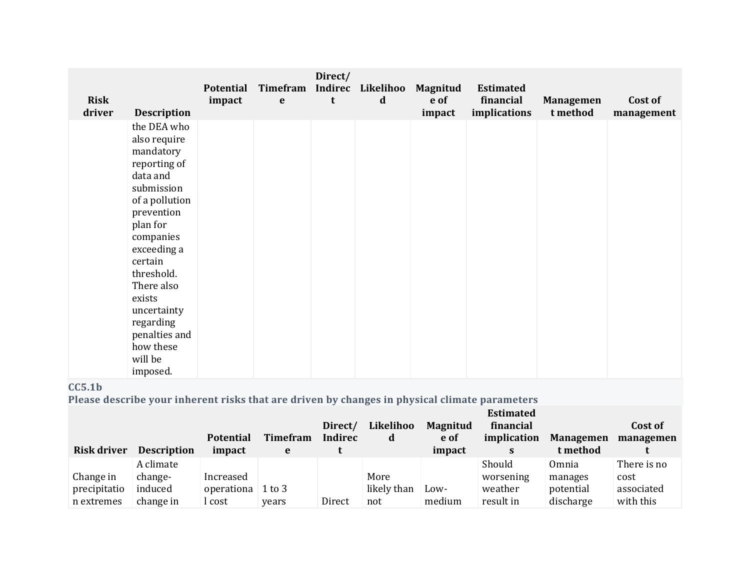| Risk driver | Description | Potential impact | Timeframe | Direct/ Indirect | Likelihood | Magnitude of impact | Estimated financial implications | Management method | Cost of management |
|---|---|---|---|---|---|---|---|---|---|
| | the DEA who also require mandatory reporting of data and submission of a pollution prevention plan for companies exceeding a certain threshold. There also exists uncertainty regarding penalties and how these will be imposed. | | | | | | | | |

**CC5.1b**
**Please describe your inherent risks that are driven by changes in physical climate parameters**

| Risk driver | Description | Potential impact | Timeframe | Direct/ Indirect | Likelihood | Magnitude of impact | Estimated financial implications | Management method | Cost of management |
|---|---|---|---|---|---|---|---|---|---|
| Change in precipitation extremes | A climate change-induced change in | Increased operational cost | 1 to 3 years | Direct | More likely than not | Low-medium | Should worsening weather result in | Omnia manages potential discharge | There is no cost associated with this |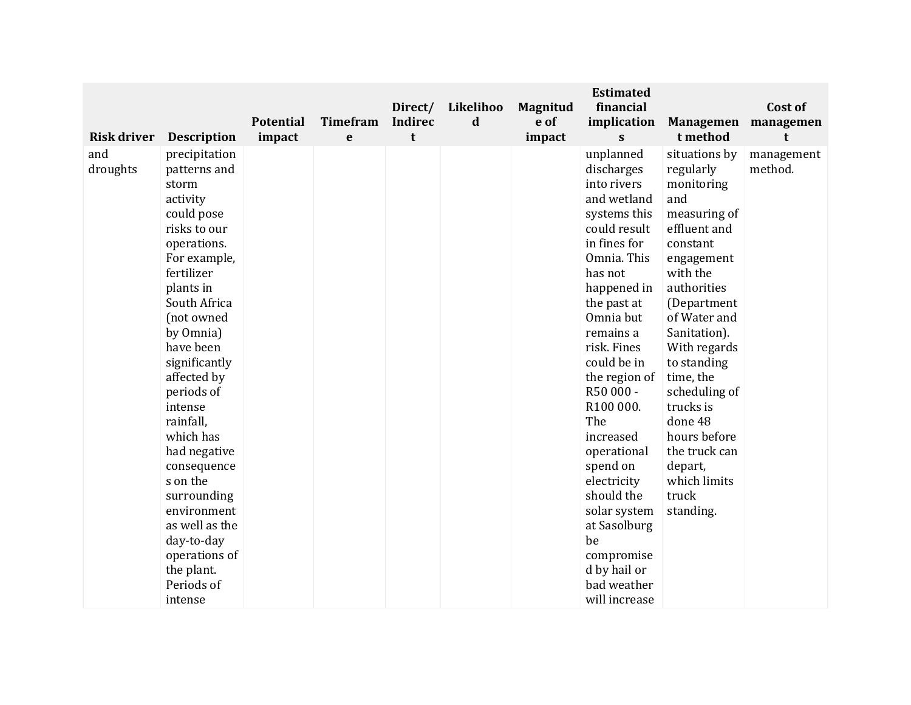| Risk driver | Description | Potential impact | Timeframe | Direct/ Indirect | Likelihood | Magnitude of impact | Estimated financial implications | Management method | Cost of management |
|---|---|---|---|---|---|---|---|---|---|
| and droughts | precipitation patterns and storm activity could pose risks to our operations. For example, fertilizer plants in South Africa (not owned by Omnia) have been significantly affected by periods of intense rainfall, which has had negative consequences on the surrounding environment as well as the day-to-day operations of the plant. Periods of intense | | | | | | unplanned discharges into rivers and wetland systems this could result in fines for Omnia. This has not happened in the past at Omnia but remains a risk. Fines could be in the region of R50 000 - R100 000. The increased operational spend on electricity should the solar system at Sasolburg be compromised by hail or bad weather will increase | situations by regularly monitoring and measuring of effluent and constant engagement with the authorities (Department of Water and Sanitation). With regards to standing time, the scheduling of trucks is done 48 hours before the truck can depart, which limits truck standing. | management method. |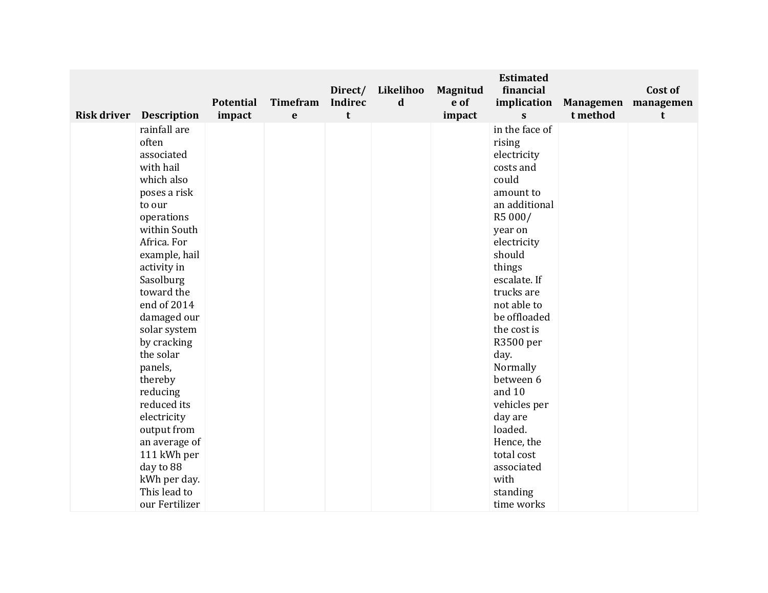| Risk driver | Description | Potential impact | Timeframe | Direct/ Indirect | Likelihood | Magnitude of impact | Estimated financial implications | Management method | Cost of management |
|---|---|---|---|---|---|---|---|---|---|
| | rainfall are often associated with hail which also poses a risk to our operations within South Africa. For example, hail activity in Sasolburg toward the end of 2014 damaged our solar system by cracking the solar panels, thereby reducing reduced its electricity output from an average of 111 kWh per day to 88 kWh per day. This lead to our Fertilizer | | | | | | in the face of rising electricity costs and could amount to an additional R5 000/ year on electricity should things escalate. If trucks are not able to be offloaded the cost is R3500 per day. Normally between 6 and 10 vehicles per day are loaded. Hence, the total cost associated with standing time works | | |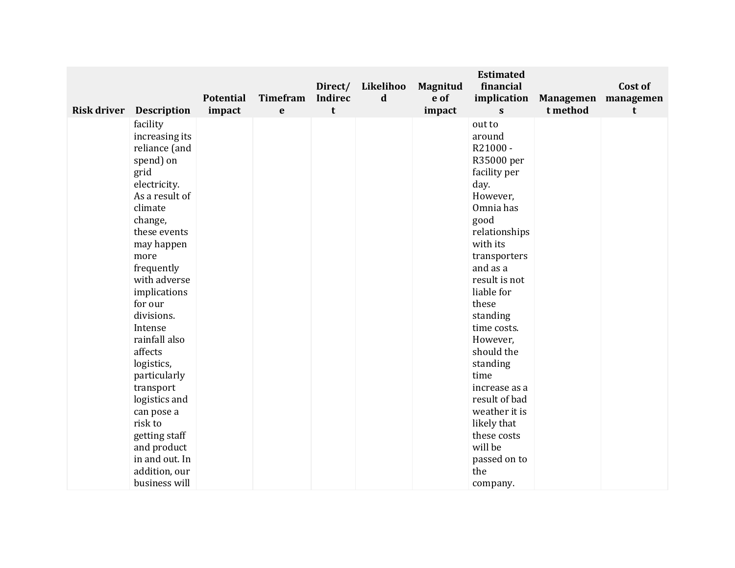| Risk driver | Description | Potential impact | Timeframe | Direct/ Indirect | Likelihood | Magnitude of impact | Estimated financial implications | Management method | Cost of management |
|---|---|---|---|---|---|---|---|---|---|
| | facility increasing its reliance (and spend) on grid electricity. As a result of climate change, these events may happen more frequently with adverse implications for our divisions. Intense rainfall also affects logistics, particularly transport logistics and can pose a risk to getting staff and product in and out. In addition, our business will | | | | | | out to around R21000 - R35000 per facility per day. However, Omnia has good relationships with its transporters and as a result is not liable for these standing time costs. However, should the standing time increase as a result of bad weather it is likely that these costs will be passed on to the company. | | |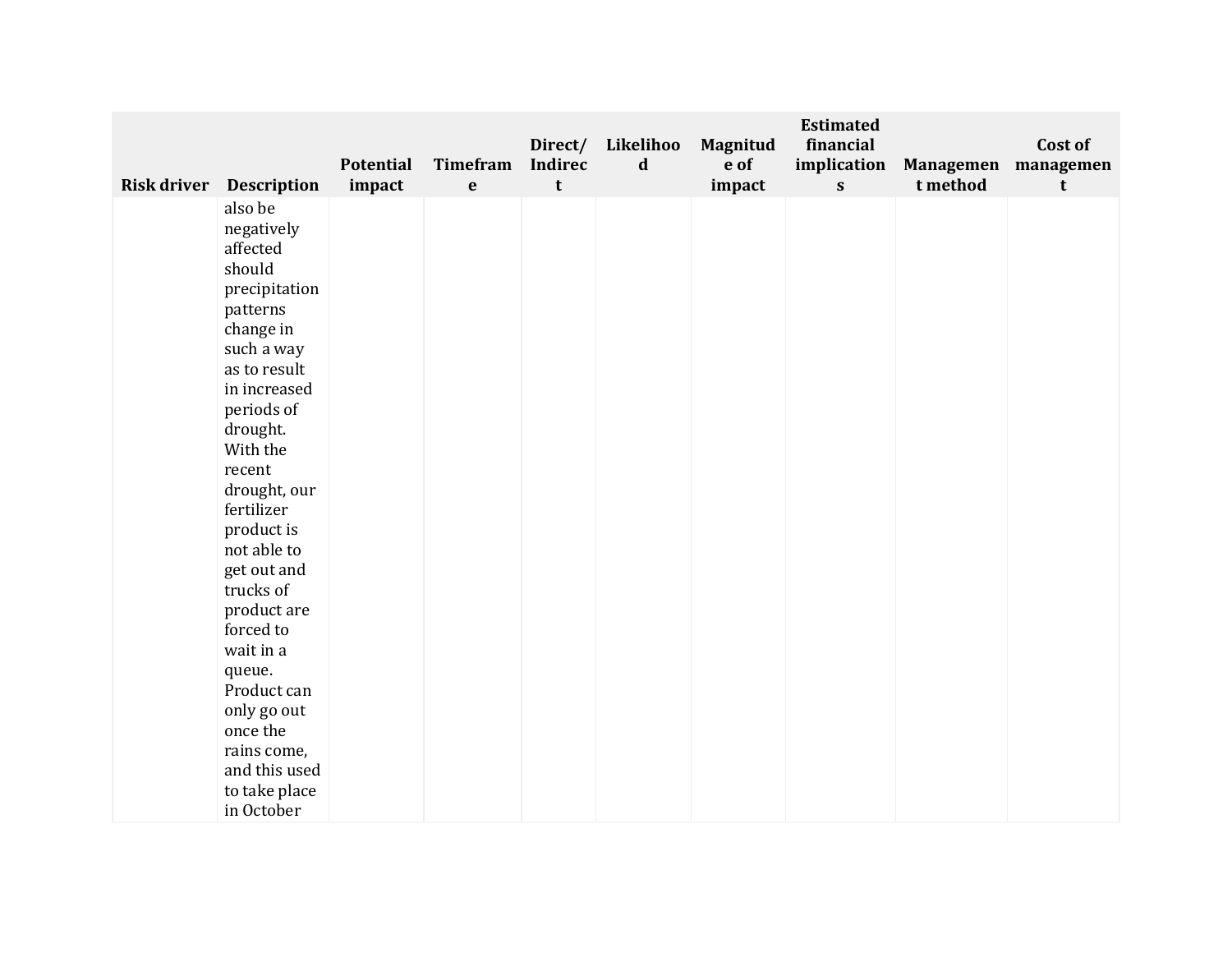| Risk driver | Description | Potential impact | Timeframe | Direct/ Indirect | Likelihood | Magnitude of impact | Estimated financial implications | Management method | Cost of management |
|---|---|---|---|---|---|---|---|---|---|
| | also be negatively affected should precipitation patterns change in such a way as to result in increased periods of drought. With the recent drought, our fertilizer product is not able to get out and trucks of product are forced to wait in a queue. Product can only go out once the rains come, and this used to take place in October | | | | | | | | |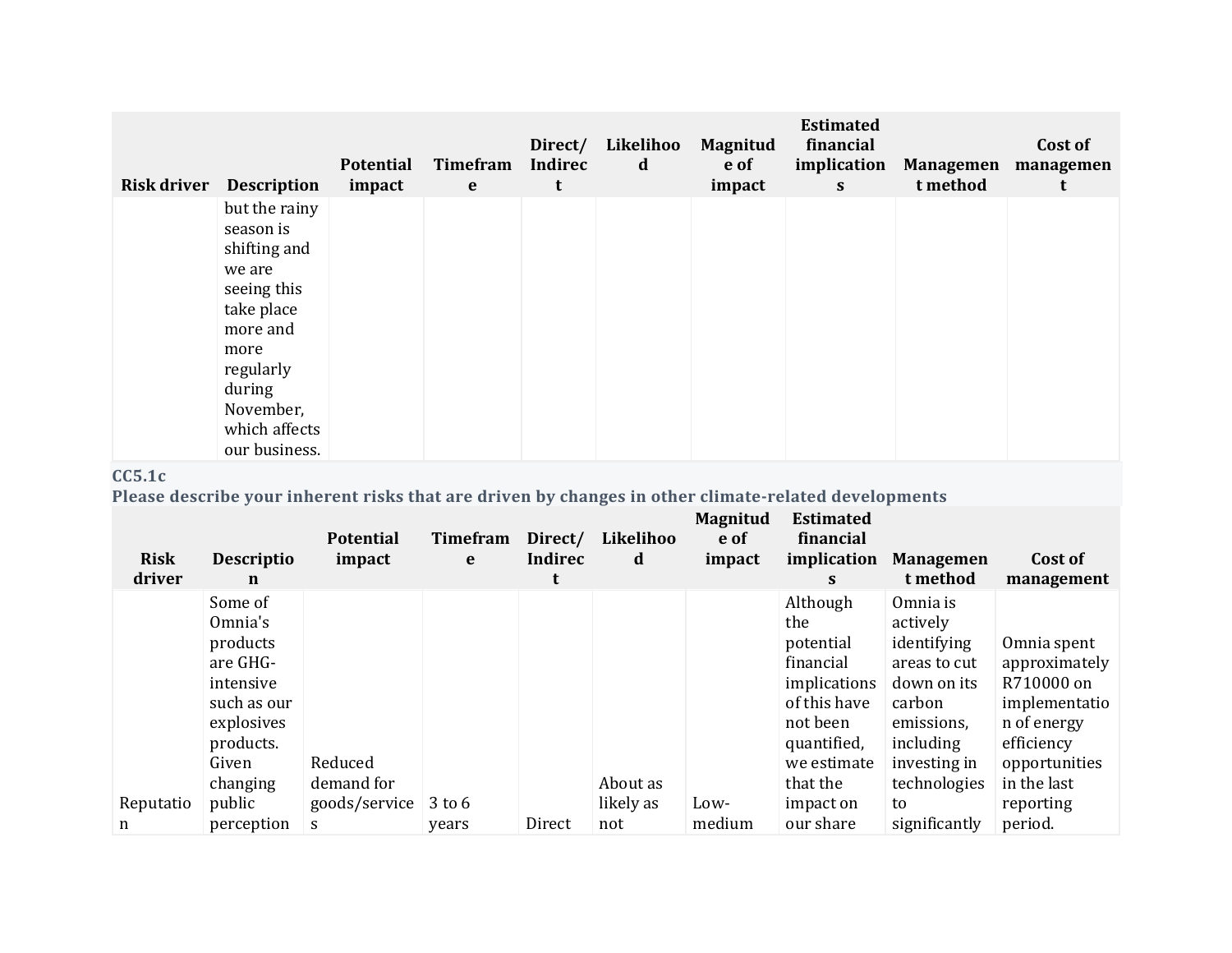| Risk driver | Description | Potential impact | Timeframe | Direct/ Indirect | Likelihood | Magnitude of impact | Estimated financial implications | Management method | Cost of management |
|---|---|---|---|---|---|---|---|---|---|
| | but the rainy season is shifting and we are seeing this take place more and more regularly during November, which affects our business. | | | | | | | | |

### CC5.1c
**Please describe your inherent risks that are driven by changes in other climate-related developments**

| Risk driver | Description | Potential impact | Timeframe | Direct/ Indirect | Likelihood | Magnitude of impact | Estimated financial implications | Management method | Cost of management |
|---|---|---|---|---|---|---|---|---|---|
| Reputation | Some of Omnia's products are GHG-intensive such as our explosives products. Given changing public perception | Reduced demand for goods/services | 3 to 6 years | Direct | About as likely as not | Low-medium | Although the potential financial implications of this have not been quantified, we estimate that the impact on our share | Omnia is actively identifying areas to cut down on its carbon emissions, including investing in technologies to significantly | Omnia spent approximately R710000 on implementation of energy efficiency opportunities in the last reporting period. |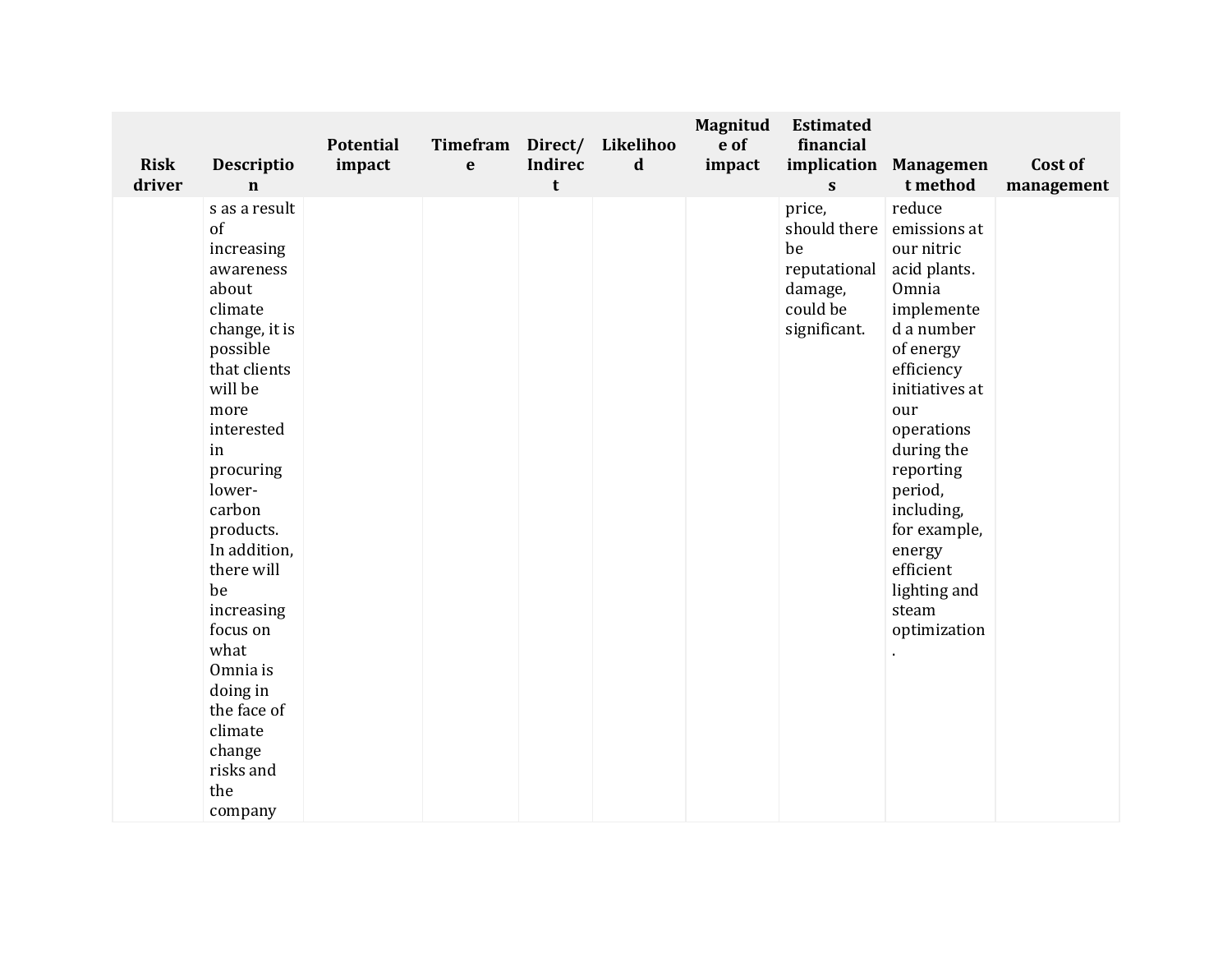| Risk driver | Description | Potential impact | Timeframe | Direct/ Indirect | Likelihood | Magnitude of impact | Estimated financial implications | Management method | Cost of management |
|---|---|---|---|---|---|---|---|---|---|
| | s as a result of increasing awareness about climate change, it is possible that clients will be more interested in procuring lower-carbon products. In addition, there will be increasing focus on what Omnia is doing in the face of climate change risks and the company | | | | | | price, should there be reputational damage, could be significant. | reduce emissions at our nitric acid plants. Omnia implemented a number of energy efficiency initiatives at our operations during the reporting period, including, for example, energy efficient lighting and steam optimization. | |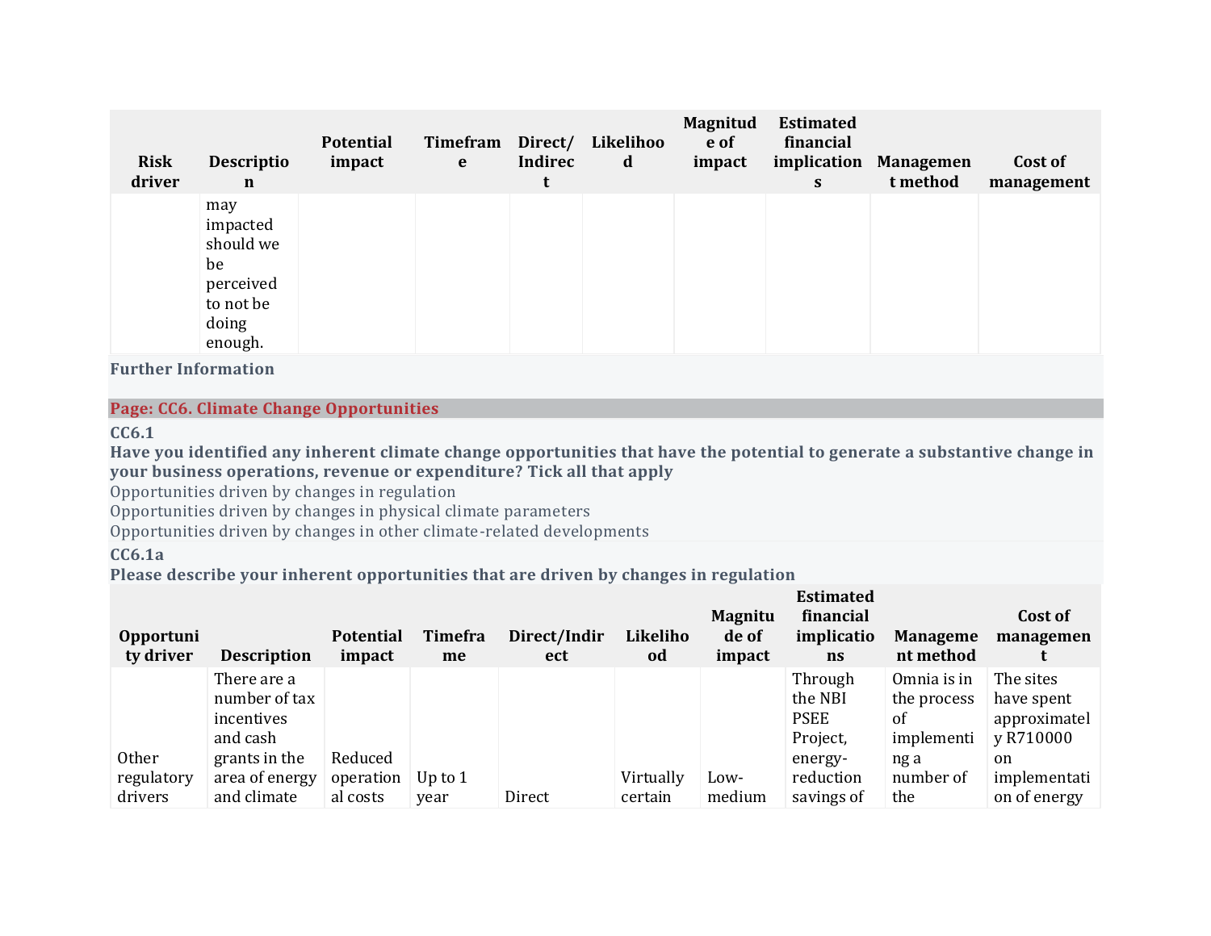| Risk driver | Description | Potential impact | Timeframe | Direct/Indirect | Likelihood | Magnitude of impact | Estimated financial implications | Management method | Cost of management |
|---|---|---|---|---|---|---|---|---|---|
| | may impacted should we be perceived to not be doing enough. | | | | | | | | |

**Further Information**

## Page: CC6. Climate Change Opportunities

**CC6.1**

**Have you identified any inherent climate change opportunities that have the potential to generate a substantive change in your business operations, revenue or expenditure? Tick all that apply**

Opportunities driven by changes in regulation

Opportunities driven by changes in physical climate parameters

Opportunities driven by changes in other climate-related developments

**CC6.1a**

**Please describe your inherent opportunities that are driven by changes in regulation**

| Opportunity driver | Description | Potential impact | Timeframe | Direct/Indirect | Likelihood | Magnitude of impact | Estimated financial implications | Management method | Cost of management |
|---|---|---|---|---|---|---|---|---|---|
| Other regulatory drivers | There are a number of tax incentives and cash grants in the area of energy and climate | Reduced operational costs | Up to 1 year | Direct | Virtually certain | Low-medium | Through the NBI PSEE Project, energy-reduction savings of | Omnia is in the process of implementing a number of the | The sites have spent approximately R710000 on implementation of energy |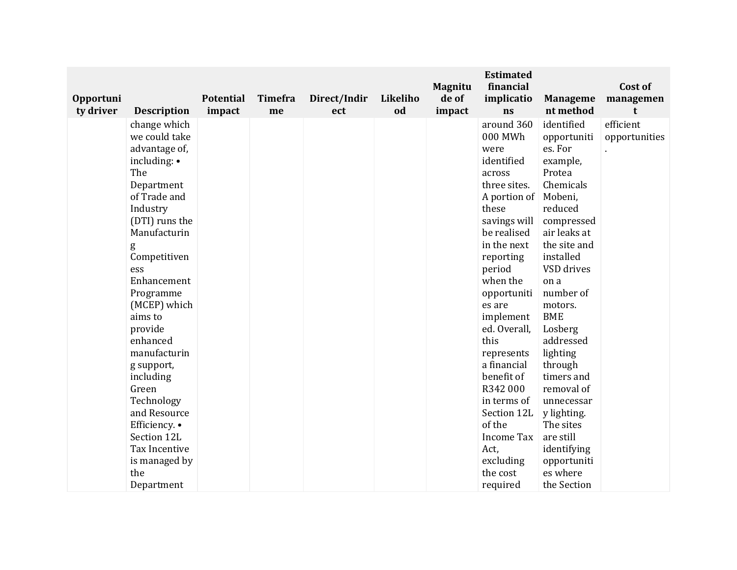| Opportunity driver | Description | Potential impact | Timeframe | Direct/Indirect | Likelihood | Magnitude of impact | Estimated financial implications | Management method | Cost of management |
|---|---|---|---|---|---|---|---|---|---|
| | change which we could take advantage of, including: • The Department of Trade and Industry (DTI) runs the Manufacturing Competitiveness Enhancement Programme (MCEP) which aims to provide enhanced manufacturing support, including Green Technology and Resource Efficiency. • Section 12L Tax Incentive is managed by the Department | | | | | | around 360 000 MWh were identified across three sites. A portion of these savings will be realised in the next reporting period when the opportunities are implemented. Overall, this represents a financial benefit of R342 000 in terms of Section 12L of the Income Tax Act, excluding the cost required | identified opportunities. For example, Protea Chemicals Mobeni, reduced compressed air leaks at the site and installed VSD drives on a number of motors. BME Losberg addressed lighting through timers and removal of unnecessary lighting. The sites are still identifying opportunities where the Section | efficient opportunities. |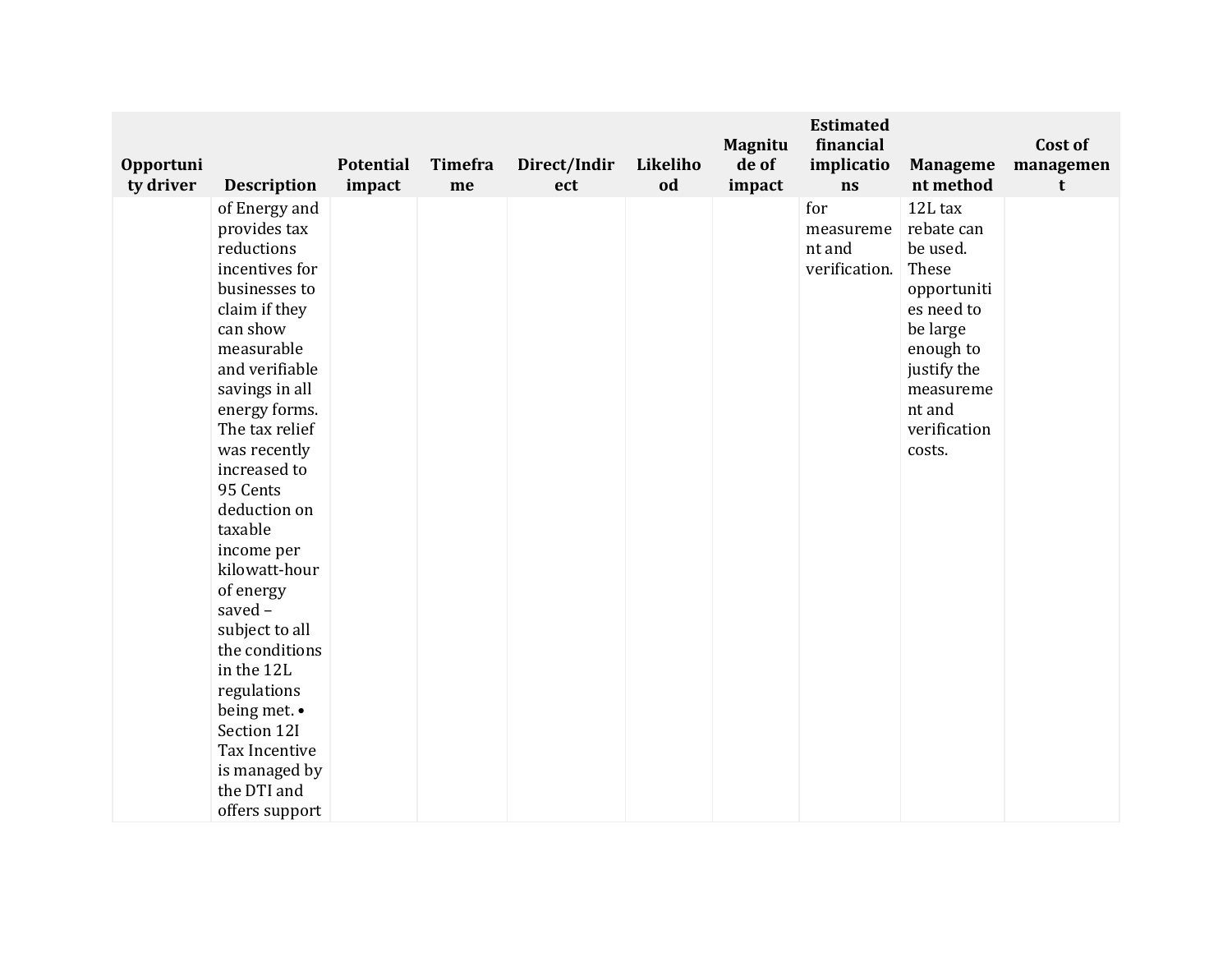| Opportunity driver | Description | Potential impact | Timeframe | Direct/Indirect | Likelihood | Magnitude of impact | Estimated financial implications | Management method | Cost of management |
|---|---|---|---|---|---|---|---|---|---|
| | of Energy and provides tax reductions incentives for businesses to claim if they can show measurable and verifiable savings in all energy forms. The tax relief was recently increased to 95 Cents deduction on taxable income per kilowatt-hour of energy saved – subject to all the conditions in the 12L regulations being met. • Section 12I Tax Incentive is managed by the DTI and offers support | | | | | | for measurement and verification. | 12L tax rebate can be used. These opportunities need to be large enough to justify the measurement and verification costs. | |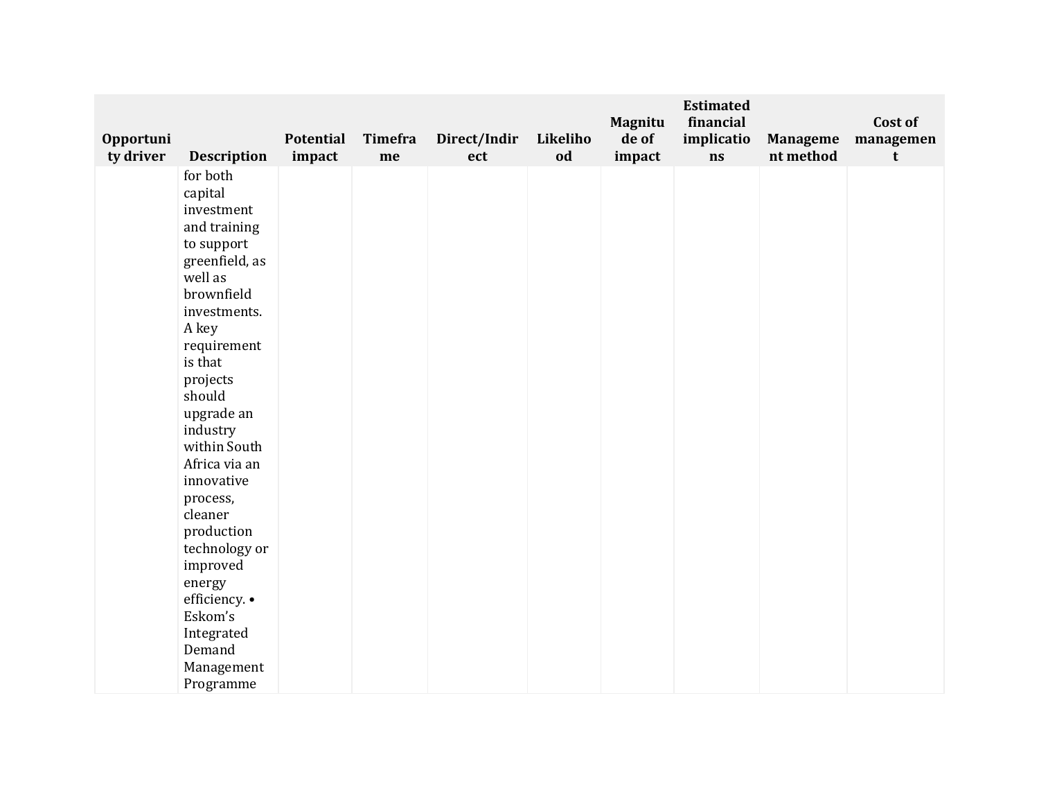| Opportunity driver | Description | Potential impact | Timeframe | Direct/Indirect | Likelihood | Magnitude of impact | Estimated financial implications | Management method | Cost of management |
|---|---|---|---|---|---|---|---|---|---|
| | for both capital investment and training to support greenfield, as well as brownfield investments. A key requirement is that projects should upgrade an industry within South Africa via an innovative process, cleaner production technology or improved energy efficiency. • Eskom's Integrated Demand Management Programme | | | | | | | | |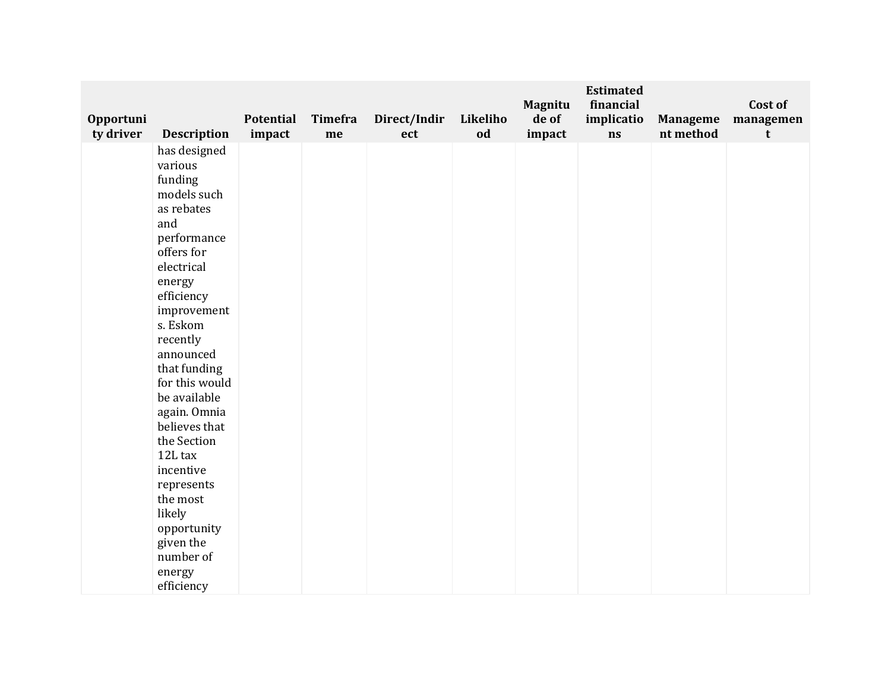| Opportunity driver | Description | Potential impact | Timeframe | Direct/Indirect | Likelihood | Magnitude of impact | Estimated financial implications | Management method | Cost of management |
|---|---|---|---|---|---|---|---|---|---|
| | has designed various funding models such as rebates and performance offers for electrical energy efficiency improvements. Eskom recently announced that funding for this would be available again. Omnia believes that the Section 12L tax incentive represents the most likely opportunity given the number of energy efficiency | | | | | | | | |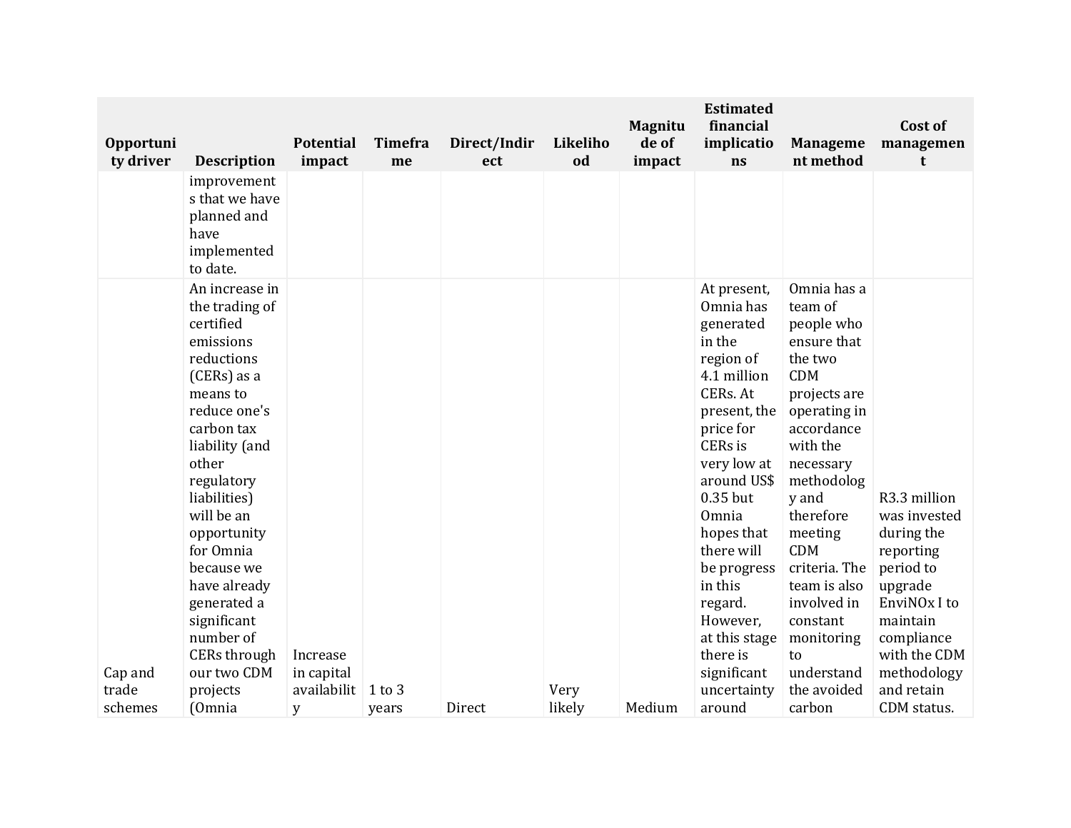| Opportunity driver | Description | Potential impact | Timeframe | Direct/Indirect | Likelihood | Magnitude of impact | Estimated financial implications | Management method | Cost of management |
|---|---|---|---|---|---|---|---|---|---|
| | improvements that we have planned and have implemented to date. | | | | | | | | |
| Cap and trade schemes | An increase in the trading of certified emissions reductions (CERs) as a means to reduce one's carbon tax liability (and other regulatory liabilities) will be an opportunity for Omnia because we have already generated a significant number of CERs through our two CDM projects (Omnia | Increase in capital availability | 1 to 3 years | Direct | Very likely | Medium | At present, Omnia has generated in the region of 4.1 million CERs. At present, the price for CERs is very low at around US$ 0.35 but Omnia hopes that there will be progress in this regard. However, at this stage there is significant uncertainty around | Omnia has a team of people who ensure that the two CDM projects are operating in accordance with the necessary methodology and therefore meeting CDM criteria. The team is also involved in constant monitoring to understand the avoided carbon | R3.3 million was invested during the reporting period to upgrade EnviNOx I to maintain compliance with the CDM methodology and retain CDM status. |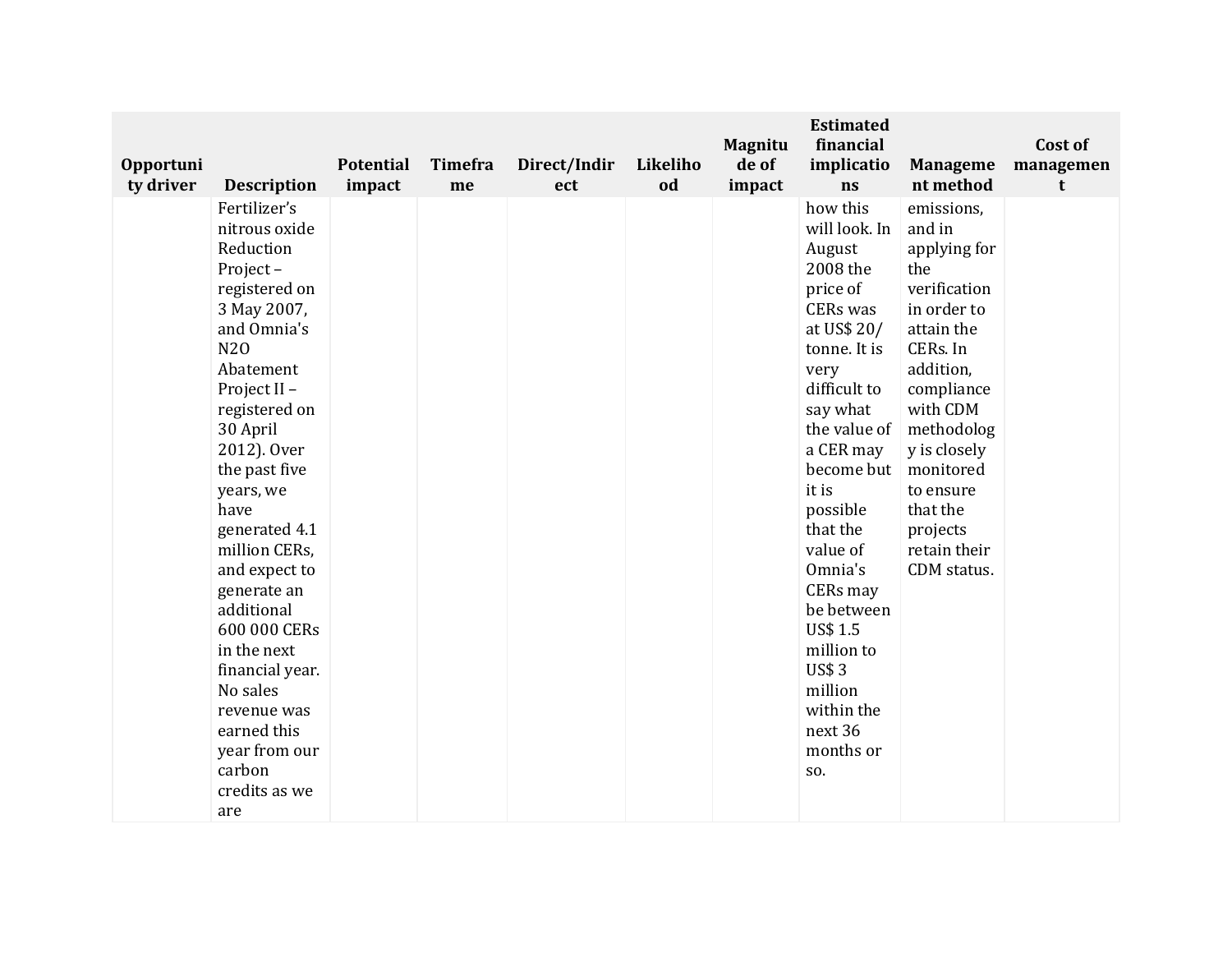| Opportunity driver | Description | Potential impact | Timeframe | Direct/Indirect | Likelihood | Magnitude of impact | Estimated financial implications | Management method | Cost of management |
|---|---|---|---|---|---|---|---|---|---|
| | Fertilizer's nitrous oxide Reduction Project – registered on 3 May 2007, and Omnia's N2O Abatement Project II – registered on 30 April 2012). Over the past five years, we have generated 4.1 million CERs, and expect to generate an additional 600 000 CERs in the next financial year. No sales revenue was earned this year from our carbon credits as we are | | | | | | how this will look. In August 2008 the price of CERs was at US$ 20/ tonne. It is very difficult to say what the value of a CER may become but it is possible that the value of Omnia's CERs may be between US$ 1.5 million to US$ 3 million within the next 36 months or so. | emissions, and in applying for the verification in order to attain the CERs. In addition, compliance with CDM methodology is closely monitored to ensure that the projects retain their CDM status. | |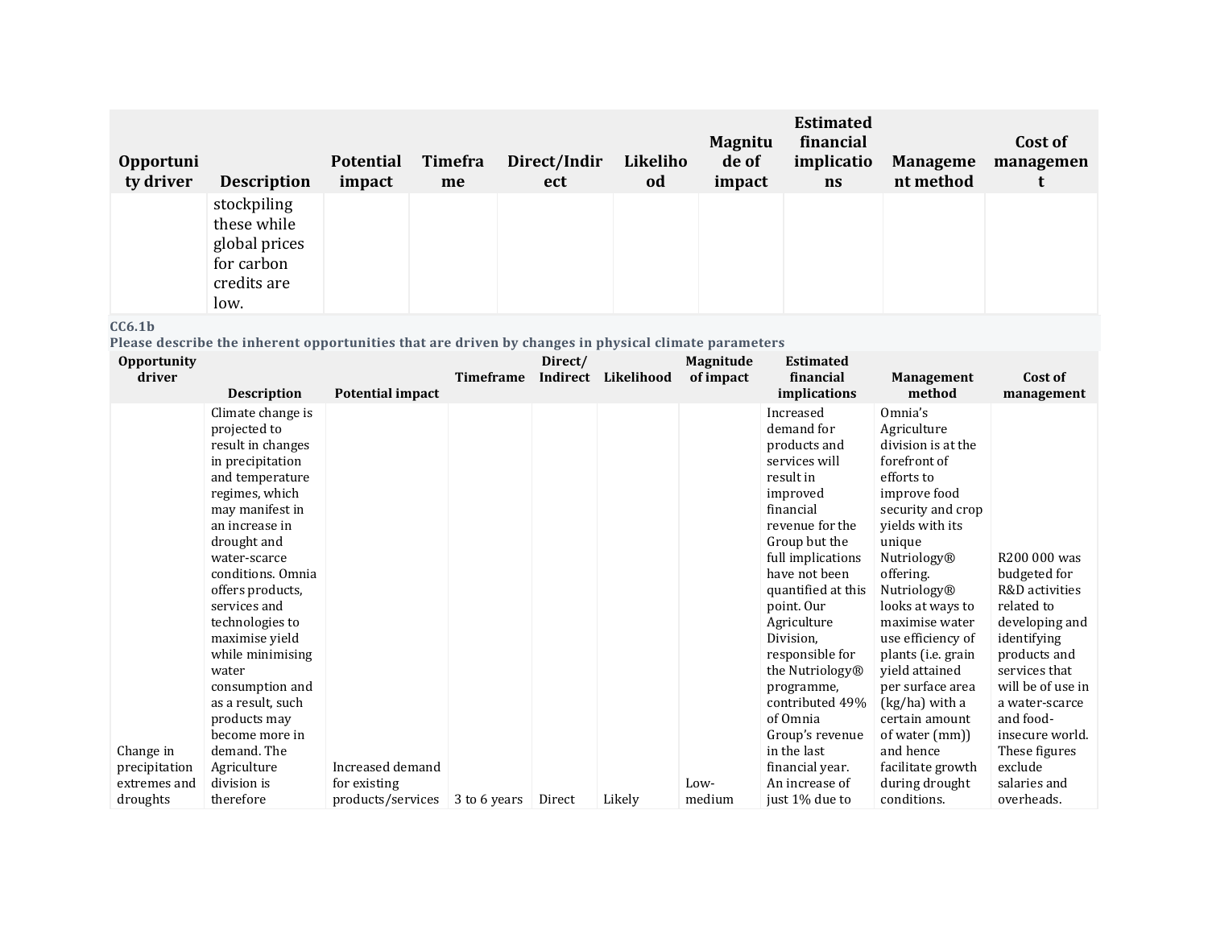| Opportunity driver | Description | Potential impact | Timeframe | Direct/Indirect | Likelihood | Magnitude of impact | Estimated financial implications | Management method | Cost of management |
|---|---|---|---|---|---|---|---|---|---|
| | stockpiling these while global prices for carbon credits are low. | | | | | | | | |

**CC6.1b**

**Please describe the inherent opportunities that are driven by changes in physical climate parameters**

| Opportunity driver | Description | Potential impact | Timeframe | Direct/ Indirect | Likelihood | Magnitude of impact | Estimated financial implications | Management method | Cost of management |
|---|---|---|---|---|---|---|---|---|---|
| Change in precipitation extremes and droughts | Climate change is projected to result in changes in precipitation and temperature regimes, which may manifest in an increase in drought and water-scarce conditions. Omnia offers products, services and technologies to maximise yield while minimising water consumption and as a result, such products may become more in demand. The Agriculture division is therefore | Increased demand for existing products/services | 3 to 6 years | Direct | Likely | Low-medium | Increased demand for products and services will result in improved financial revenue for the Group but the full implications have not been quantified at this point. Our Agriculture Division, responsible for the Nutriology® programme, contributed 49% of Omnia Group's revenue in the last financial year. An increase of just 1% due to | Omnia's Agriculture division is at the forefront of efforts to improve food security and crop yields with its unique Nutriology® offering. Nutriology® looks at ways to maximise water use efficiency of plants (i.e. grain yield attained per surface area (kg/ha) with a certain amount of water (mm)) and hence facilitate growth during drought conditions. | R200 000 was budgeted for R&D activities related to developing and identifying products and services that will be of use in a water-scarce and food-insecure world. These figures exclude salaries and overheads. |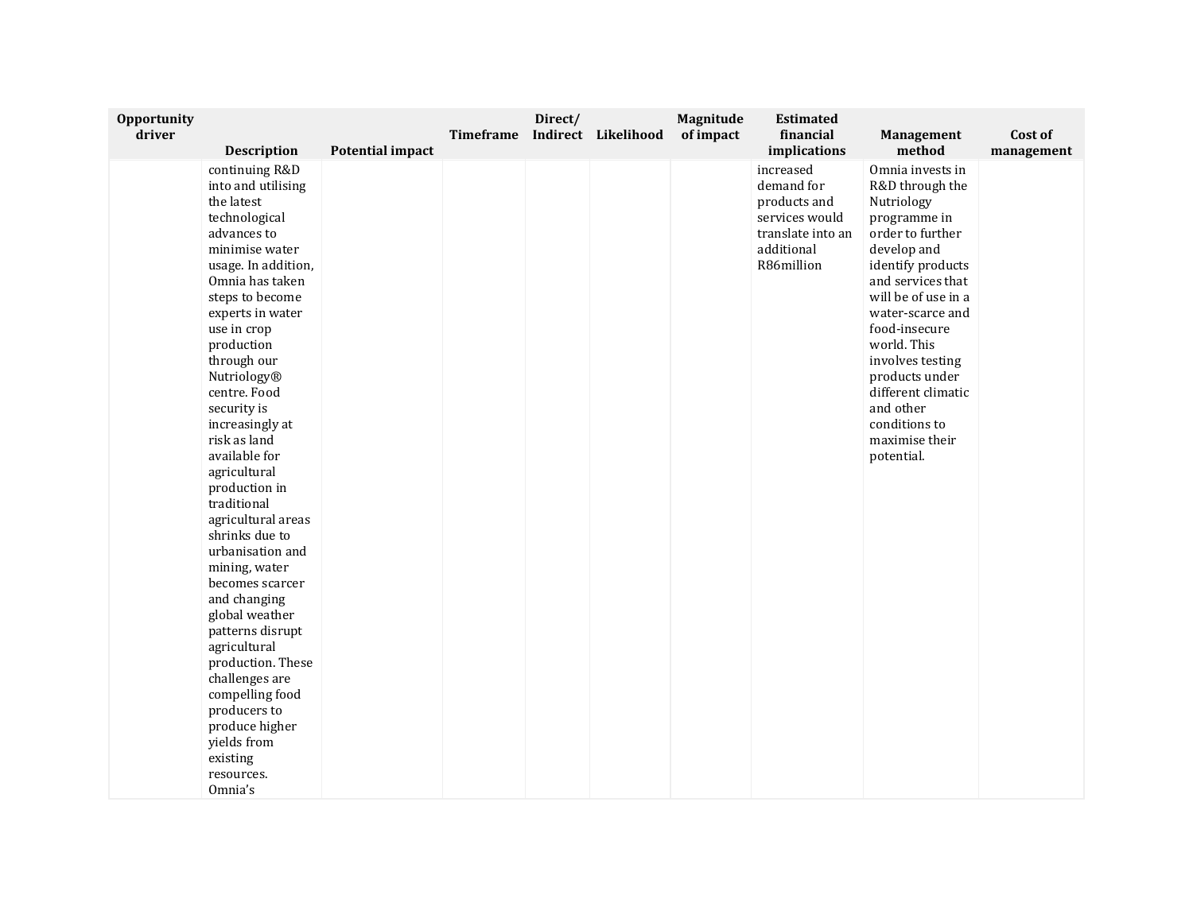| Opportunity driver | Description | Potential impact | Timeframe | Direct/ Indirect | Likelihood | Magnitude of impact | Estimated financial implications | Management method | Cost of management |
|---|---|---|---|---|---|---|---|---|---|
| | continuing R&D into and utilising the latest technological advances to minimise water usage. In addition, Omnia has taken steps to become experts in water use in crop production through our Nutriology® centre. Food security is increasingly at risk as land available for agricultural production in traditional agricultural areas shrinks due to urbanisation and mining, water becomes scarcer and changing global weather patterns disrupt agricultural production. These challenges are compelling food producers to produce higher yields from existing resources. Omnia's | | | | | | increased demand for products and services would translate into an additional R86million | Omnia invests in R&D through the Nutriology programme in order to further develop and identify products and services that will be of use in a water-scarce and food-insecure world. This involves testing products under different climatic and other conditions to maximise their potential. | |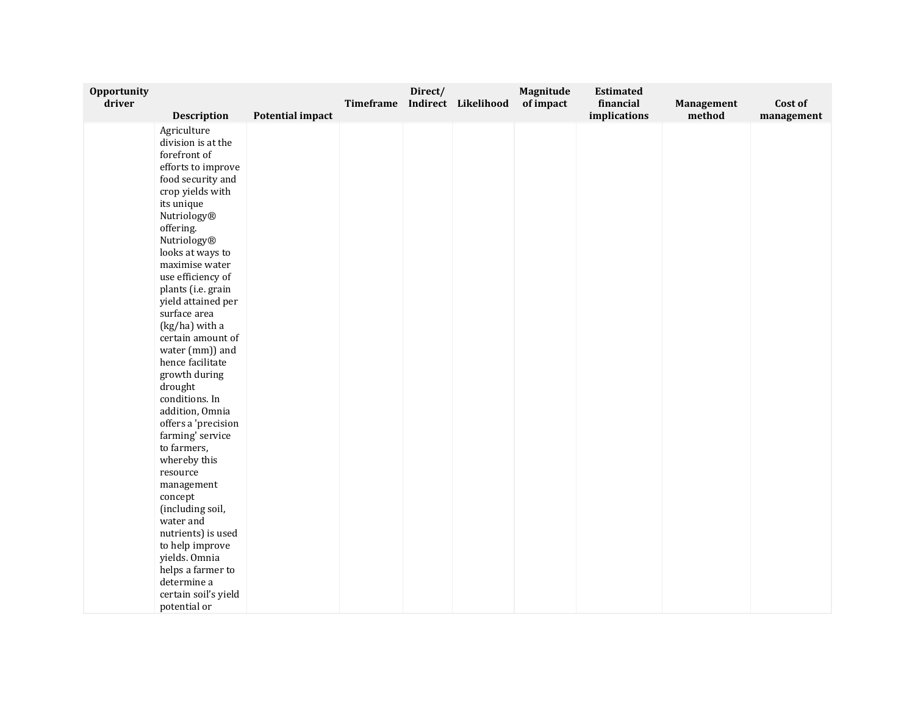| Opportunity driver | Description | Potential impact | Timeframe | Direct/ Indirect | Likelihood | Magnitude of impact | Estimated financial implications | Management method | Cost of management |
|---|---|---|---|---|---|---|---|---|---|
| | Agriculture division is at the forefront of efforts to improve food security and crop yields with its unique Nutriology® offering. Nutriology® looks at ways to maximise water use efficiency of plants (i.e. grain yield attained per surface area (kg/ha) with a certain amount of water (mm)) and hence facilitate growth during drought conditions. In addition, Omnia offers a 'precision farming' service to farmers, whereby this resource management concept (including soil, water and nutrients) is used to help improve yields. Omnia helps a farmer to determine a certain soil's yield potential or | | | | | | | | |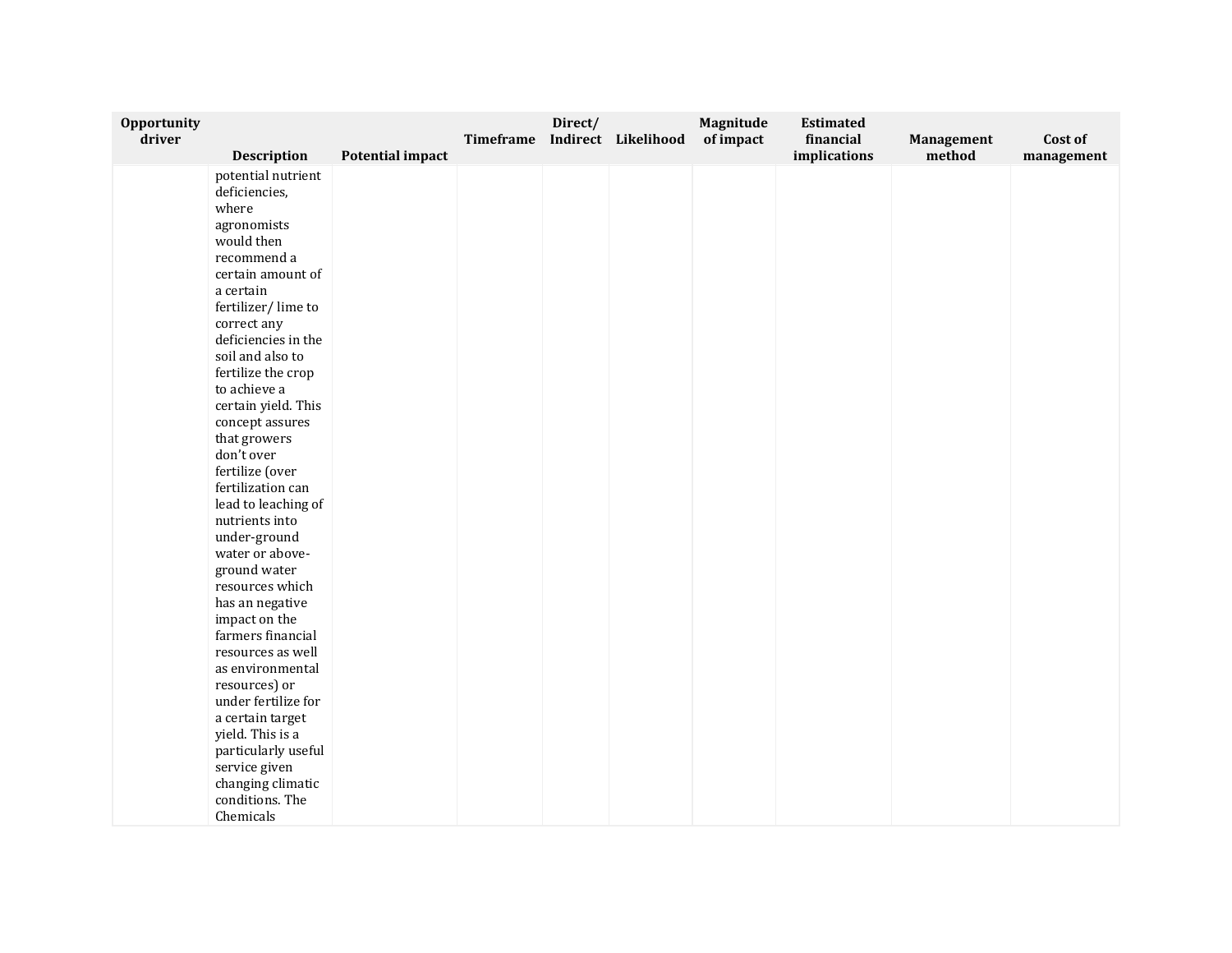| Opportunity driver | Description | Potential impact | Timeframe | Direct/ Indirect | Likelihood | Magnitude of impact | Estimated financial implications | Management method | Cost of management |
|---|---|---|---|---|---|---|---|---|---|
| | potential nutrient deficiencies, where agronomists would then recommend a certain amount of a certain fertilizer/ lime to correct any deficiencies in the soil and also to fertilize the crop to achieve a certain yield. This concept assures that growers don't over fertilize (over fertilization can lead to leaching of nutrients into under-ground water or above-ground water resources which has an negative impact on the farmers financial resources as well as environmental resources) or under fertilize for a certain target yield. This is a particularly useful service given changing climatic conditions. The Chemicals | | | | | | | | |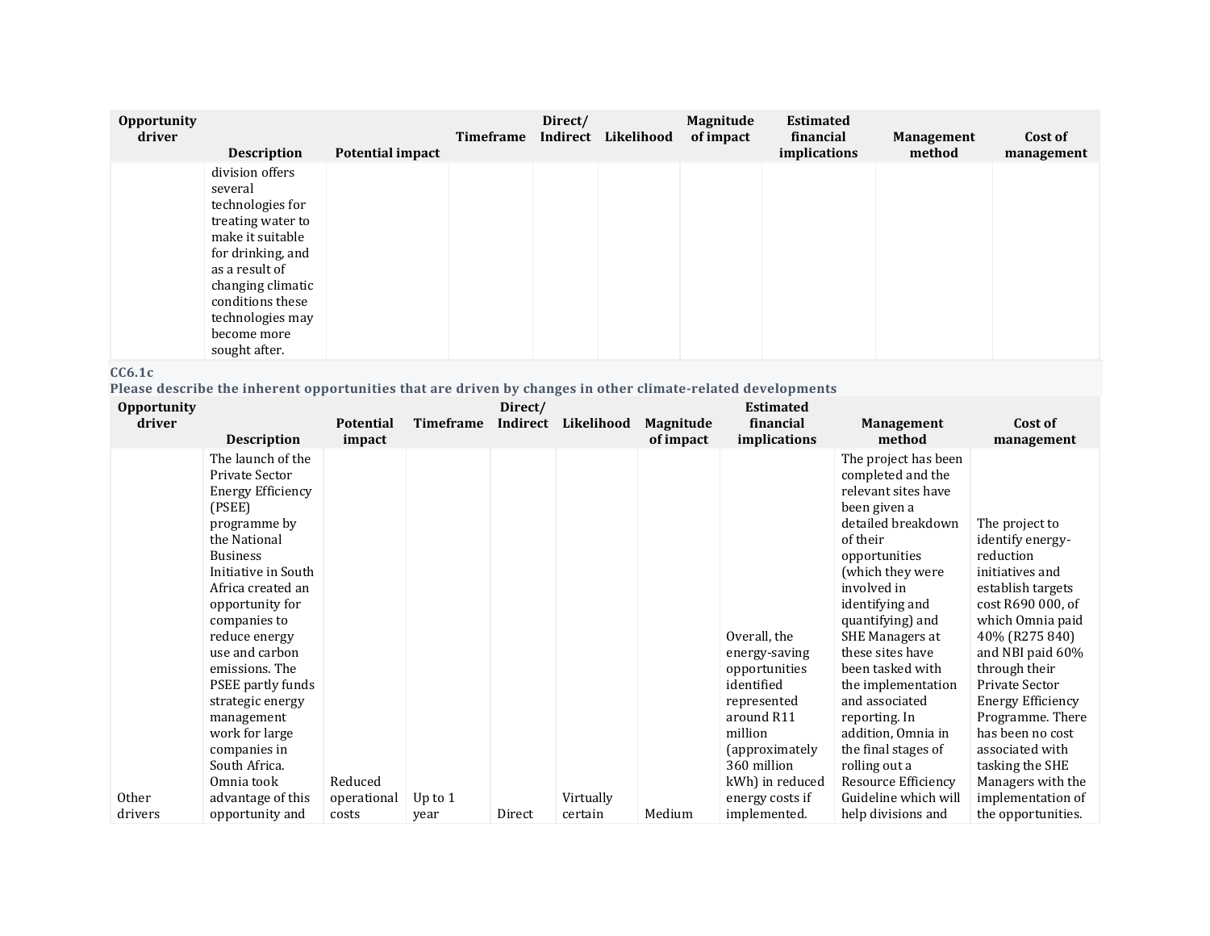| Opportunity driver | Description | Potential impact | Timeframe | Direct/ Indirect | Likelihood | Magnitude of impact | Estimated financial implications | Management method | Cost of management |
|---|---|---|---|---|---|---|---|---|---|
| | division offers several technologies for treating water to make it suitable for drinking, and as a result of changing climatic conditions these technologies may become more sought after. | | | | | | | | |

**CC6.1c**

**Please describe the inherent opportunities that are driven by changes in other climate-related developments**

| Opportunity driver | Description | Potential impact | Timeframe | Direct/ Indirect | Likelihood | Magnitude of impact | Estimated financial implications | Management method | Cost of management |
|---|---|---|---|---|---|---|---|---|---|
| Other drivers | The launch of the Private Sector Energy Efficiency (PSEE) programme by the National Business Initiative in South Africa created an opportunity for companies to reduce energy use and carbon emissions. The PSEE partly funds strategic energy management work for large companies in South Africa. Omnia took advantage of this opportunity and | Reduced operational costs | Up to 1 year | Direct | Virtually certain | Medium | Overall, the energy-saving opportunities identified represented around R11 million (approximately 360 million kWh) in reduced energy costs if implemented. | The project has been completed and the relevant sites have been given a detailed breakdown of their opportunities (which they were involved in identifying and quantifying) and SHE Managers at these sites have been tasked with the implementation and associated reporting. In addition, Omnia in the final stages of rolling out a Resource Efficiency Guideline which will help divisions and | The project to identify energy-reduction initiatives and establish targets cost R690 000, of which Omnia paid 40% (R275 840) and NBI paid 60% through their Private Sector Energy Efficiency Programme. There has been no cost associated with tasking the SHE Managers with the implementation of the opportunities. |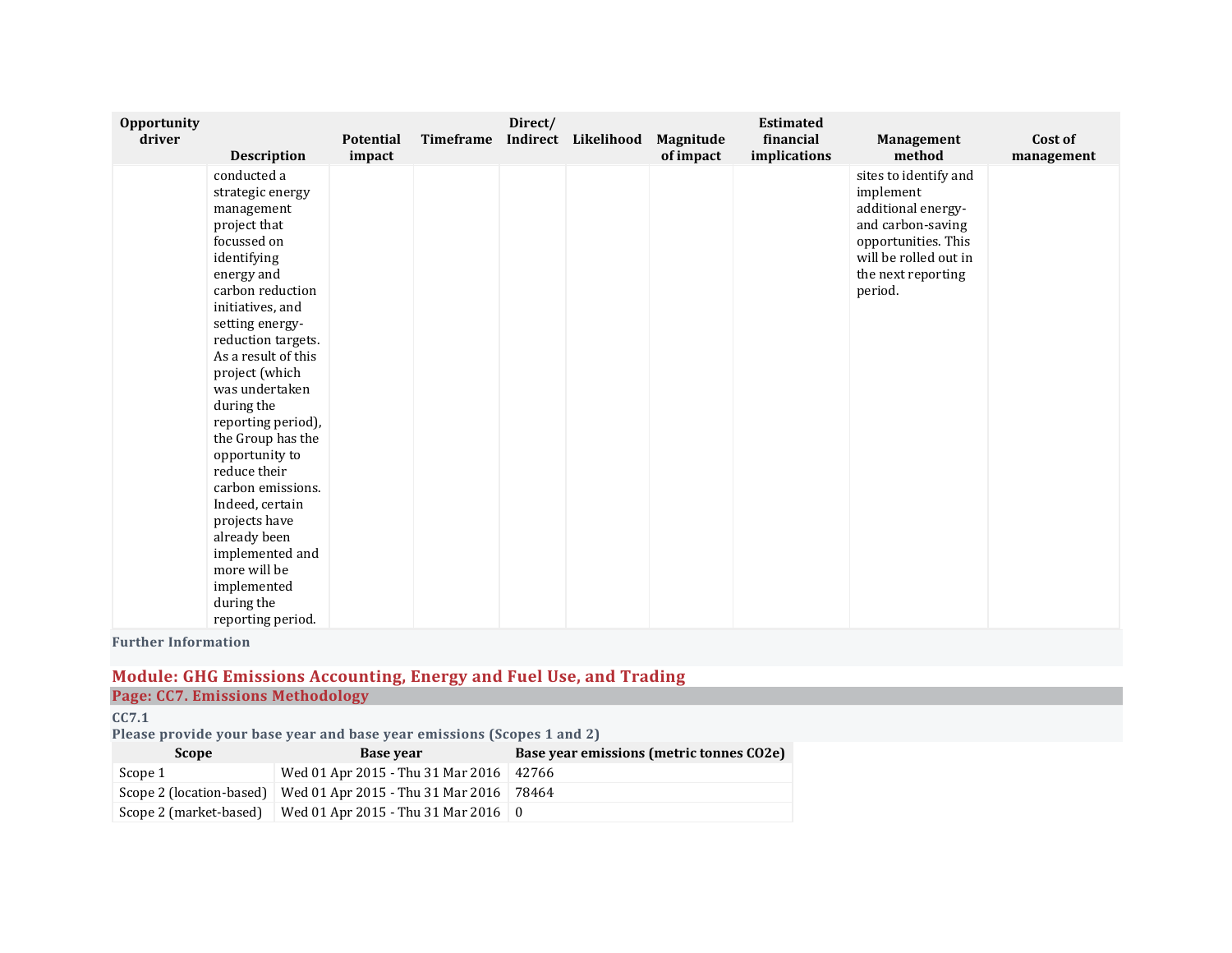| Opportunity driver | Description | Potential impact | Timeframe | Direct/ Indirect | Likelihood | Magnitude of impact | Estimated financial implications | Management method | Cost of management |
|---|---|---|---|---|---|---|---|---|---|
| | conducted a strategic energy management project that focussed on identifying energy and carbon reduction initiatives, and setting energy-reduction targets. As a result of this project (which was undertaken during the reporting period), the Group has the opportunity to reduce their carbon emissions. Indeed, certain projects have already been implemented and more will be implemented during the reporting period. | | | | | | | sites to identify and implement additional energy- and carbon-saving opportunities. This will be rolled out in the next reporting period. | |

**Further Information**

## Module: GHG Emissions Accounting, Energy and Fuel Use, and Trading

### Page: CC7. Emissions Methodology

**CC7.1**

**Please provide your base year and base year emissions (Scopes 1 and 2)**

| Scope | Base year | Base year emissions (metric tonnes CO2e) |
|---|---|---|
| Scope 1 | Wed 01 Apr 2015 - Thu 31 Mar 2016 | 42766 |
| Scope 2 (location-based) | Wed 01 Apr 2015 - Thu 31 Mar 2016 | 78464 |
| Scope 2 (market-based) | Wed 01 Apr 2015 - Thu 31 Mar 2016 | 0 |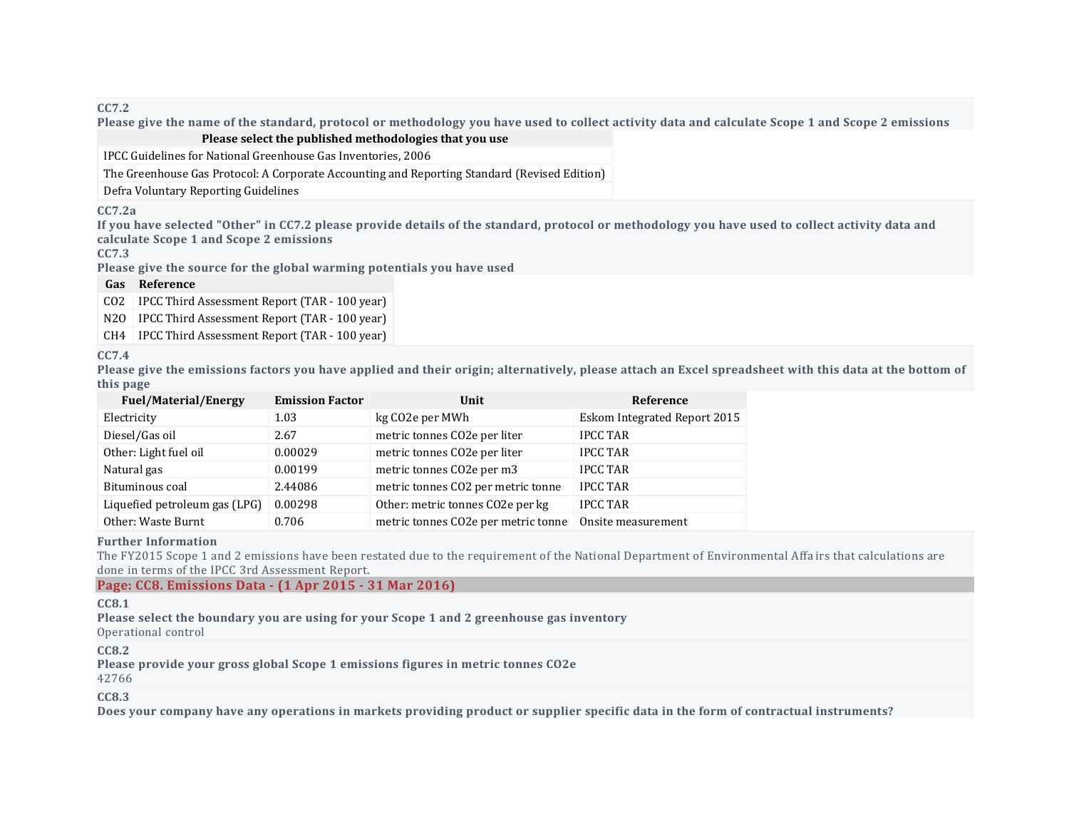**CC7.2**

**Please give the name of the standard, protocol or methodology you have used to collect activity data and calculate Scope 1 and Scope 2 emissions**

| Please select the published methodologies that you use |
|---|
| IPCC Guidelines for National Greenhouse Gas Inventories, 2006 |
| The Greenhouse Gas Protocol: A Corporate Accounting and Reporting Standard (Revised Edition) |
| Defra Voluntary Reporting Guidelines |

**CC7.2a**

**If you have selected "Other" in CC7.2 please provide details of the standard, protocol or methodology you have used to collect activity data and calculate Scope 1 and Scope 2 emissions**

**CC7.3**

**Please give the source for the global warming potentials you have used**

| Gas | Reference |
|---|---|
| CO2 | IPCC Third Assessment Report (TAR - 100 year) |
| N2O | IPCC Third Assessment Report (TAR - 100 year) |
| CH4 | IPCC Third Assessment Report (TAR - 100 year) |

**CC7.4**

**Please give the emissions factors you have applied and their origin; alternatively, please attach an Excel spreadsheet with this data at the bottom of this page**

| Fuel/Material/Energy | Emission Factor | Unit | Reference |
|---|---|---|---|
| Electricity | 1.03 | kg CO2e per MWh | Eskom Integrated Report 2015 |
| Diesel/Gas oil | 2.67 | metric tonnes CO2e per liter | IPCC TAR |
| Other: Light fuel oil | 0.00029 | metric tonnes CO2e per liter | IPCC TAR |
| Natural gas | 0.00199 | metric tonnes CO2e per m3 | IPCC TAR |
| Bituminous coal | 2.44086 | metric tonnes CO2 per metric tonne | IPCC TAR |
| Liquefied petroleum gas (LPG) | 0.00298 | Other: metric tonnes CO2e per kg | IPCC TAR |
| Other: Waste Burnt | 0.706 | metric tonnes CO2e per metric tonne | Onsite measurement |

**Further Information**

The FY2015 Scope 1 and 2 emissions have been restated due to the requirement of the National Department of Environmental Affairs that calculations are done in terms of the IPCC 3rd Assessment Report.

## Page: CC8. Emissions Data - (1 Apr 2015 - 31 Mar 2016)

**CC8.1**

**Please select the boundary you are using for your Scope 1 and 2 greenhouse gas inventory**

Operational control

**CC8.2**

**Please provide your gross global Scope 1 emissions figures in metric tonnes CO2e**

42766

**CC8.3**

**Does your company have any operations in markets providing product or supplier specific data in the form of contractual instruments?**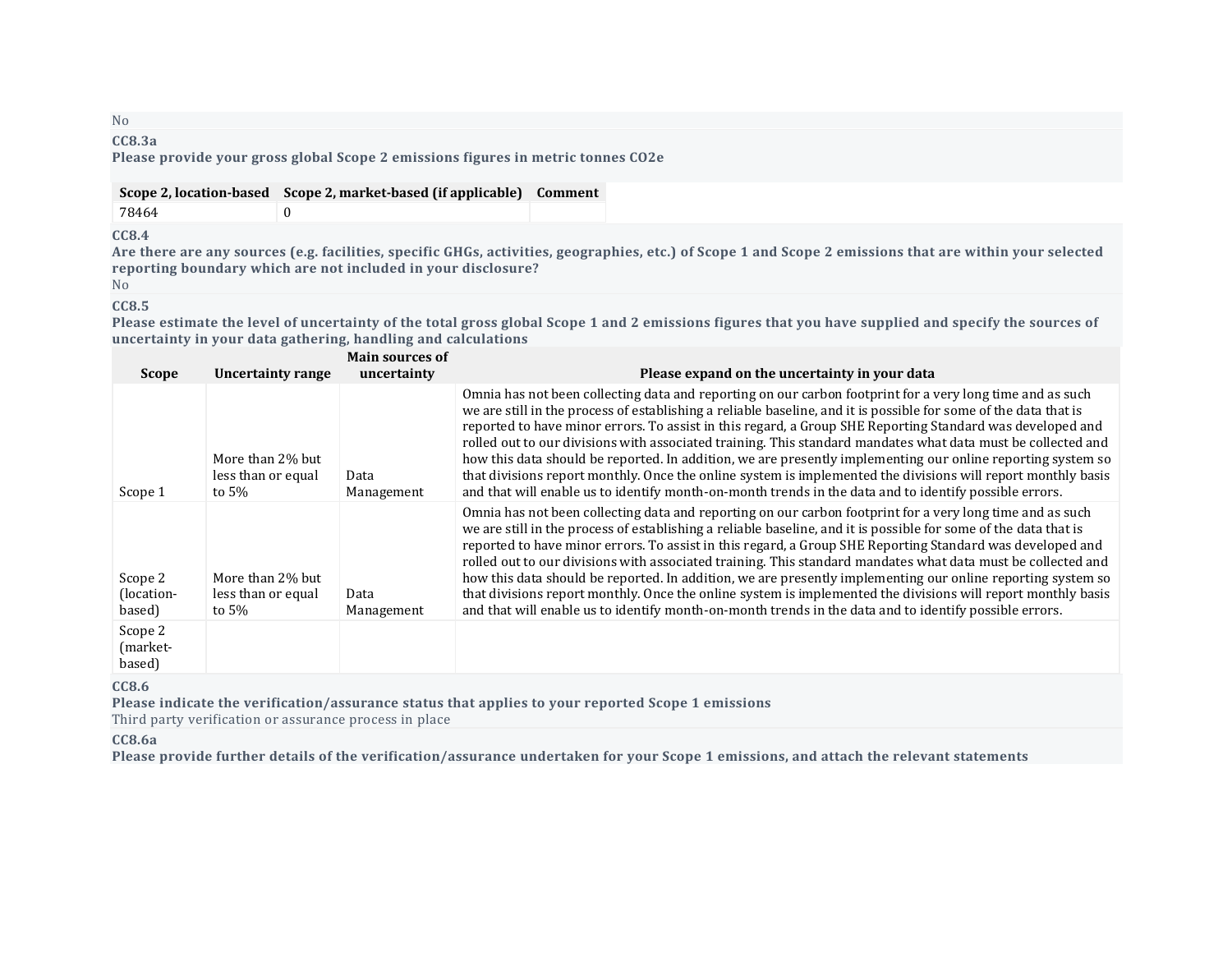No

**CC8.3a**

**Please provide your gross global Scope 2 emissions figures in metric tonnes CO2e**

| Scope 2, location-based | Scope 2, market-based (if applicable) | Comment |
|---|---|---|
| 78464 | 0 | |

**CC8.4**

**Are there are any sources (e.g. facilities, specific GHGs, activities, geographies, etc.) of Scope 1 and Scope 2 emissions that are within your selected reporting boundary which are not included in your disclosure?**

No

**CC8.5**

**Please estimate the level of uncertainty of the total gross global Scope 1 and 2 emissions figures that you have supplied and specify the sources of uncertainty in your data gathering, handling and calculations**

| Scope | Uncertainty range | Main sources of uncertainty | Please expand on the uncertainty in your data |
|---|---|---|---|
| Scope 1 | More than 2% but less than or equal to 5% | Data Management | Omnia has not been collecting data and reporting on our carbon footprint for a very long time and as such we are still in the process of establishing a reliable baseline, and it is possible for some of the data that is reported to have minor errors. To assist in this regard, a Group SHE Reporting Standard was developed and rolled out to our divisions with associated training. This standard mandates what data must be collected and how this data should be reported. In addition, we are presently implementing our online reporting system so that divisions report monthly. Once the online system is implemented the divisions will report monthly basis and that will enable us to identify month-on-month trends in the data and to identify possible errors. |
| Scope 2 (location-based) | More than 2% but less than or equal to 5% | Data Management | Omnia has not been collecting data and reporting on our carbon footprint for a very long time and as such we are still in the process of establishing a reliable baseline, and it is possible for some of the data that is reported to have minor errors. To assist in this regard, a Group SHE Reporting Standard was developed and rolled out to our divisions with associated training. This standard mandates what data must be collected and how this data should be reported. In addition, we are presently implementing our online reporting system so that divisions report monthly. Once the online system is implemented the divisions will report monthly basis and that will enable us to identify month-on-month trends in the data and to identify possible errors. |
| Scope 2 (market-based) | | | |

**CC8.6**

**Please indicate the verification/assurance status that applies to your reported Scope 1 emissions**

Third party verification or assurance process in place

**CC8.6a**

**Please provide further details of the verification/assurance undertaken for your Scope 1 emissions, and attach the relevant statements**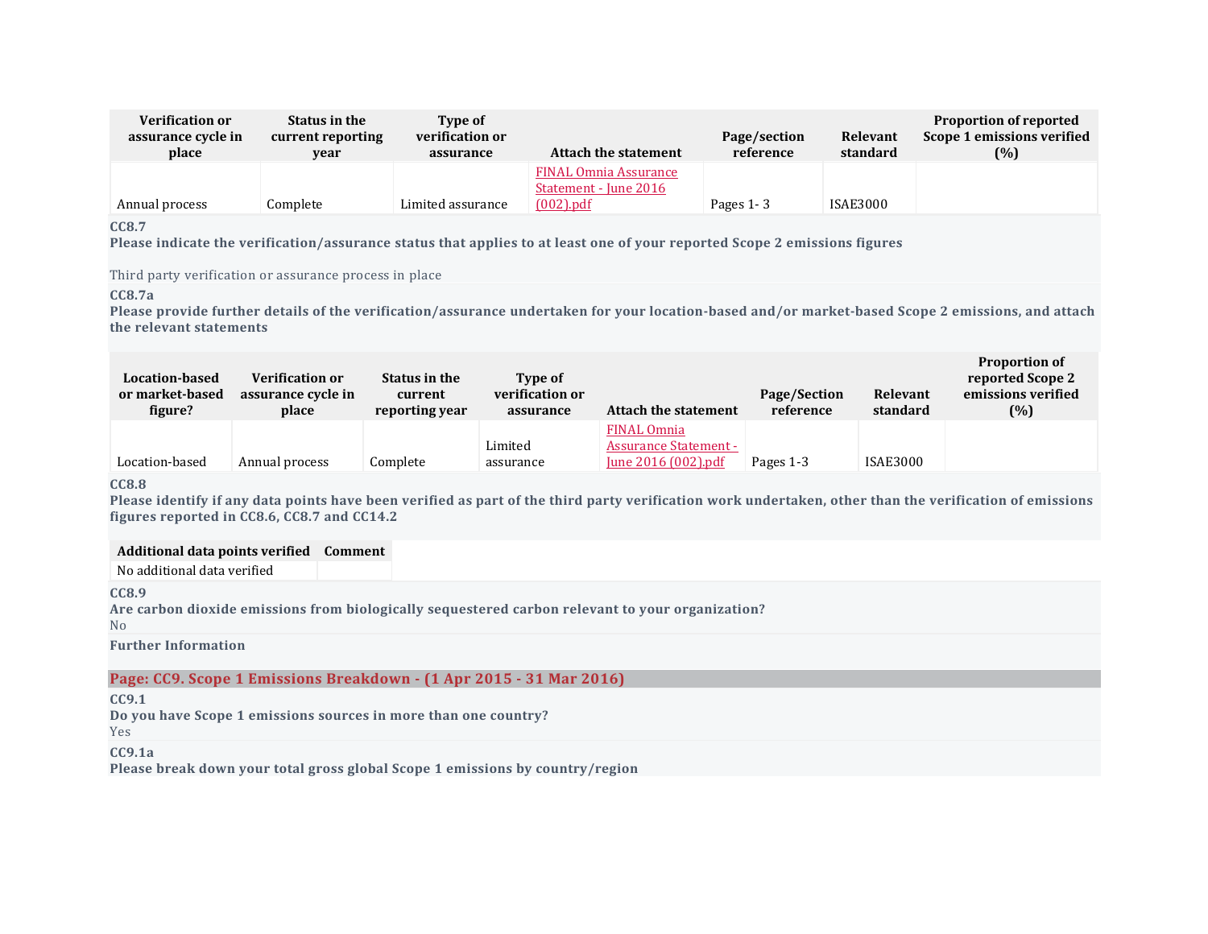| Verification or assurance cycle in place | Status in the current reporting year | Type of verification or assurance | Attach the statement | Page/section reference | Relevant standard | Proportion of reported Scope 1 emissions verified (%) |
|---|---|---|---|---|---|---|
| Annual process | Complete | Limited assurance | FINAL Omnia Assurance Statement - June 2016 (002).pdf | Pages 1- 3 | ISAE3000 | |

**CC8.7**

**Please indicate the verification/assurance status that applies to at least one of your reported Scope 2 emissions figures**

Third party verification or assurance process in place

**CC8.7a**

**Please provide further details of the verification/assurance undertaken for your location-based and/or market-based Scope 2 emissions, and attach the relevant statements**

| Location-based or market-based figure? | Verification or assurance cycle in place | Status in the current reporting year | Type of verification or assurance | Attach the statement | Page/Section reference | Relevant standard | Proportion of reported Scope 2 emissions verified (%) |
|---|---|---|---|---|---|---|---|
| Location-based | Annual process | Complete | Limited assurance | FINAL Omnia Assurance Statement - June 2016 (002).pdf | Pages 1-3 | ISAE3000 | |

**CC8.8**

**Please identify if any data points have been verified as part of the third party verification work undertaken, other than the verification of emissions figures reported in CC8.6, CC8.7 and CC14.2**

| Additional data points verified | Comment |
|---|---|
| No additional data verified | |

**CC8.9**

**Are carbon dioxide emissions from biologically sequestered carbon relevant to your organization?**

No

**Further Information**

## Page: CC9. Scope 1 Emissions Breakdown - (1 Apr 2015 - 31 Mar 2016)

**CC9.1**

**Do you have Scope 1 emissions sources in more than one country?**

Yes

**CC9.1a**

**Please break down your total gross global Scope 1 emissions by country/region**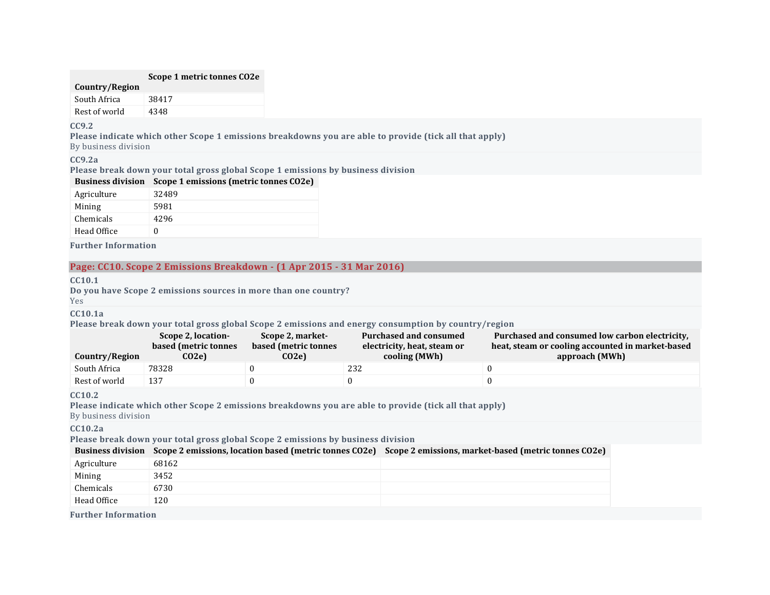| Country/Region | Scope 1 metric tonnes CO2e |
|---|---|
| South Africa | 38417 |
| Rest of world | 4348 |

**CC9.2**

**Please indicate which other Scope 1 emissions breakdowns you are able to provide (tick all that apply)**

By business division

**CC9.2a**

**Please break down your total gross global Scope 1 emissions by business division**

| Business division | Scope 1 emissions (metric tonnes CO2e) |
|---|---|
| Agriculture | 32489 |
| Mining | 5981 |
| Chemicals | 4296 |
| Head Office | 0 |

**Further Information**

## Page: CC10. Scope 2 Emissions Breakdown - (1 Apr 2015 - 31 Mar 2016)

**CC10.1**

**Do you have Scope 2 emissions sources in more than one country?**

Yes

**CC10.1a**

**Please break down your total gross global Scope 2 emissions and energy consumption by country/region**

| Country/Region | Scope 2, location-based (metric tonnes CO2e) | Scope 2, market-based (metric tonnes CO2e) | Purchased and consumed electricity, heat, steam or cooling (MWh) | Purchased and consumed low carbon electricity, heat, steam or cooling accounted in market-based approach (MWh) |
|---|---|---|---|---|
| South Africa | 78328 | 0 | 232 | 0 |
| Rest of world | 137 | 0 | 0 | 0 |

**CC10.2**

**Please indicate which other Scope 2 emissions breakdowns you are able to provide (tick all that apply)**

By business division

**CC10.2a**

**Please break down your total gross global Scope 2 emissions by business division**

| Business division | Scope 2 emissions, location based (metric tonnes CO2e) | Scope 2 emissions, market-based (metric tonnes CO2e) |
|---|---|---|
| Agriculture | 68162 | |
| Mining | 3452 | |
| Chemicals | 6730 | |
| Head Office | 120 | |

**Further Information**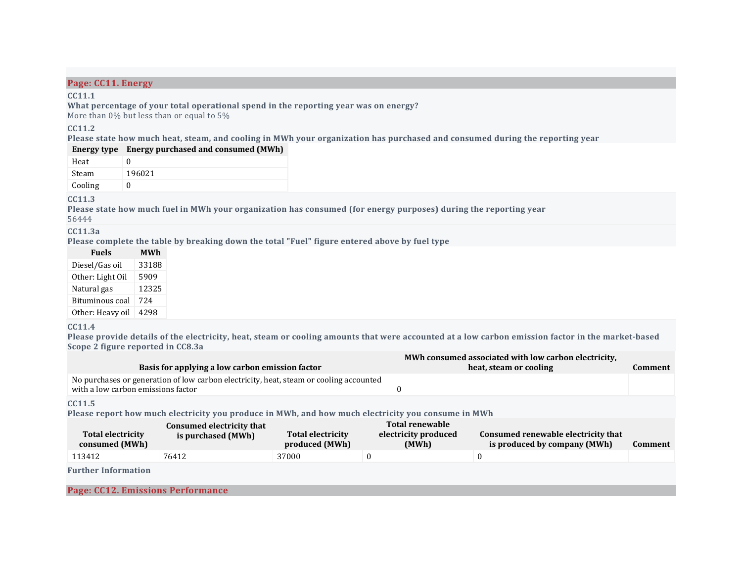## Page: CC11. Energy

**CC11.1**

**What percentage of your total operational spend in the reporting year was on energy?**

More than 0% but less than or equal to 5%

**CC11.2**

**Please state how much heat, steam, and cooling in MWh your organization has purchased and consumed during the reporting year**

| Energy type | Energy purchased and consumed (MWh) |
|---|---|
| Heat | 0 |
| Steam | 196021 |
| Cooling | 0 |

**CC11.3**

**Please state how much fuel in MWh your organization has consumed (for energy purposes) during the reporting year**

56444

**CC11.3a**

**Please complete the table by breaking down the total "Fuel" figure entered above by fuel type**

| Fuels | MWh |
|---|---|
| Diesel/Gas oil | 33188 |
| Other: Light Oil | 5909 |
| Natural gas | 12325 |
| Bituminous coal | 724 |
| Other: Heavy oil | 4298 |

**CC11.4**

**Please provide details of the electricity, heat, steam or cooling amounts that were accounted at a low carbon emission factor in the market-based Scope 2 figure reported in CC8.3a**

| Basis for applying a low carbon emission factor | MWh consumed associated with low carbon electricity, heat, steam or cooling | Comment |
|---|---|---|
| No purchases or generation of low carbon electricity, heat, steam or cooling accounted with a low carbon emissions factor | 0 | |

**CC11.5**

**Please report how much electricity you produce in MWh, and how much electricity you consume in MWh**

| Total electricity consumed (MWh) | Consumed electricity that is purchased (MWh) | Total electricity produced (MWh) | Total renewable electricity produced (MWh) | Consumed renewable electricity that is produced by company (MWh) | Comment |
|---|---|---|---|---|---|
| 113412 | 76412 | 37000 | 0 | 0 | |

**Further Information**

## Page: CC12. Emissions Performance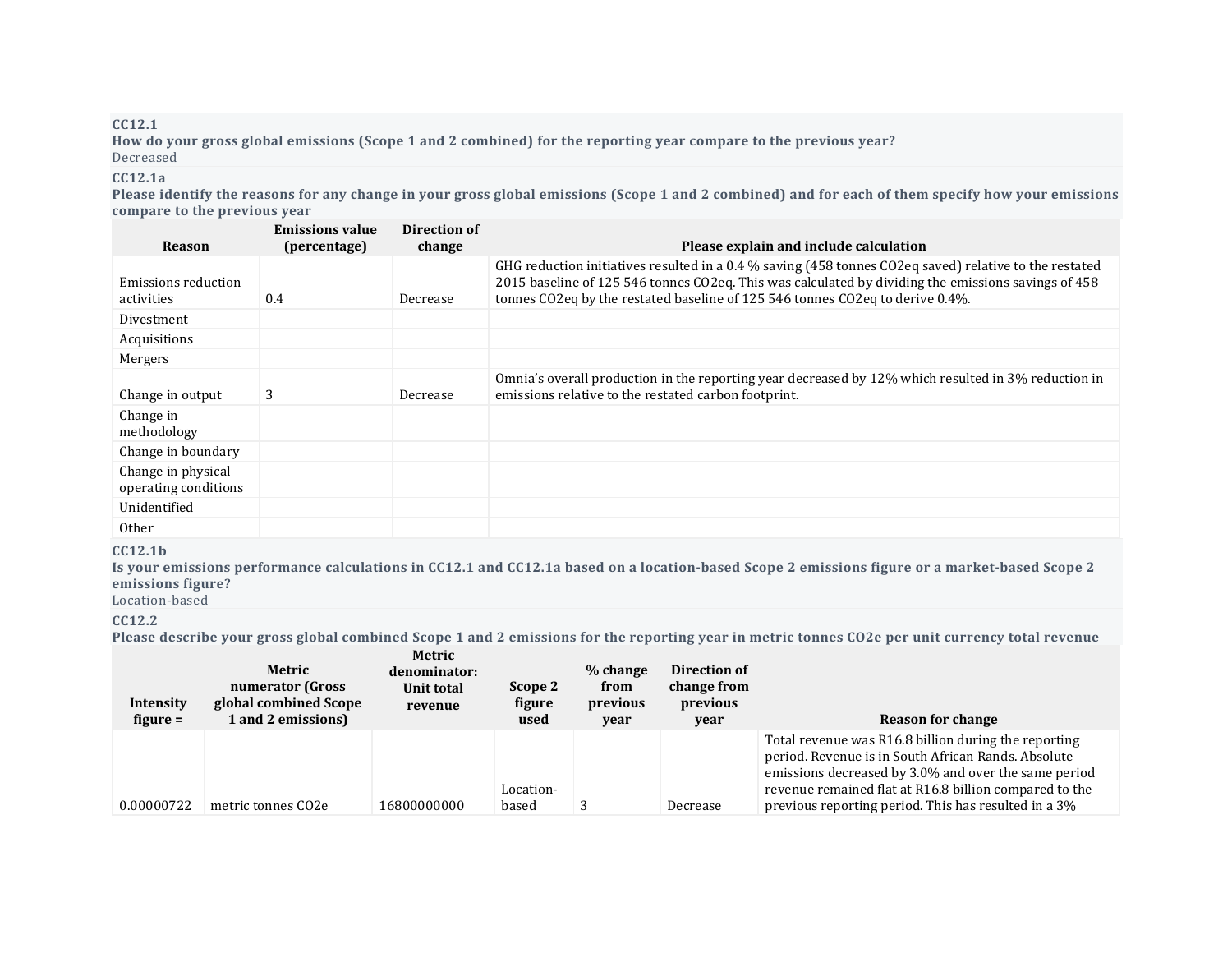**CC12.1**

**How do your gross global emissions (Scope 1 and 2 combined) for the reporting year compare to the previous year?**

Decreased

**CC12.1a**

**Please identify the reasons for any change in your gross global emissions (Scope 1 and 2 combined) and for each of them specify how your emissions compare to the previous year**

| Reason | Emissions value (percentage) | Direction of change | Please explain and include calculation |
|---|---|---|---|
| Emissions reduction activities | 0.4 | Decrease | GHG reduction initiatives resulted in a 0.4 % saving (458 tonnes CO2eq saved) relative to the restated 2015 baseline of 125 546 tonnes CO2eq. This was calculated by dividing the emissions savings of 458 tonnes CO2eq by the restated baseline of 125 546 tonnes CO2eq to derive 0.4%. |
| Divestment | | | |
| Acquisitions | | | |
| Mergers | | | |
| Change in output | 3 | Decrease | Omnia's overall production in the reporting year decreased by 12% which resulted in 3% reduction in emissions relative to the restated carbon footprint. |
| Change in methodology | | | |
| Change in boundary | | | |
| Change in physical operating conditions | | | |
| Unidentified | | | |
| Other | | | |

**CC12.1b**

**Is your emissions performance calculations in CC12.1 and CC12.1a based on a location-based Scope 2 emissions figure or a market-based Scope 2 emissions figure?**

Location-based

**CC12.2**

**Please describe your gross global combined Scope 1 and 2 emissions for the reporting year in metric tonnes CO2e per unit currency total revenue**

| Intensity figure = | Metric numerator (Gross global combined Scope 1 and 2 emissions) | Metric denominator: Unit total revenue | Scope 2 figure used | % change from previous year | Direction of change from previous year | Reason for change |
|---|---|---|---|---|---|---|
| 0.00000722 | metric tonnes CO2e | 16800000000 | Location-based | 3 | Decrease | Total revenue was R16.8 billion during the reporting period. Revenue is in South African Rands. Absolute emissions decreased by 3.0% and over the same period revenue remained flat at R16.8 billion compared to the previous reporting period. This has resulted in a 3% |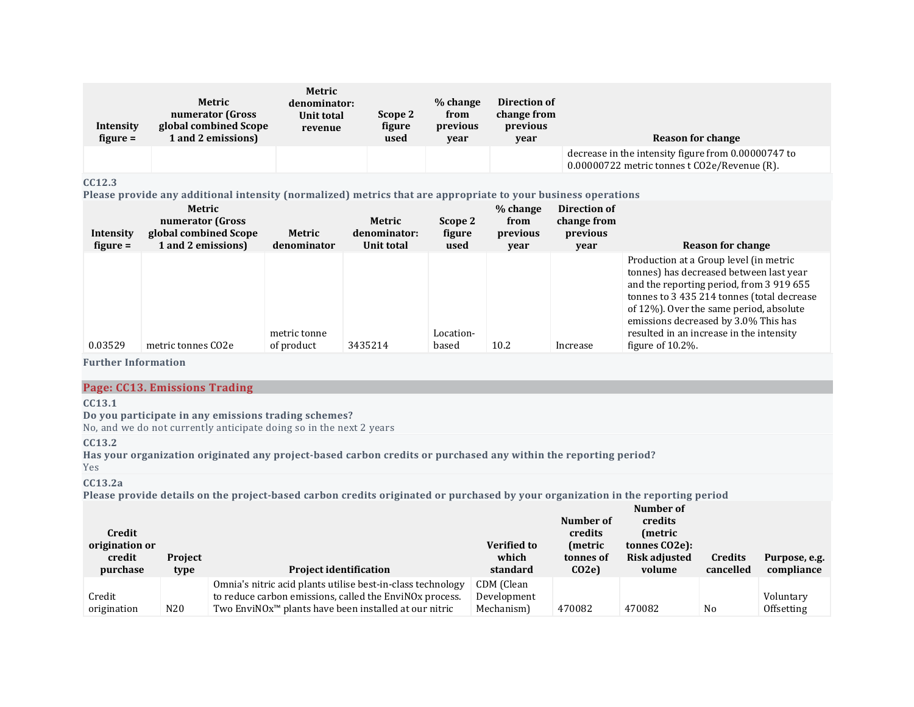| Intensity figure = | Metric numerator (Gross global combined Scope 1 and 2 emissions) | Metric denominator: Unit total revenue | Scope 2 figure used | % change from previous year | Direction of change from previous year | Reason for change |
|---|---|---|---|---|---|---|
| | | | | | | decrease in the intensity figure from 0.00000747 to 0.00000722 metric tonnes t CO2e/Revenue (R). |

**CC12.3**

**Please provide any additional intensity (normalized) metrics that are appropriate to your business operations**

| Intensity figure = | Metric numerator (Gross global combined Scope 1 and 2 emissions) | Metric denominator | Metric denominator: Unit total | Scope 2 figure used | % change from previous year | Direction of change from previous year | Reason for change |
|---|---|---|---|---|---|---|---|
| 0.03529 | metric tonnes CO2e | metric tonne of product | 3435214 | Location-based | 10.2 | Increase | Production at a Group level (in metric tonnes) has decreased between last year and the reporting period, from 3 919 655 tonnes to 3 435 214 tonnes (total decrease of 12%). Over the same period, absolute emissions decreased by 3.0% This has resulted in an increase in the intensity figure of 10.2%. |

**Further Information**

## Page: CC13. Emissions Trading

**CC13.1**

**Do you participate in any emissions trading schemes?**

No, and we do not currently anticipate doing so in the next 2 years

**CC13.2**

**Has your organization originated any project-based carbon credits or purchased any within the reporting period?**

Yes

**CC13.2a**

**Please provide details on the project-based carbon credits originated or purchased by your organization in the reporting period**

| Credit origination or credit purchase | Project type | Project identification | Verified to which standard | Number of credits (metric tonnes of CO2e) | Number of credits (metric tonnes CO2e): Risk adjusted volume | Credits cancelled | Purpose, e.g. compliance |
|---|---|---|---|---|---|---|---|
| Credit origination | N20 | Omnia's nitric acid plants utilise best-in-class technology to reduce carbon emissions, called the EnviNOx process. Two EnviNOx™ plants have been installed at our nitric | CDM (Clean Development Mechanism) | 470082 | 470082 | No | Voluntary Offsetting |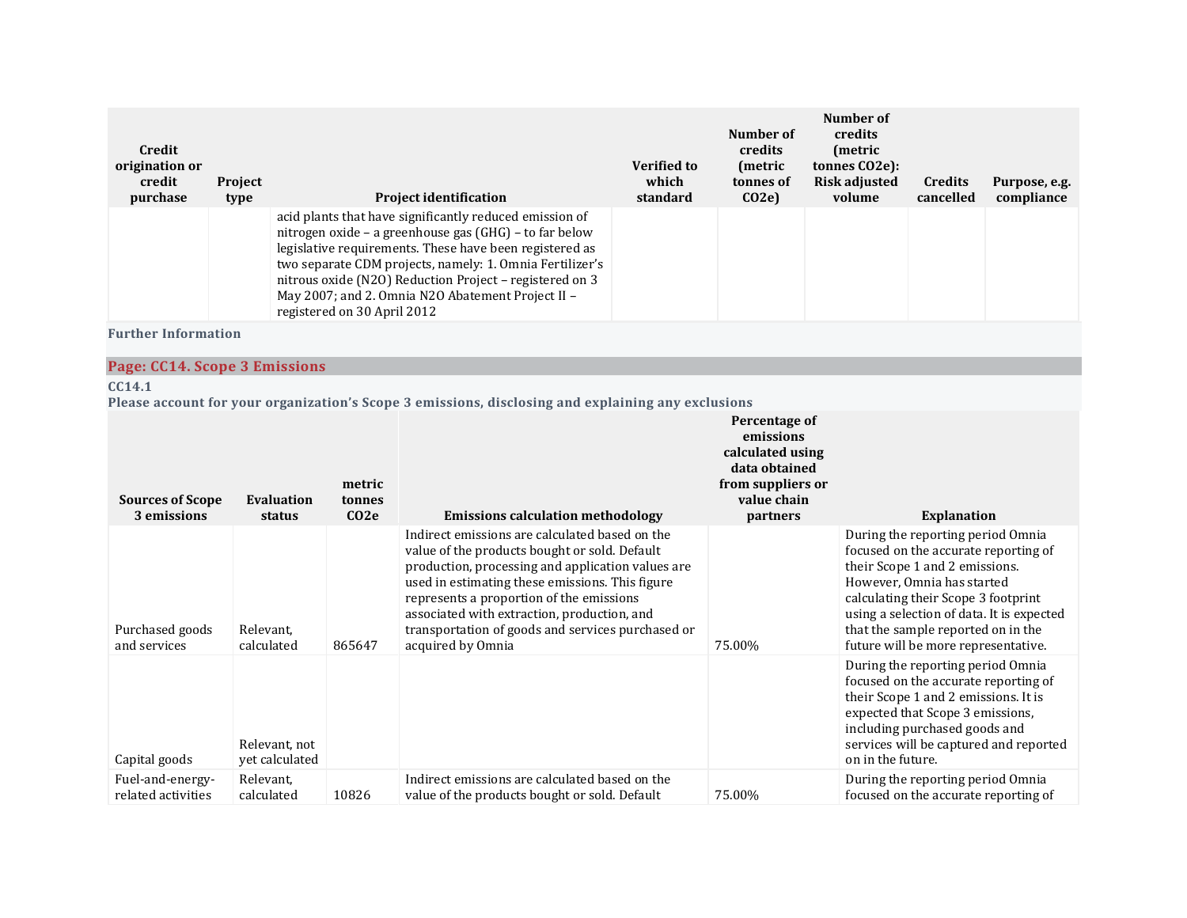| Credit origination or credit purchase | Project type | Project identification | Verified to which standard | Number of credits (metric tonnes of CO2e) | Number of credits (metric tonnes CO2e): Risk adjusted volume | Credits cancelled | Purpose, e.g. compliance |
|---|---|---|---|---|---|---|---|
| | | acid plants that have significantly reduced emission of nitrogen oxide – a greenhouse gas (GHG) – to far below legislative requirements. These have been registered as two separate CDM projects, namely: 1. Omnia Fertilizer's nitrous oxide (N2O) Reduction Project – registered on 3 May 2007; and 2. Omnia N2O Abatement Project II – registered on 30 April 2012 | | | | | |

**Further Information**

## Page: CC14. Scope 3 Emissions

**CC14.1**

**Please account for your organization's Scope 3 emissions, disclosing and explaining any exclusions**

| Sources of Scope 3 emissions | Evaluation status | metric tonnes CO2e | Emissions calculation methodology | Percentage of emissions calculated using data obtained from suppliers or value chain partners | Explanation |
|---|---|---|---|---|---|
| Purchased goods and services | Relevant, calculated | 865647 | Indirect emissions are calculated based on the value of the products bought or sold. Default production, processing and application values are used in estimating these emissions. This figure represents a proportion of the emissions associated with extraction, production, and transportation of goods and services purchased or acquired by Omnia | 75.00% | During the reporting period Omnia focused on the accurate reporting of their Scope 1 and 2 emissions. However, Omnia has started calculating their Scope 3 footprint using a selection of data. It is expected that the sample reported on in the future will be more representative. |
| Capital goods | Relevant, not yet calculated | | | | During the reporting period Omnia focused on the accurate reporting of their Scope 1 and 2 emissions. It is expected that Scope 3 emissions, including purchased goods and services will be captured and reported on in the future. |
| Fuel-and-energy-related activities | Relevant, calculated | 10826 | Indirect emissions are calculated based on the value of the products bought or sold. Default | 75.00% | During the reporting period Omnia focused on the accurate reporting of |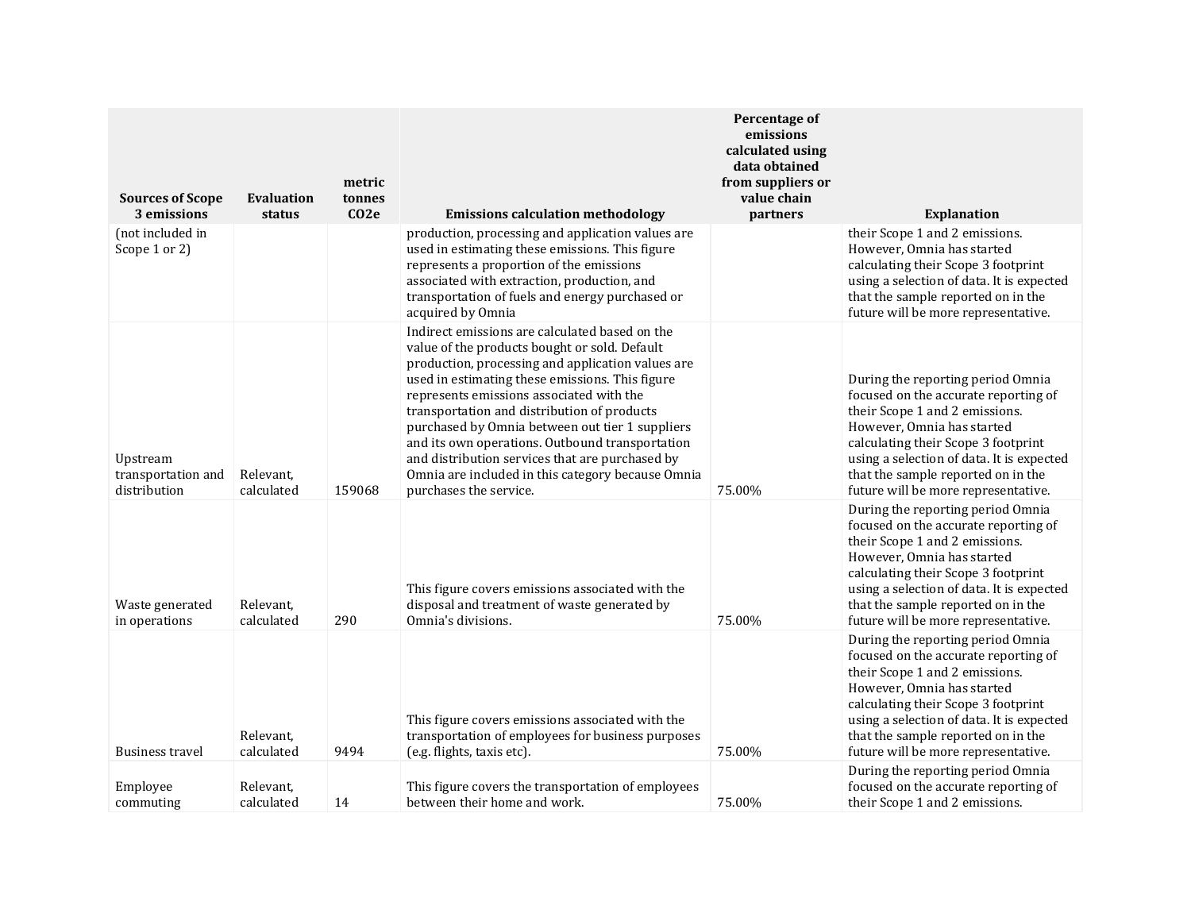| Sources of Scope 3 emissions | Evaluation status | metric tonnes CO2e | Emissions calculation methodology | Percentage of emissions calculated using data obtained from suppliers or value chain partners | Explanation |
|---|---|---|---|---|---|
| (not included in Scope 1 or 2) | | | production, processing and application values are used in estimating these emissions. This figure represents a proportion of the emissions associated with extraction, production, and transportation of fuels and energy purchased or acquired by Omnia | | their Scope 1 and 2 emissions. However, Omnia has started calculating their Scope 3 footprint using a selection of data. It is expected that the sample reported on in the future will be more representative. |
| Upstream transportation and distribution | Relevant, calculated | 159068 | Indirect emissions are calculated based on the value of the products bought or sold. Default production, processing and application values are used in estimating these emissions. This figure represents emissions associated with the transportation and distribution of products purchased by Omnia between out tier 1 suppliers and its own operations. Outbound transportation and distribution services that are purchased by Omnia are included in this category because Omnia purchases the service. | 75.00% | During the reporting period Omnia focused on the accurate reporting of their Scope 1 and 2 emissions. However, Omnia has started calculating their Scope 3 footprint using a selection of data. It is expected that the sample reported on in the future will be more representative. |
| Waste generated in operations | Relevant, calculated | 290 | This figure covers emissions associated with the disposal and treatment of waste generated by Omnia's divisions. | 75.00% | During the reporting period Omnia focused on the accurate reporting of their Scope 1 and 2 emissions. However, Omnia has started calculating their Scope 3 footprint using a selection of data. It is expected that the sample reported on in the future will be more representative. |
| Business travel | Relevant, calculated | 9494 | This figure covers emissions associated with the transportation of employees for business purposes (e.g. flights, taxis etc). | 75.00% | During the reporting period Omnia focused on the accurate reporting of their Scope 1 and 2 emissions. However, Omnia has started calculating their Scope 3 footprint using a selection of data. It is expected that the sample reported on in the future will be more representative. |
| Employee commuting | Relevant, calculated | 14 | This figure covers the transportation of employees between their home and work. | 75.00% | During the reporting period Omnia focused on the accurate reporting of their Scope 1 and 2 emissions. |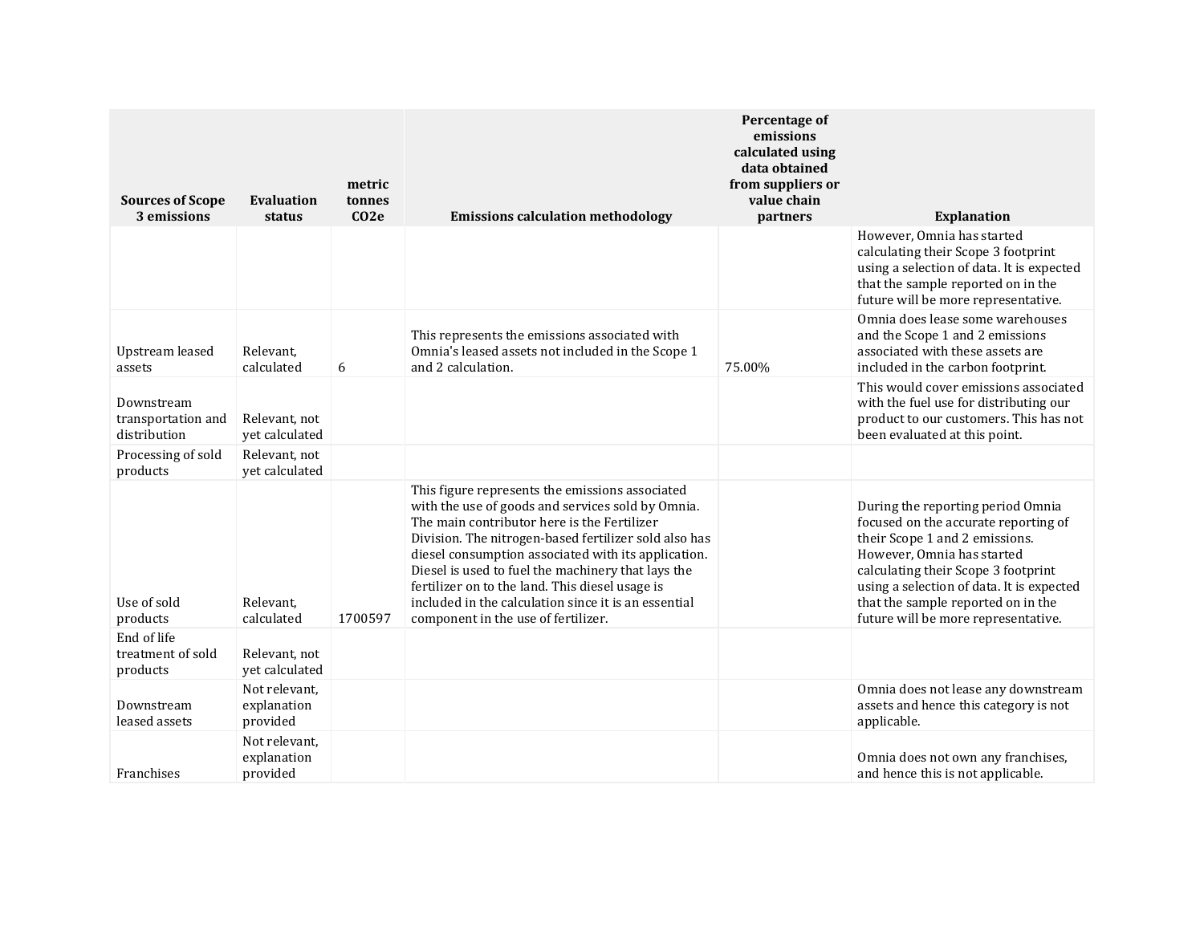| Sources of Scope 3 emissions | Evaluation status | metric tonnes CO2e | Emissions calculation methodology | Percentage of emissions calculated using data obtained from suppliers or value chain partners | Explanation |
|---|---|---|---|---|---|
| | | | | | However, Omnia has started calculating their Scope 3 footprint using a selection of data. It is expected that the sample reported on in the future will be more representative. |
| Upstream leased assets | Relevant, calculated | 6 | This represents the emissions associated with Omnia's leased assets not included in the Scope 1 and 2 calculation. | 75.00% | Omnia does lease some warehouses and the Scope 1 and 2 emissions associated with these assets are included in the carbon footprint. |
| Downstream transportation and distribution | Relevant, not yet calculated | | | | This would cover emissions associated with the fuel use for distributing our product to our customers. This has not been evaluated at this point. |
| Processing of sold products | Relevant, not yet calculated | | | | |
| Use of sold products | Relevant, calculated | 1700597 | This figure represents the emissions associated with the use of goods and services sold by Omnia. The main contributor here is the Fertilizer Division. The nitrogen-based fertilizer sold also has diesel consumption associated with its application. Diesel is used to fuel the machinery that lays the fertilizer on to the land. This diesel usage is included in the calculation since it is an essential component in the use of fertilizer. | | During the reporting period Omnia focused on the accurate reporting of their Scope 1 and 2 emissions. However, Omnia has started calculating their Scope 3 footprint using a selection of data. It is expected that the sample reported on in the future will be more representative. |
| End of life treatment of sold products | Relevant, not yet calculated | | | | |
| Downstream leased assets | Not relevant, explanation provided | | | | Omnia does not lease any downstream assets and hence this category is not applicable. |
| Franchises | Not relevant, explanation provided | | | | Omnia does not own any franchises, and hence this is not applicable. |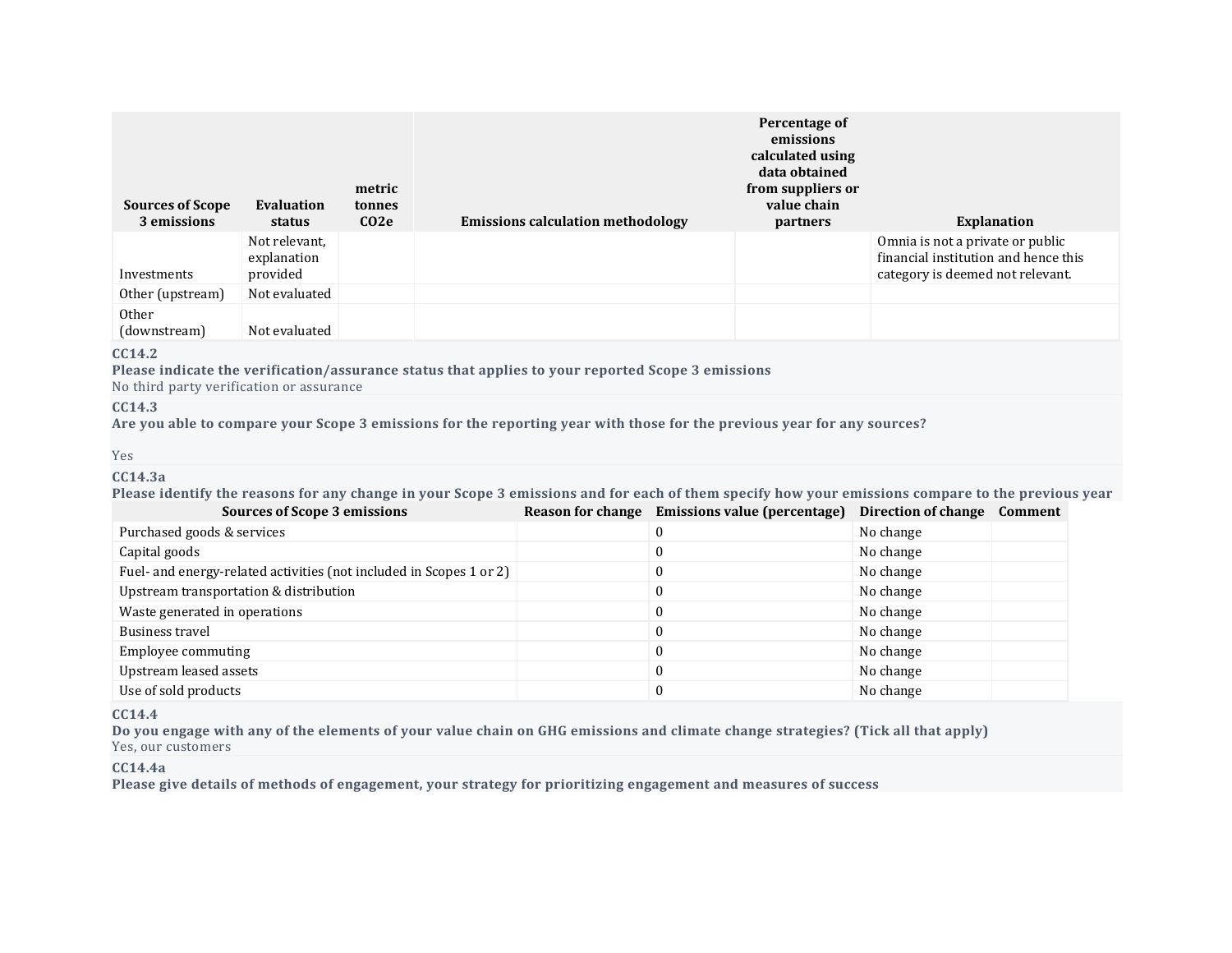| Sources of Scope 3 emissions | Evaluation status | metric tonnes $CO_2e$ | Emissions calculation methodology | Percentage of emissions calculated using data obtained from suppliers or value chain partners | Explanation |
|---|---|---|---|---|---|
| Investments | Not relevant, explanation provided | | | | Omnia is not a private or public financial institution and hence this category is deemed not relevant. |
| Other (upstream) | Not evaluated | | | | |
| Other (downstream) | Not evaluated | | | | |

**CC14.2**

**Please indicate the verification/assurance status that applies to your reported Scope 3 emissions**

No third party verification or assurance

**CC14.3**

**Are you able to compare your Scope 3 emissions for the reporting year with those for the previous year for any sources?**

Yes

**CC14.3a**

**Please identify the reasons for any change in your Scope 3 emissions and for each of them specify how your emissions compare to the previous year**

| Sources of Scope 3 emissions | Reason for change | Emissions value (percentage) | Direction of change | Comment |
|---|---|---|---|---|
| Purchased goods & services | | 0 | No change | |
| Capital goods | | 0 | No change | |
| Fuel- and energy-related activities (not included in Scopes 1 or 2) | | 0 | No change | |
| Upstream transportation & distribution | | 0 | No change | |
| Waste generated in operations | | 0 | No change | |
| Business travel | | 0 | No change | |
| Employee commuting | | 0 | No change | |
| Upstream leased assets | | 0 | No change | |
| Use of sold products | | 0 | No change | |

**CC14.4**

**Do you engage with any of the elements of your value chain on GHG emissions and climate change strategies? (Tick all that apply)**

Yes, our customers

**CC14.4a**

**Please give details of methods of engagement, your strategy for prioritizing engagement and measures of success**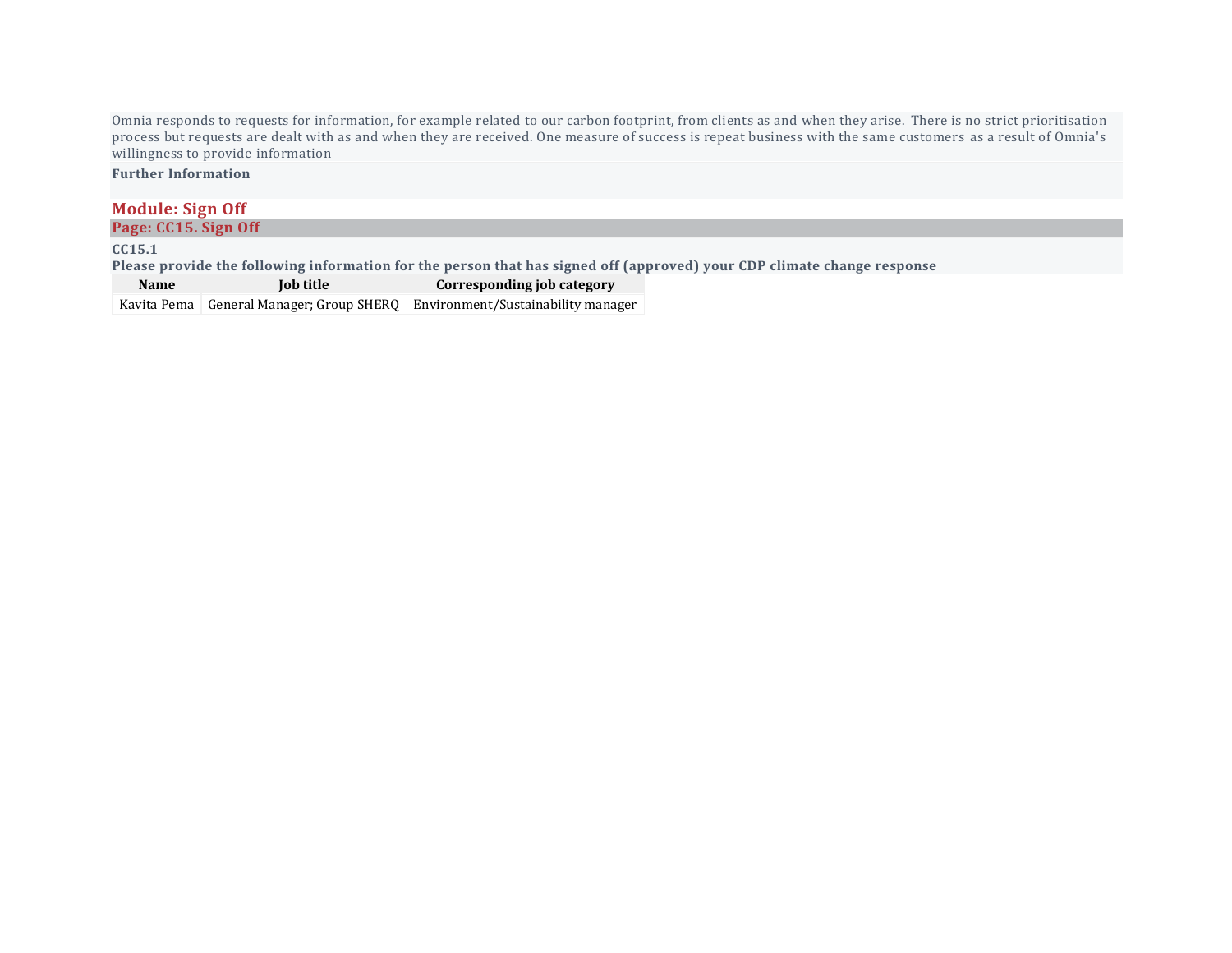Omnia responds to requests for information, for example related to our carbon footprint, from clients as and when they arise. There is no strict prioritisation process but requests are dealt with as and when they are received. One measure of success is repeat business with the same customers as a result of Omnia's willingness to provide information

**Further Information**

# Module: Sign Off

## Page: CC15. Sign Off

**CC15.1**

**Please provide the following information for the person that has signed off (approved) your CDP climate change response**

| Name | Job title | Corresponding job category |
|---|---|---|
| Kavita Pema | General Manager; Group SHERQ | Environment/Sustainability manager |